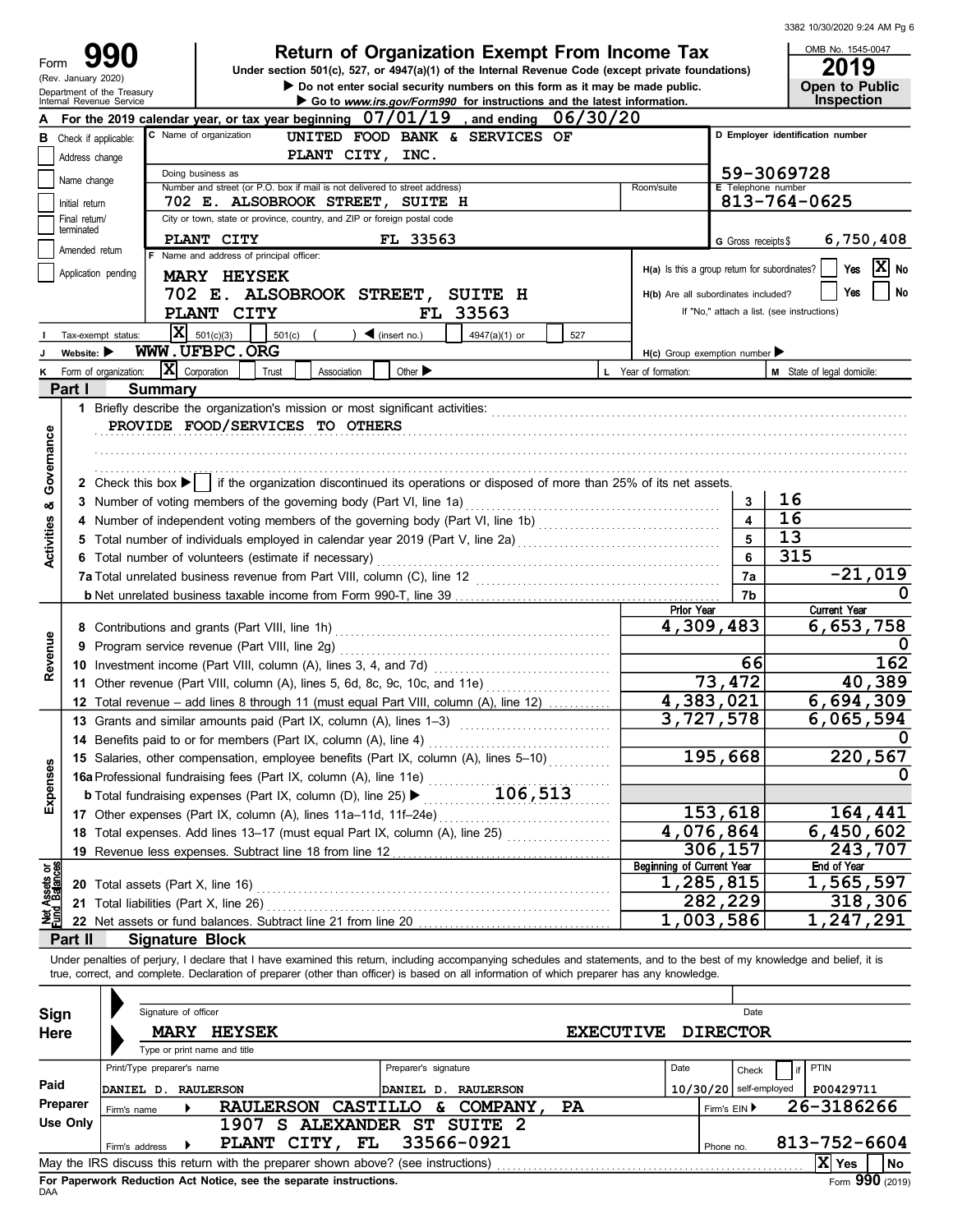3382 10/30/2020 9:24 AM Pg 6

# Form 990

**Return of Organization Exempt From Income Tax**

Under section 501(c), 527, or 4947(a)(1) of the Internal Revenue Code (except private foundations)

▶ Do not enter social security numbers on this form as it may be made public.

▶ Go to *www.irs.gov/Form990* for instructions and the latest information.

(Rev. January 2020) Department of the Treasury Internal Revenue Service

OMB No. 1545-0047 **2019** **Open to Public Inspection**

**A** For the 2019 calendar year, or tax year beginning 07/01/19, and ending 06/30/20

**B** Check if applicable: Address change, Name change, Initial return, Final return/terminated, Amended return, Application pending

**C** Name of organization: UNITED FOOD BANK & SERVICES OF PLANT CITY, INC.

Doing business as

Number and street (or P.O. box if mail is not delivered to street address): 702 E. ALSOBROOK STREET, SUITE H

City or town, state or province, country, and ZIP or foreign postal code: PLANT CITY FL 33563

**D** Employer identification number: 59-3069728

**E** Telephone number: 813-764-0625

**G** Gross receipts $ 6,750,408

**F** Name and address of principal officer: MARY HEYSEK, 702 E. ALSOBROOK STREET, SUITE H, PLANT CITY FL 33563

H(a) Is this a group return for subordinates? Yes [ ] No [X]

H(b) Are all subordinates included? Yes [ ] No [ ] If "No," attach a list. (see instructions)

**I** Tax-exempt status: [X] 501(c)(3) [ ] 501(c) ( ) ◀ (insert no.) [ ] 4947(a)(1) or [ ] 527

**J** Website: ▶ WWW.UFBPC.ORG

H(c) Group exemption number ▶

**K** Form of organization: [X] Corporation [ ] Trust [ ] Association [ ] Other ▶

**L** Year of formation:

**M** State of legal domicile:

## Part I Summary

**Activities & Governance**

1 Briefly describe the organization's mission or most significant activities: PROVIDE FOOD/SERVICES TO OTHERS

2 Check this box ▶ [ ] if the organization discontinued its operations or disposed of more than 25% of its net assets.

| | | |
|---|---|---|
| 3 Number of voting members of the governing body (Part VI, line 1a) | 3 | 16 |
| 4 Number of independent voting members of the governing body (Part VI, line 1b) | 4 | 16 |
| 5 Total number of individuals employed in calendar year 2019 (Part V, line 2a) | 5 | 13 |
| 6 Total number of volunteers (estimate if necessary) | 6 | 315 |
| 7a Total unrelated business revenue from Part VIII, column (C), line 12 | 7a | -21,019 |
| b Net unrelated business taxable income from Form 990-T, line 39 | 7b | 0 |

| | Prior Year | Current Year |
|---|---|---|
| **Revenue** | | |
| 8 Contributions and grants (Part VIII, line 1h) | 4,309,483 | 6,653,758 |
| 9 Program service revenue (Part VIII, line 2g) | | 0 |
| 10 Investment income (Part VIII, column (A), lines 3, 4, and 7d) | 66 | 162 |
| 11 Other revenue (Part VIII, column (A), lines 5, 6d, 8c, 9c, 10c, and 11e) | 73,472 | 40,389 |
| 12 Total revenue – add lines 8 through 11 (must equal Part VIII, column (A), line 12) | 4,383,021 | 6,694,309 |
| **Expenses** | | |
| 13 Grants and similar amounts paid (Part IX, column (A), lines 1–3) | 3,727,578 | 6,065,594 |
| 14 Benefits paid to or for members (Part IX, column (A), line 4) | | 0 |
| 15 Salaries, other compensation, employee benefits (Part IX, column (A), lines 5–10) | 195,668 | 220,567 |
| 16a Professional fundraising fees (Part IX, column (A), line 11e) | | 0 |
| b Total fundraising expenses (Part IX, column (D), line 25) ▶ 106,513 | | |
| 17 Other expenses (Part IX, column (A), lines 11a–11d, 11f–24e) | 153,618 | 164,441 |
| 18 Total expenses. Add lines 13–17 (must equal Part IX, column (A), line 25) | 4,076,864 | 6,450,602 |
| 19 Revenue less expenses. Subtract line 18 from line 12 | 306,157 | 243,707 |

| **Net Assets or Fund Balances** | Beginning of Current Year | End of Year |
|---|---|---|
| 20 Total assets (Part X, line 16) | 1,285,815 | 1,565,597 |
| 21 Total liabilities (Part X, line 26) | 282,229 | 318,306 |
| 22 Net assets or fund balances. Subtract line 21 from line 20 | 1,003,586 | 1,247,291 |

## Part II Signature Block

Under penalties of perjury, I declare that I have examined this return, including accompanying schedules and statements, and to the best of my knowledge and belief, it is true, correct, and complete. Declaration of preparer (other than officer) is based on all information of which preparer has any knowledge.

**Sign Here**

Signature of officer | Date

MARY HEYSEK EXECUTIVE DIRECTOR

Type or print name and title

**Paid Preparer Use Only**

| Print/Type preparer's name | Preparer's signature | Date | Check [ ] if self-employed | PTIN |
|---|---|---|---|---|
| DANIEL D. RAULERSON | DANIEL D. RAULERSON | 10/30/20 | | P00429711 |

Firm's name ▶ RAULERSON CASTILLO & COMPANY, PA — Firm's EIN ▶ 26-3186266

Firm's address ▶ 1907 S ALEXANDER ST SUITE 2, PLANT CITY, FL 33566-0921 — Phone no. 813-752-6604

May the IRS discuss this return with the preparer shown above? (see instructions) [X] Yes [ ] No

For Paperwork Reduction Act Notice, see the separate instructions.

DAA Form **990** (2019)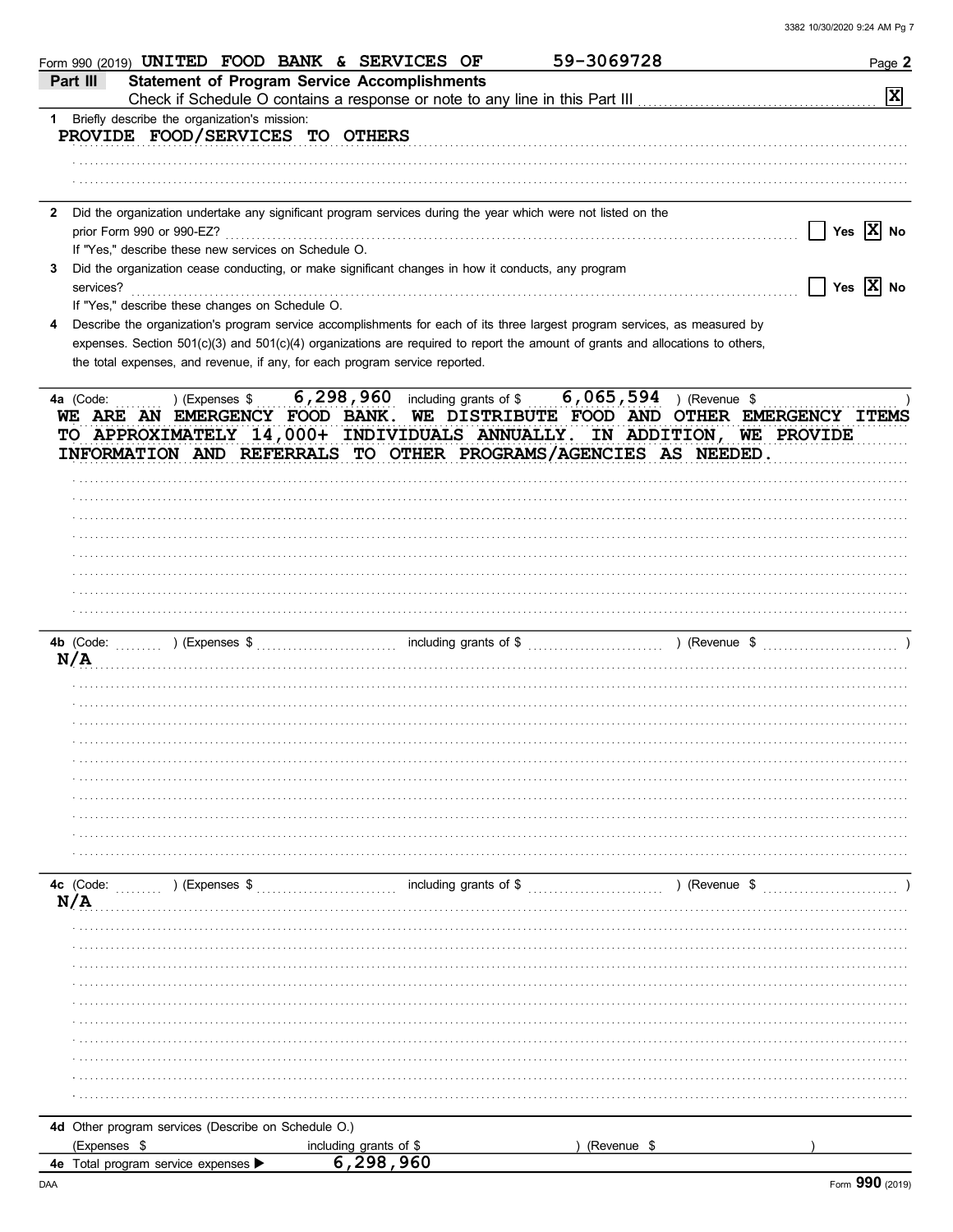Form 990 (2019) UNITED FOOD BANK & SERVICES OF 59-3069728 Page **2**

## Part III Statement of Program Service Accomplishments

Check if Schedule O contains a response or note to any line in this Part III [X]

**1** Briefly describe the organization's mission:

PROVIDE FOOD/SERVICES TO OTHERS

**2** Did the organization undertake any significant program services during the year which were not listed on the prior Form 990 or 990-EZ? [ ] Yes [X] No

If "Yes," describe these new services on Schedule O.

**3** Did the organization cease conducting, or make significant changes in how it conducts, any program services? [ ] Yes [X] No

If "Yes," describe these changes on Schedule O.

**4** Describe the organization's program service accomplishments for each of its three largest program services, as measured by expenses. Section 501(c)(3) and 501(c)(4) organizations are required to report the amount of grants and allocations to others, the total expenses, and revenue, if any, for each program service reported.

**4a** (Code: ) (Expenses $ 6,298,960 including grants of $ 6,065,594 ) (Revenue $ )

WE ARE AN EMERGENCY FOOD BANK. WE DISTRIBUTE FOOD AND OTHER EMERGENCY ITEMS TO APPROXIMATELY 14,000+ INDIVIDUALS ANNUALLY. IN ADDITION, WE PROVIDE INFORMATION AND REFERRALS TO OTHER PROGRAMS/AGENCIES AS NEEDED.

**4b** (Code: ) (Expenses $ including grants of $ ) (Revenue $ )

N/A

**4c** (Code: ) (Expenses $ including grants of $ ) (Revenue $ )

N/A

**4d** Other program services (Describe on Schedule O.)

(Expenses $ including grants of $ ) (Revenue $ )

**4e** Total program service expenses ▶ 6,298,960

Form **990** (2019)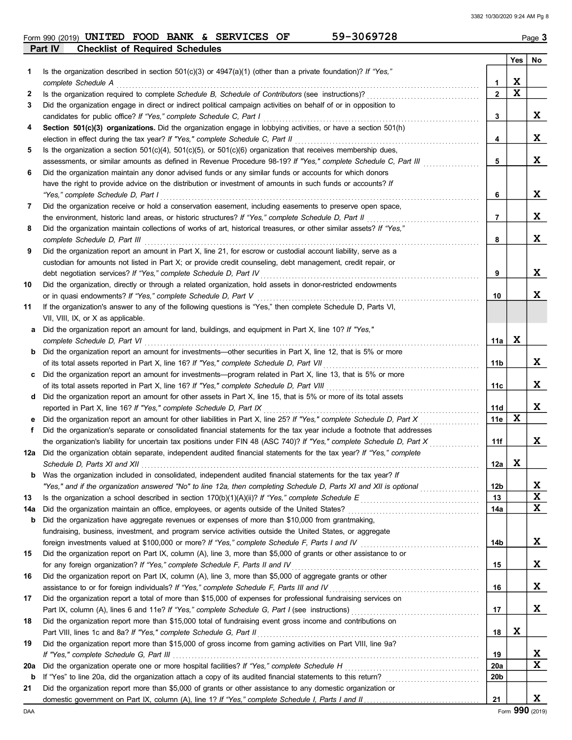Form 990 (2019) UNITED FOOD BANK & SERVICES OF 59-3069728 Page 3

## Part IV Checklist of Required Schedules

| | | | Yes | No |
|---|---|---|---|---|
| 1 | Is the organization described in section 501(c)(3) or 4947(a)(1) (other than a private foundation)? *If "Yes," complete Schedule A* | 1 | X | |
| 2 | Is the organization required to complete *Schedule B, Schedule of Contributors* (see instructions)? | 2 | X | |
| 3 | Did the organization engage in direct or indirect political campaign activities on behalf of or in opposition to candidates for public office? *If "Yes," complete Schedule C, Part I* | 3 | | X |
| 4 | **Section 501(c)(3) organizations.** Did the organization engage in lobbying activities, or have a section 501(h) election in effect during the tax year? *If "Yes," complete Schedule C, Part II* | 4 | | X |
| 5 | Is the organization a section 501(c)(4), 501(c)(5), or 501(c)(6) organization that receives membership dues, assessments, or similar amounts as defined in Revenue Procedure 98-19? *If "Yes," complete Schedule C, Part III* | 5 | | X |
| 6 | Did the organization maintain any donor advised funds or any similar funds or accounts for which donors have the right to provide advice on the distribution or investment of amounts in such funds or accounts? *If "Yes," complete Schedule D, Part I* | 6 | | X |
| 7 | Did the organization receive or hold a conservation easement, including easements to preserve open space, the environment, historic land areas, or historic structures? *If "Yes," complete Schedule D, Part II* | 7 | | X |
| 8 | Did the organization maintain collections of works of art, historical treasures, or other similar assets? *If "Yes," complete Schedule D, Part III* | 8 | | X |
| 9 | Did the organization report an amount in Part X, line 21, for escrow or custodial account liability, serve as a custodian for amounts not listed in Part X; or provide credit counseling, debt management, credit repair, or debt negotiation services? *If "Yes," complete Schedule D, Part IV* | 9 | | X |
| 10 | Did the organization, directly or through a related organization, hold assets in donor-restricted endowments or in quasi endowments? *If "Yes," complete Schedule D, Part V* | 10 | | X |
| 11 | If the organization's answer to any of the following questions is "Yes," then complete Schedule D, Parts VI, VII, VIII, IX, or X as applicable. | | | |
| a | Did the organization report an amount for land, buildings, and equipment in Part X, line 10? *If "Yes," complete Schedule D, Part VI* | 11a | X | |
| b | Did the organization report an amount for investments—other securities in Part X, line 12, that is 5% or more of its total assets reported in Part X, line 16? *If "Yes," complete Schedule D, Part VII* | 11b | | X |
| c | Did the organization report an amount for investments—program related in Part X, line 13, that is 5% or more of its total assets reported in Part X, line 16? *If "Yes," complete Schedule D, Part VIII* | 11c | | X |
| d | Did the organization report an amount for other assets in Part X, line 15, that is 5% or more of its total assets reported in Part X, line 16? *If "Yes," complete Schedule D, Part IX* | 11d | | X |
| e | Did the organization report an amount for other liabilities in Part X, line 25? *If "Yes," complete Schedule D, Part X* | 11e | X | |
| f | Did the organization's separate or consolidated financial statements for the tax year include a footnote that addresses the organization's liability for uncertain tax positions under FIN 48 (ASC 740)? *If "Yes," complete Schedule D, Part X* | 11f | | X |
| 12a | Did the organization obtain separate, independent audited financial statements for the tax year? *If "Yes," complete Schedule D, Parts XI and XII* | 12a | X | |
| b | Was the organization included in consolidated, independent audited financial statements for the tax year? *If "Yes," and if the organization answered "No" to line 12a, then completing Schedule D, Parts XI and XII is optional* | 12b | | X |
| 13 | Is the organization a school described in section 170(b)(1)(A)(ii)? *If "Yes," complete Schedule E* | 13 | | X |
| 14a | Did the organization maintain an office, employees, or agents outside of the United States? | 14a | | X |
| b | Did the organization have aggregate revenues or expenses of more than $10,000 from grantmaking, fundraising, business, investment, and program service activities outside the United States, or aggregate foreign investments valued at $100,000 or more? *If "Yes," complete Schedule F, Parts I and IV* | 14b | | X |
| 15 | Did the organization report on Part IX, column (A), line 3, more than $5,000 of grants or other assistance to or for any foreign organization? *If "Yes," complete Schedule F, Parts II and IV* | 15 | | X |
| 16 | Did the organization report on Part IX, column (A), line 3, more than $5,000 of aggregate grants or other assistance to or for foreign individuals? *If "Yes," complete Schedule F, Parts III and IV* | 16 | | X |
| 17 | Did the organization report a total of more than $15,000 of expenses for professional fundraising services on Part IX, column (A), lines 6 and 11e? *If "Yes," complete Schedule G, Part I* (see instructions) | 17 | | X |
| 18 | Did the organization report more than $15,000 total of fundraising event gross income and contributions on Part VIII, lines 1c and 8a? *If "Yes," complete Schedule G, Part II* | 18 | X | |
| 19 | Did the organization report more than $15,000 of gross income from gaming activities on Part VIII, line 9a? *If "Yes," complete Schedule G, Part III* | 19 | | X |
| 20a | Did the organization operate one or more hospital facilities? *If "Yes," complete Schedule H* | 20a | | X |
| b | If "Yes" to line 20a, did the organization attach a copy of its audited financial statements to this return? | 20b | | |
| 21 | Did the organization report more than $5,000 of grants or other assistance to any domestic organization or domestic government on Part IX, column (A), line 1? *If "Yes," complete Schedule I, Parts I and II* | 21 | | X |

Form 990 (2019)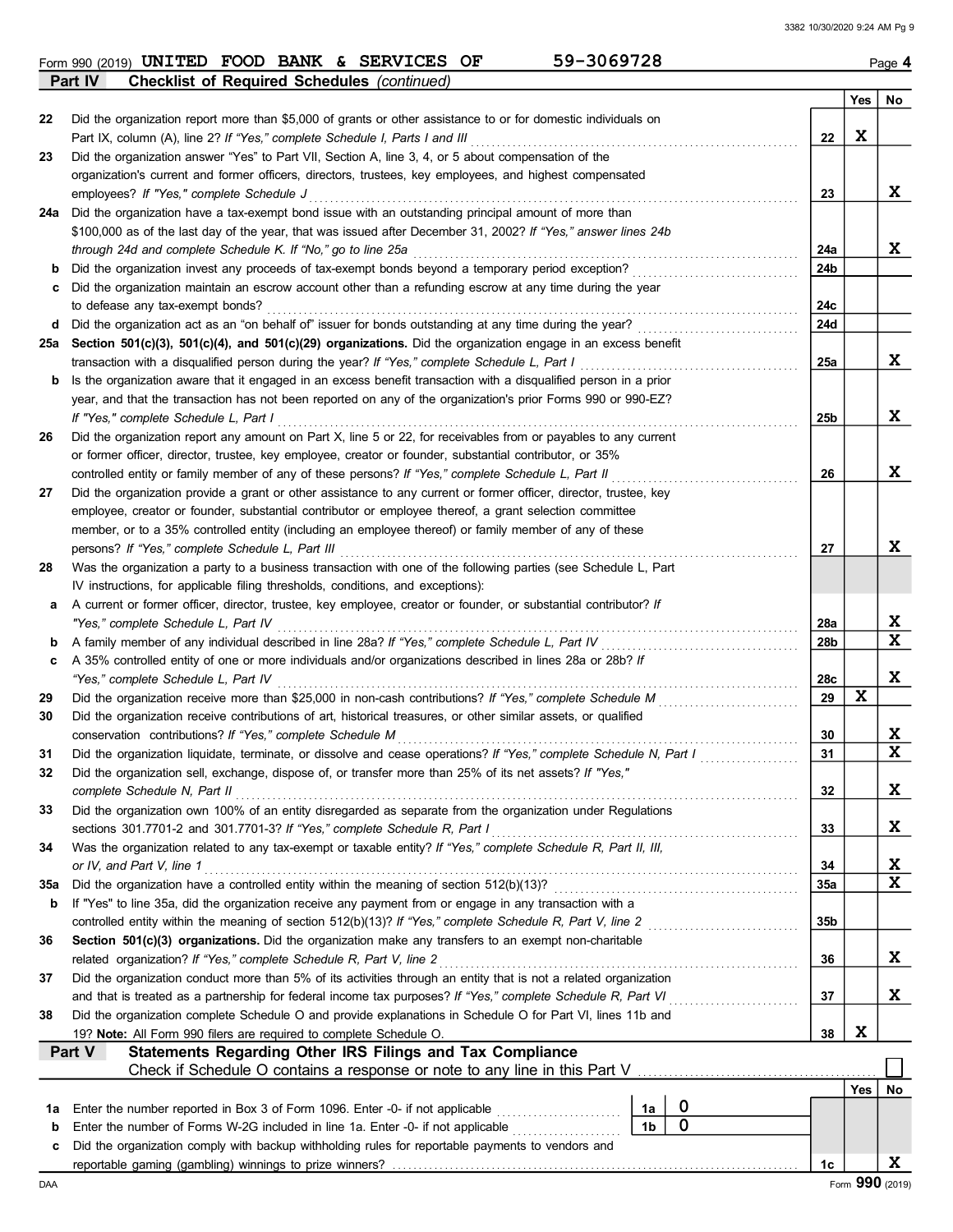Form 990 (2019) **UNITED FOOD BANK & SERVICES OF** **59-3069728** Page **4**

## Part IV Checklist of Required Schedules *(continued)*

| | | | Yes | No |
|---|---|---|---|---|
| 22 | Did the organization report more than $5,000 of grants or other assistance to or for domestic individuals on Part IX, column (A), line 2? *If "Yes," complete Schedule I, Parts I and III* | 22 | X | |
| 23 | Did the organization answer "Yes" to Part VII, Section A, line 3, 4, or 5 about compensation of the organization's current and former officers, directors, trustees, key employees, and highest compensated employees? *If "Yes," complete Schedule J* | 23 | | X |
| 24a | Did the organization have a tax-exempt bond issue with an outstanding principal amount of more than $100,000 as of the last day of the year, that was issued after December 31, 2002? *If "Yes," answer lines 24b through 24d and complete Schedule K. If "No," go to line 25a* | 24a | | X |
| b | Did the organization invest any proceeds of tax-exempt bonds beyond a temporary period exception? | 24b | | |
| c | Did the organization maintain an escrow account other than a refunding escrow at any time during the year to defease any tax-exempt bonds? | 24c | | |
| d | Did the organization act as an "on behalf of" issuer for bonds outstanding at any time during the year? | 24d | | |
| 25a | **Section 501(c)(3), 501(c)(4), and 501(c)(29) organizations.** Did the organization engage in an excess benefit transaction with a disqualified person during the year? *If "Yes," complete Schedule L, Part I* | 25a | | X |
| b | Is the organization aware that it engaged in an excess benefit transaction with a disqualified person in a prior year, and that the transaction has not been reported on any of the organization's prior Forms 990 or 990-EZ? *If "Yes," complete Schedule L, Part I* | 25b | | X |
| 26 | Did the organization report any amount on Part X, line 5 or 22, for receivables from or payables to any current or former officer, director, trustee, key employee, creator or founder, substantial contributor, or 35% controlled entity or family member of any of these persons? *If "Yes," complete Schedule L, Part II* | 26 | | X |
| 27 | Did the organization provide a grant or other assistance to any current or former officer, director, trustee, key employee, creator or founder, substantial contributor or employee thereof, a grant selection committee member, or to a 35% controlled entity (including an employee thereof) or family member of any of these persons? *If "Yes," complete Schedule L, Part III* | 27 | | X |
| 28 | Was the organization a party to a business transaction with one of the following parties (see Schedule L, Part IV instructions, for applicable filing thresholds, conditions, and exceptions): | | | |
| a | A current or former officer, director, trustee, key employee, creator or founder, or substantial contributor? *If "Yes," complete Schedule L, Part IV* | 28a | | X |
| b | A family member of any individual described in line 28a? *If "Yes," complete Schedule L, Part IV* | 28b | | X |
| c | A 35% controlled entity of one or more individuals and/or organizations described in lines 28a or 28b? *If "Yes," complete Schedule L, Part IV* | 28c | | X |
| 29 | Did the organization receive more than $25,000 in non-cash contributions? *If "Yes," complete Schedule M* | 29 | X | |
| 30 | Did the organization receive contributions of art, historical treasures, or other similar assets, or qualified conservation contributions? *If "Yes," complete Schedule M* | 30 | | X |
| 31 | Did the organization liquidate, terminate, or dissolve and cease operations? *If "Yes," complete Schedule N, Part I* | 31 | | X |
| 32 | Did the organization sell, exchange, dispose of, or transfer more than 25% of its net assets? *If "Yes," complete Schedule N, Part II* | 32 | | X |
| 33 | Did the organization own 100% of an entity disregarded as separate from the organization under Regulations sections 301.7701-2 and 301.7701-3? *If "Yes," complete Schedule R, Part I* | 33 | | X |
| 34 | Was the organization related to any tax-exempt or taxable entity? *If "Yes," complete Schedule R, Part II, III, or IV, and Part V, line 1* | 34 | | X |
| 35a | Did the organization have a controlled entity within the meaning of section 512(b)(13)? | 35a | | X |
| b | If "Yes" to line 35a, did the organization receive any payment from or engage in any transaction with a controlled entity within the meaning of section 512(b)(13)? *If "Yes," complete Schedule R, Part V, line 2* | 35b | | |
| 36 | **Section 501(c)(3) organizations.** Did the organization make any transfers to an exempt non-charitable related organization? *If "Yes," complete Schedule R, Part V, line 2* | 36 | | X |
| 37 | Did the organization conduct more than 5% of its activities through an entity that is not a related organization and that is treated as a partnership for federal income tax purposes? *If "Yes," complete Schedule R, Part VI* | 37 | | X |
| 38 | Did the organization complete Schedule O and provide explanations in Schedule O for Part VI, lines 11b and 19? **Note:** All Form 990 filers are required to complete Schedule O. | 38 | X | |

## Part V Statements Regarding Other IRS Filings and Tax Compliance

Check if Schedule O contains a response or note to any line in this Part V ☐

| | | | | | Yes | No |
|---|---|---|---|---|---|---|
| 1a | Enter the number reported in Box 3 of Form 1096. Enter -0- if not applicable | 1a | 0 | | | |
| b | Enter the number of Forms W-2G included in line 1a. Enter -0- if not applicable | 1b | 0 | | | |
| c | Did the organization comply with backup withholding rules for reportable payments to vendors and reportable gaming (gambling) winnings to prize winners? | | | 1c | | X |

DAA Form **990** (2019)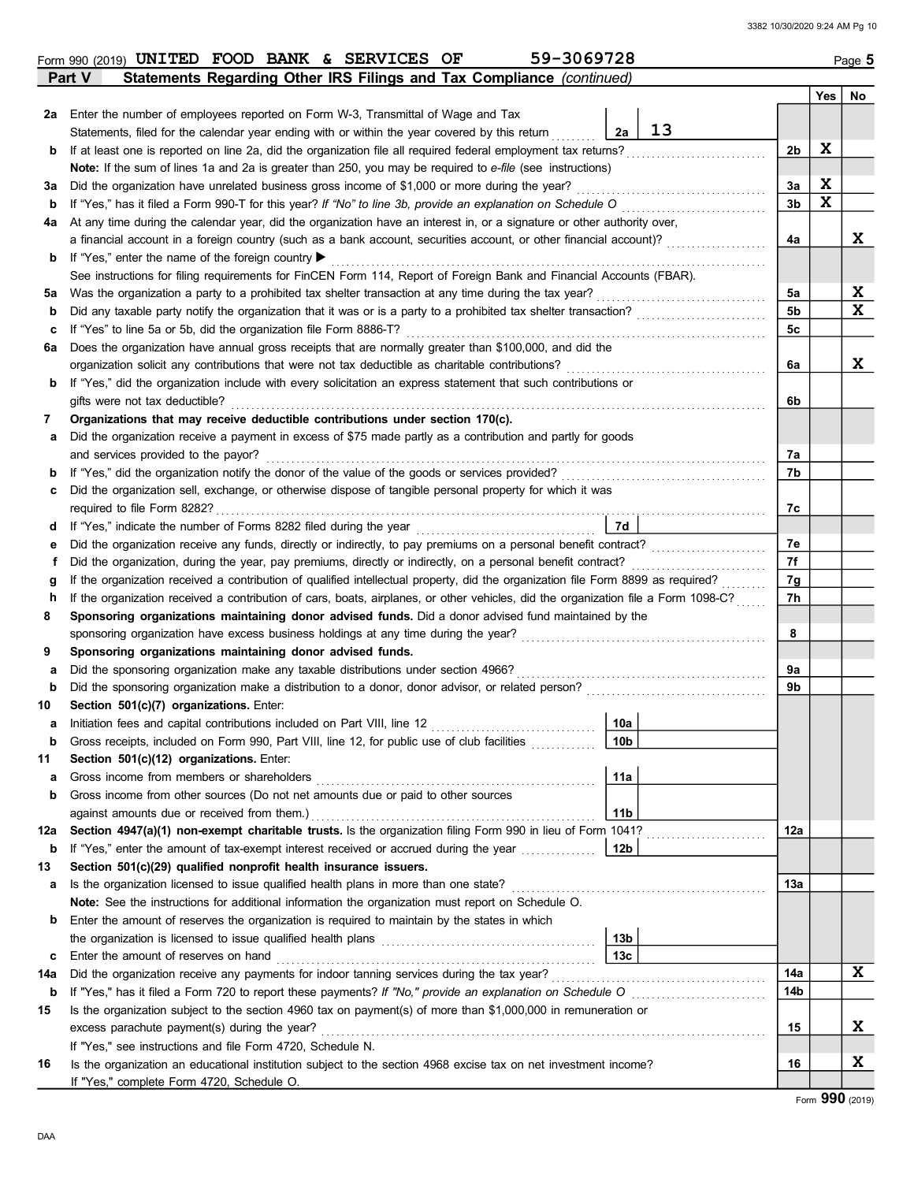Form 990 (2019) UNITED FOOD BANK & SERVICES OF 59-3069728 Page 5

**Part V — Statements Regarding Other IRS Filings and Tax Compliance** *(continued)*

| | | | | Line | Yes | No |
|---|---|---|---|---|---|---|
| 2a | Enter the number of employees reported on Form W-3, Transmittal of Wage and Tax Statements, filed for the calendar year ending with or within the year covered by this return | 2a | 13 | | | |
| b | If at least one is reported on line 2a, did the organization file all required federal employment tax returns? | | | 2b | X | |
| | **Note:** If the sum of lines 1a and 2a is greater than 250, you may be required to *e-file* (see instructions) | | | | | |
| 3a | Did the organization have unrelated business gross income of $1,000 or more during the year? | | | 3a | X | |
| b | If "Yes," has it filed a Form 990-T for this year? *If "No" to line 3b, provide an explanation on Schedule O* | | | 3b | X | |
| 4a | At any time during the calendar year, did the organization have an interest in, or a signature or other authority over, a financial account in a foreign country (such as a bank account, securities account, or other financial account)? | | | 4a | | X |
| b | If "Yes," enter the name of the foreign country ▶ | | | | | |
| | See instructions for filing requirements for FinCEN Form 114, Report of Foreign Bank and Financial Accounts (FBAR). | | | | | |
| 5a | Was the organization a party to a prohibited tax shelter transaction at any time during the tax year? | | | 5a | | X |
| b | Did any taxable party notify the organization that it was or is a party to a prohibited tax shelter transaction? | | | 5b | | X |
| c | If "Yes" to line 5a or 5b, did the organization file Form 8886-T? | | | 5c | | |
| 6a | Does the organization have annual gross receipts that are normally greater than $100,000, and did the organization solicit any contributions that were not tax deductible as charitable contributions? | | | 6a | | X |
| b | If "Yes," did the organization include with every solicitation an express statement that such contributions or gifts were not tax deductible? | | | 6b | | |
| 7 | **Organizations that may receive deductible contributions under section 170(c).** | | | | | |
| a | Did the organization receive a payment in excess of $75 made partly as a contribution and partly for goods and services provided to the payor? | | | 7a | | |
| b | If "Yes," did the organization notify the donor of the value of the goods or services provided? | | | 7b | | |
| c | Did the organization sell, exchange, or otherwise dispose of tangible personal property for which it was required to file Form 8282? | | | 7c | | |
| d | If "Yes," indicate the number of Forms 8282 filed during the year | 7d | | | | |
| e | Did the organization receive any funds, directly or indirectly, to pay premiums on a personal benefit contract? | | | 7e | | |
| f | Did the organization, during the year, pay premiums, directly or indirectly, on a personal benefit contract? | | | 7f | | |
| g | If the organization received a contribution of qualified intellectual property, did the organization file Form 8899 as required? | | | 7g | | |
| h | If the organization received a contribution of cars, boats, airplanes, or other vehicles, did the organization file a Form 1098-C? | | | 7h | | |
| 8 | **Sponsoring organizations maintaining donor advised funds.** Did a donor advised fund maintained by the sponsoring organization have excess business holdings at any time during the year? | | | 8 | | |
| 9 | **Sponsoring organizations maintaining donor advised funds.** | | | | | |
| a | Did the sponsoring organization make any taxable distributions under section 4966? | | | 9a | | |
| b | Did the sponsoring organization make a distribution to a donor, donor advisor, or related person? | | | 9b | | |
| 10 | **Section 501(c)(7) organizations.** Enter: | | | | | |
| a | Initiation fees and capital contributions included on Part VIII, line 12 | 10a | | | | |
| b | Gross receipts, included on Form 990, Part VIII, line 12, for public use of club facilities | 10b | | | | |
| 11 | **Section 501(c)(12) organizations.** Enter: | | | | | |
| a | Gross income from members or shareholders | 11a | | | | |
| b | Gross income from other sources (Do not net amounts due or paid to other sources against amounts due or received from them.) | 11b | | | | |
| 12a | **Section 4947(a)(1) non-exempt charitable trusts.** Is the organization filing Form 990 in lieu of Form 1041? | | | 12a | | |
| b | If "Yes," enter the amount of tax-exempt interest received or accrued during the year | 12b | | | | |
| 13 | **Section 501(c)(29) qualified nonprofit health insurance issuers.** | | | | | |
| a | Is the organization licensed to issue qualified health plans in more than one state? | | | 13a | | |
| | **Note:** See the instructions for additional information the organization must report on Schedule O. | | | | | |
| b | Enter the amount of reserves the organization is required to maintain by the states in which the organization is licensed to issue qualified health plans | 13b | | | | |
| c | Enter the amount of reserves on hand | 13c | | | | |
| 14a | Did the organization receive any payments for indoor tanning services during the tax year? | | | 14a | | X |
| b | If "Yes," has it filed a Form 720 to report these payments? *If "No," provide an explanation on Schedule O* | | | 14b | | |
| 15 | Is the organization subject to the section 4960 tax on payment(s) of more than $1,000,000 in remuneration or excess parachute payment(s) during the year? | | | 15 | | X |
| | If "Yes," see instructions and file Form 4720, Schedule N. | | | | | |
| 16 | Is the organization an educational institution subject to the section 4968 excise tax on net investment income? | | | 16 | | X |
| | If "Yes," complete Form 4720, Schedule O. | | | | | |

Form **990** (2019)

DAA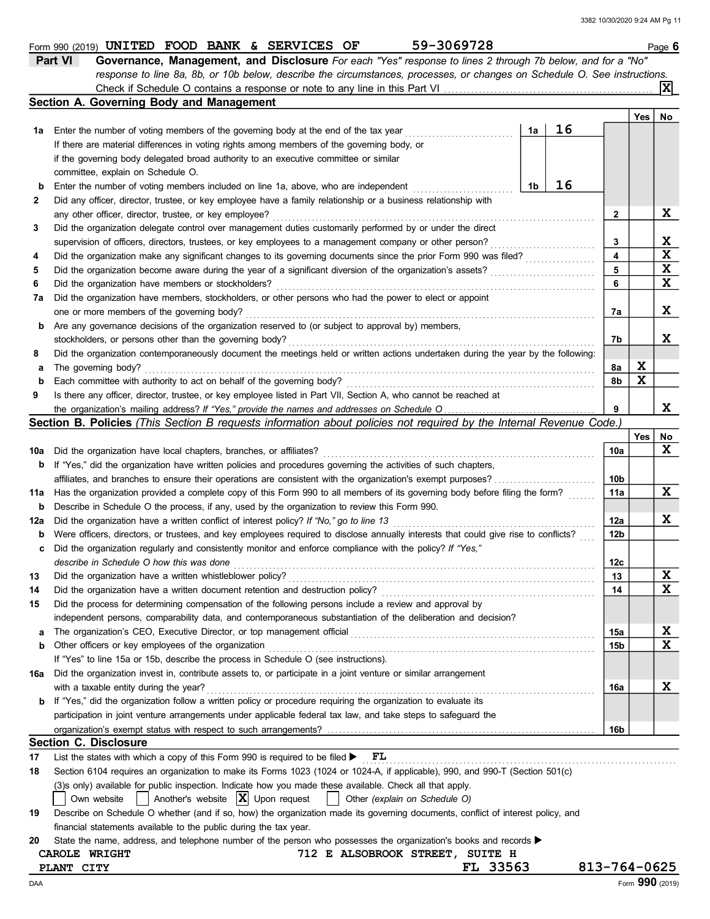Form 990 (2019) UNITED FOOD BANK & SERVICES OF 59-3069728 Page 6

**Part VI Governance, Management, and Disclosure** *For each "Yes" response to lines 2 through 7b below, and for a "No" response to line 8a, 8b, or 10b below, describe the circumstances, processes, or changes on Schedule O. See instructions.*

Check if Schedule O contains a response or note to any line in this Part VI .......... [X]

## Section A. Governing Body and Management

| | | | | Yes | No |
|---|---|---|---|---|---|
| 1a | Enter the number of voting members of the governing body at the end of the tax year | 1a | 16 | | |
| | If there are material differences in voting rights among members of the governing body, or if the governing body delegated broad authority to an executive committee or similar committee, explain on Schedule O. | | | | |
| b | Enter the number of voting members included on line 1a, above, who are independent | 1b | 16 | | |
| 2 | Did any officer, director, trustee, or key employee have a family relationship or a business relationship with any other officer, director, trustee, or key employee? | 2 | | | X |
| 3 | Did the organization delegate control over management duties customarily performed by or under the direct supervision of officers, directors, trustees, or key employees to a management company or other person? | 3 | | | X |
| 4 | Did the organization make any significant changes to its governing documents since the prior Form 990 was filed? | 4 | | | X |
| 5 | Did the organization become aware during the year of a significant diversion of the organization's assets? | 5 | | | X |
| 6 | Did the organization have members or stockholders? | 6 | | | X |
| 7a | Did the organization have members, stockholders, or other persons who had the power to elect or appoint one or more members of the governing body? | 7a | | | X |
| b | Are any governance decisions of the organization reserved to (or subject to approval by) members, stockholders, or persons other than the governing body? | 7b | | | X |
| 8 | Did the organization contemporaneously document the meetings held or written actions undertaken during the year by the following: | | | | |
| a | The governing body? | 8a | | X | |
| b | Each committee with authority to act on behalf of the governing body? | 8b | | X | |
| 9 | Is there any officer, director, trustee, or key employee listed in Part VII, Section A, who cannot be reached at the organization's mailing address? *If "Yes," provide the names and addresses on Schedule O* | 9 | | | X |

## Section B. Policies *(This Section B requests information about policies not required by the Internal Revenue Code.)*

| | | | Yes | No |
|---|---|---|---|---|
| 10a | Did the organization have local chapters, branches, or affiliates? | 10a | | X |
| b | If "Yes," did the organization have written policies and procedures governing the activities of such chapters, affiliates, and branches to ensure their operations are consistent with the organization's exempt purposes? | 10b | | |
| 11a | Has the organization provided a complete copy of this Form 990 to all members of its governing body before filing the form? | 11a | | X |
| b | Describe in Schedule O the process, if any, used by the organization to review this Form 990. | | | |
| 12a | Did the organization have a written conflict of interest policy? *If "No," go to line 13* | 12a | | X |
| b | Were officers, directors, or trustees, and key employees required to disclose annually interests that could give rise to conflicts? | 12b | | |
| c | Did the organization regularly and consistently monitor and enforce compliance with the policy? *If "Yes," describe in Schedule O how this was done* | 12c | | |
| 13 | Did the organization have a written whistleblower policy? | 13 | | X |
| 14 | Did the organization have a written document retention and destruction policy? | 14 | | X |
| 15 | Did the process for determining compensation of the following persons include a review and approval by independent persons, comparability data, and contemporaneous substantiation of the deliberation and decision? | | | |
| a | The organization's CEO, Executive Director, or top management official | 15a | | X |
| b | Other officers or key employees of the organization | 15b | | X |
| | If "Yes" to line 15a or 15b, describe the process in Schedule O (see instructions). | | | |
| 16a | Did the organization invest in, contribute assets to, or participate in a joint venture or similar arrangement with a taxable entity during the year? | 16a | | X |
| b | If "Yes," did the organization follow a written policy or procedure requiring the organization to evaluate its participation in joint venture arrangements under applicable federal tax law, and take steps to safeguard the organization's exempt status with respect to such arrangements? | 16b | | |

## Section C. Disclosure

17 List the states with which a copy of this Form 990 is required to be filed ▶ FL

18 Section 6104 requires an organization to make its Forms 1023 (1024 or 1024-A, if applicable), 990, and 990-T (Section 501(c)(3)s only) available for public inspection. Indicate how you made these available. Check all that apply.

[ ] Own website [ ] Another's website [X] Upon request [ ] Other *(explain on Schedule O)*

19 Describe on Schedule O whether (and if so, how) the organization made its governing documents, conflict of interest policy, and financial statements available to the public during the tax year.

20 State the name, address, and telephone number of the person who possesses the organization's books and records ▶

CAROLE WRIGHT 712 E ALSOBROOK STREET, SUITE H
PLANT CITY FL 33563 813-764-0625

DAA Form **990** (2019)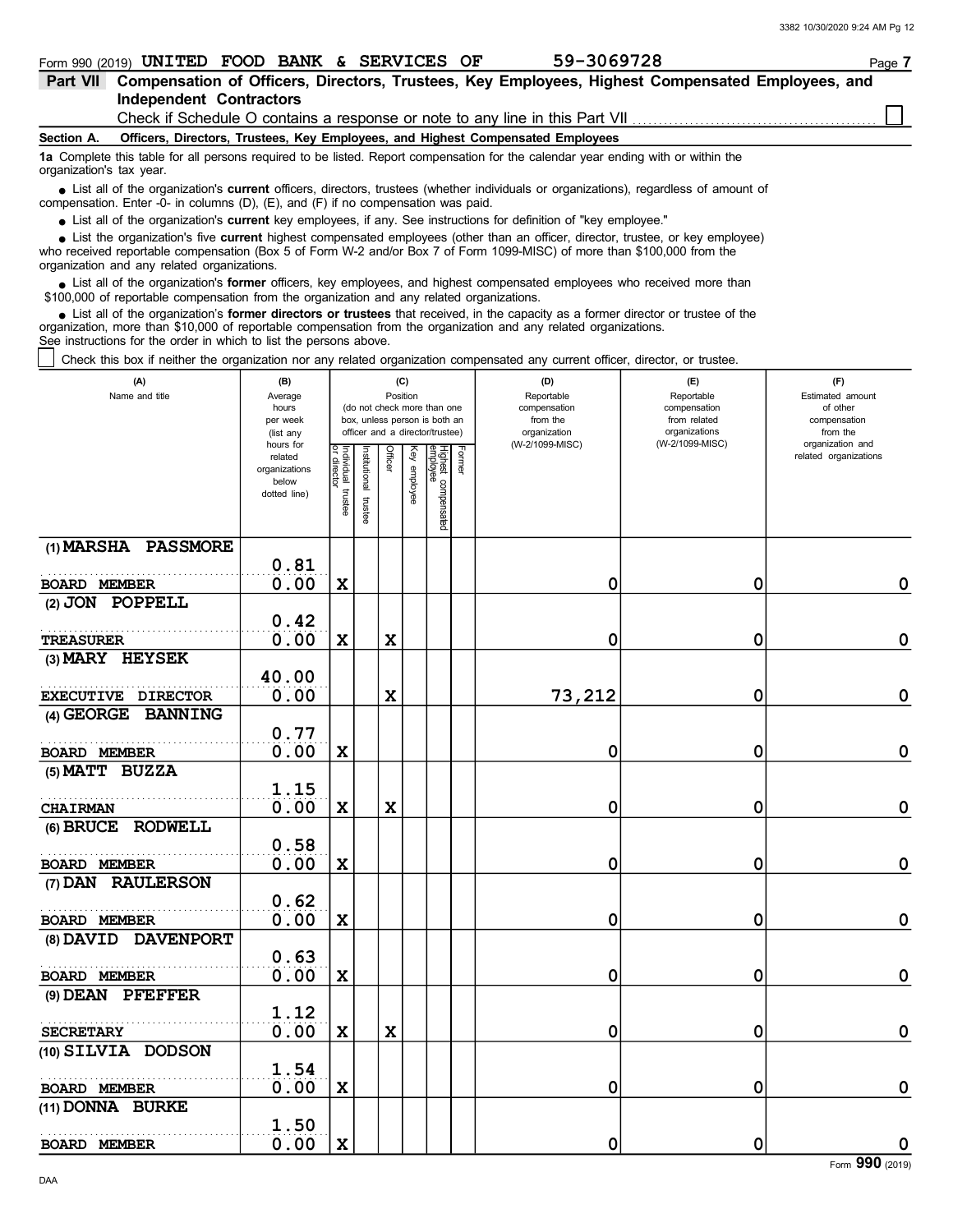Form 990 (2019) **UNITED FOOD BANK & SERVICES OF** **59-3069728** Page **7**

## Part VII Compensation of Officers, Directors, Trustees, Key Employees, Highest Compensated Employees, and Independent Contractors

Check if Schedule O contains a response or note to any line in this Part VII ☐

### Section A. Officers, Directors, Trustees, Key Employees, and Highest Compensated Employees

**1a** Complete this table for all persons required to be listed. Report compensation for the calendar year ending with or within the organization's tax year.

- List all of the organization's **current** officers, directors, trustees (whether individuals or organizations), regardless of amount of compensation. Enter -0- in columns (D), (E), and (F) if no compensation was paid.
- List all of the organization's **current** key employees, if any. See instructions for definition of "key employee."
- List the organization's five **current** highest compensated employees (other than an officer, director, trustee, or key employee) who received reportable compensation (Box 5 of Form W-2 and/or Box 7 of Form 1099-MISC) of more than $100,000 from the organization and any related organizations.
- List all of the organization's **former** officers, key employees, and highest compensated employees who received more than $100,000 of reportable compensation from the organization and any related organizations.
- List all of the organization's **former directors or trustees** that received, in the capacity as a former director or trustee of the organization, more than $10,000 of reportable compensation from the organization and any related organizations.

See instructions for the order in which to list the persons above.

☐ Check this box if neither the organization nor any related organization compensated any current officer, director, or trustee.

| (A) Name and title | (B) Average hours per week (list any hours for related organizations below dotted line) | (C) Position: Individual trustee or director | Institutional trustee | Officer | Key employee | Highest compensated employee | Former | (D) Reportable compensation from the organization (W-2/1099-MISC) | (E) Reportable compensation from related organizations (W-2/1099-MISC) | (F) Estimated amount of other compensation from the organization and related organizations |
|---|---|---|---|---|---|---|---|---|---|---|
| (1) MARSHA PASSMORE<br>BOARD MEMBER | 0.81<br>0.00 | X | | | | | | 0 | 0 | 0 |
| (2) JON POPPELL<br>TREASURER | 0.42<br>0.00 | X | | X | | | | 0 | 0 | 0 |
| (3) MARY HEYSEK<br>EXECUTIVE DIRECTOR | 40.00<br>0.00 | | | X | | | | 73,212 | 0 | 0 |
| (4) GEORGE BANNING<br>BOARD MEMBER | 0.77<br>0.00 | X | | | | | | 0 | 0 | 0 |
| (5) MATT BUZZA<br>CHAIRMAN | 1.15<br>0.00 | X | | X | | | | 0 | 0 | 0 |
| (6) BRUCE RODWELL<br>BOARD MEMBER | 0.58<br>0.00 | X | | | | | | 0 | 0 | 0 |
| (7) DAN RAULERSON<br>BOARD MEMBER | 0.62<br>0.00 | X | | | | | | 0 | 0 | 0 |
| (8) DAVID DAVENPORT<br>BOARD MEMBER | 0.63<br>0.00 | X | | | | | | 0 | 0 | 0 |
| (9) DEAN PFEFFER<br>SECRETARY | 1.12<br>0.00 | X | | X | | | | 0 | 0 | 0 |
| (10) SILVIA DODSON<br>BOARD MEMBER | 1.54<br>0.00 | X | | | | | | 0 | 0 | 0 |
| (11) DONNA BURKE<br>BOARD MEMBER | 1.50<br>0.00 | X | | | | | | 0 | 0 | 0 |

Form **990** (2019)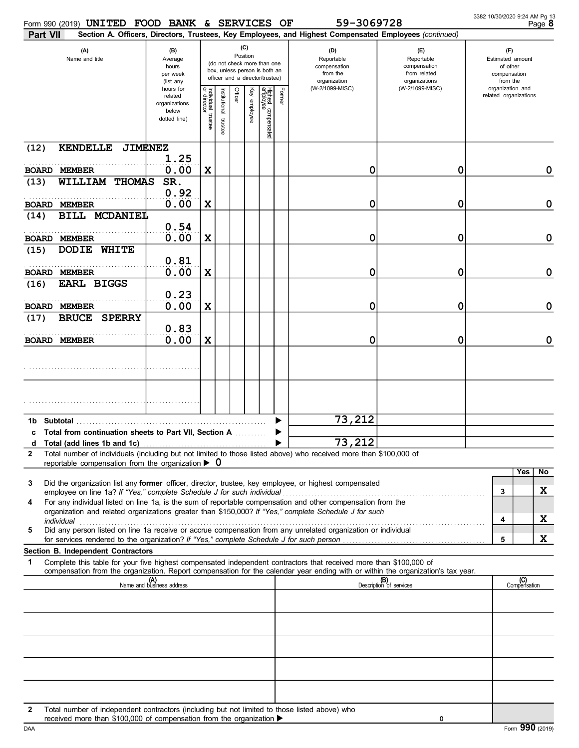Form 990 (2019) UNITED FOOD BANK & SERVICES OF 59-3069728

**Part VII** **Section A. Officers, Directors, Trustees, Key Employees, and Highest Compensated Employees** *(continued)*

| (A) Name and title | (B) Average hours per week (list any hours for related organizations below dotted line) | (C) Individual trustee or director | Institutional trustee | Officer | Key employee | Highest compensated employee | Former | (D) Reportable compensation from the organization (W-2/1099-MISC) | (E) Reportable compensation from related organizations (W-2/1099-MISC) | (F) Estimated amount of other compensation from the organization and related organizations |
|---|---|---|---|---|---|---|---|---|---|---|
| (12) KENDELLE JIMENEZ<br>BOARD MEMBER | 1.25<br>0.00 | X | | | | | | 0 | 0 | 0 |
| (13) WILLIAM THOMAS SR.<br>BOARD MEMBER | 0.92<br>0.00 | X | | | | | | 0 | 0 | 0 |
| (14) BILL MCDANIEL<br>BOARD MEMBER | 0.54<br>0.00 | X | | | | | | 0 | 0 | 0 |
| (15) DODIE WHITE<br>BOARD MEMBER | 0.81<br>0.00 | X | | | | | | 0 | 0 | 0 |
| (16) EARL BIGGS<br>BOARD MEMBER | 0.23<br>0.00 | X | | | | | | 0 | 0 | 0 |
| (17) BRUCE SPERRY<br>BOARD MEMBER | 0.83<br>0.00 | X | | | | | | 0 | 0 | 0 |
| | | | | | | | | | | |
| | | | | | | | | | | |

**1b** Subtotal ▶ 73,212

**c** Total from continuation sheets to Part VII, Section A ▶

**d** Total (add lines 1b and 1c) ▶ 73,212

**2** Total number of individuals (including but not limited to those listed above) who received more than $100,000 of reportable compensation from the organization ▶ 0

| | | Yes | No |
|---|---|---|---|
| **3** Did the organization list any **former** officer, director, trustee, key employee, or highest compensated employee on line 1a? *If "Yes," complete Schedule J for such individual* | 3 | | X |
| **4** For any individual listed on line 1a, is the sum of reportable compensation and other compensation from the organization and related organizations greater than $150,000? *If "Yes," complete Schedule J for such individual* | 4 | | X |
| **5** Did any person listed on line 1a receive or accrue compensation from any unrelated organization or individual for services rendered to the organization? *If "Yes," complete Schedule J for such person* | 5 | | X |

**Section B. Independent Contractors**

**1** Complete this table for your five highest compensated independent contractors that received more than $100,000 of compensation from the organization. Report compensation for the calendar year ending with or within the organization's tax year.

| (A) Name and business address | (B) Description of services | (C) Compensation |
|---|---|---|
| | | |
| | | |
| | | |
| | | |
| | | |

**2** Total number of independent contractors (including but not limited to those listed above) who received more than $100,000 of compensation from the organization ▶ 0

Form **990** (2019)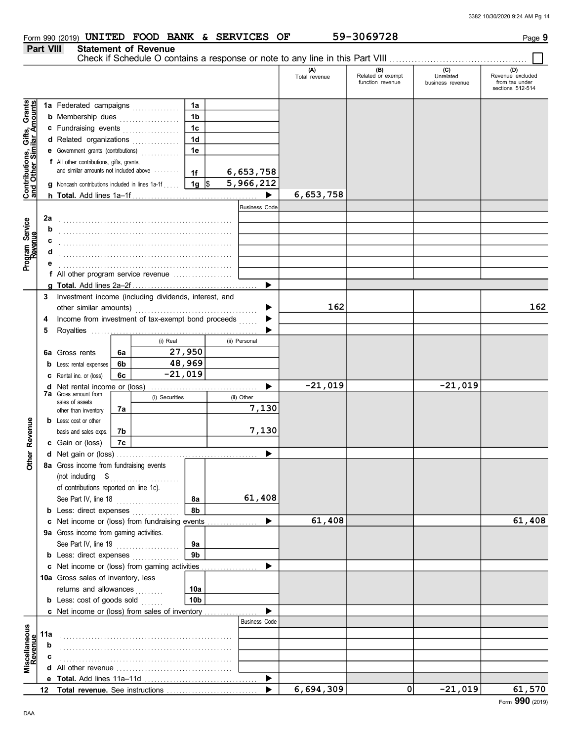Form 990 (2019) UNITED FOOD BANK & SERVICES OF 59-3069728 Page **9**

## Part VIII Statement of Revenue

Check if Schedule O contains a response or note to any line in this Part VIII ☐

| | | | | (A) Total revenue | (B) Related or exempt function revenue | (C) Unrelated business revenue | (D) Revenue excluded from tax under sections 512-514 |
|---|---|---|---|---|---|---|---|
| **Contributions, Gifts, Grants and Other Similar Amounts** | 1a Federated campaigns | 1a | | | | | |
| | b Membership dues | 1b | | | | | |
| | c Fundraising events | 1c | | | | | |
| | d Related organizations | 1d | | | | | |
| | e Government grants (contributions) | 1e | | | | | |
| | f All other contributions, gifts, grants, and similar amounts not included above | 1f | 6,653,758 | | | | |
| | g Noncash contributions included in lines 1a-1f | 1g | $ 5,966,212 | | | | |
| | h **Total.** Add lines 1a–1f | | ▶ | 6,653,758 | | | |
| **Program Service Revenue** | | | Business Code | | | | |
| | 2a | | | | | | |
| | b | | | | | | |
| | c | | | | | | |
| | d | | | | | | |
| | e | | | | | | |
| | f All other program service revenue | | | | | | |
| | g **Total.** Add lines 2a–2f | | ▶ | | | | |
| **Other Revenue** | 3 Investment income (including dividends, interest, and other similar amounts) | | ▶ | 162 | | | 162 |
| | 4 Income from investment of tax-exempt bond proceeds | | ▶ | | | | |
| | 5 Royalties | | ▶ | | | | |
| | | (i) Real | (ii) Personal | | | | |
| | 6a Gross rents 6a | 27,950 | | | | | |
| | b Less: rental expenses 6b | 48,969 | | | | | |
| | c Rental inc. or (loss) 6c | -21,019 | | | | | |
| | d Net rental income or (loss) | | ▶ | -21,019 | | -21,019 | |
| | 7a Gross amount from sales of assets other than inventory 7a | (i) Securities | (ii) Other 7,130 | | | | |
| | b Less: cost or other basis and sales exps. 7b | | 7,130 | | | | |
| | c Gain or (loss) 7c | | | | | | |
| | d Net gain or (loss) | | ▶ | | | | |
| | 8a Gross income from fundraising events (not including $ of contributions reported on line 1c). See Part IV, line 18 | 8a | 61,408 | | | | |
| | b Less: direct expenses | 8b | | | | | |
| | c Net income or (loss) from fundraising events | | ▶ | 61,408 | | | 61,408 |
| | 9a Gross income from gaming activities. See Part IV, line 19 | 9a | | | | | |
| | b Less: direct expenses | 9b | | | | | |
| | c Net income or (loss) from gaming activities | | ▶ | | | | |
| | 10a Gross sales of inventory, less returns and allowances | 10a | | | | | |
| | b Less: cost of goods sold | 10b | | | | | |
| | c Net income or (loss) from sales of inventory | | ▶ | | | | |
| **Miscellaneous Revenue** | | | Business Code | | | | |
| | 11a | | | | | | |
| | b | | | | | | |
| | c | | | | | | |
| | d All other revenue | | | | | | |
| | e **Total.** Add lines 11a–11d | | ▶ | | | | |
| | 12 **Total revenue.** See instructions | | ▶ | 6,694,309 | 0 | -21,019 | 61,570 |

Form **990** (2019)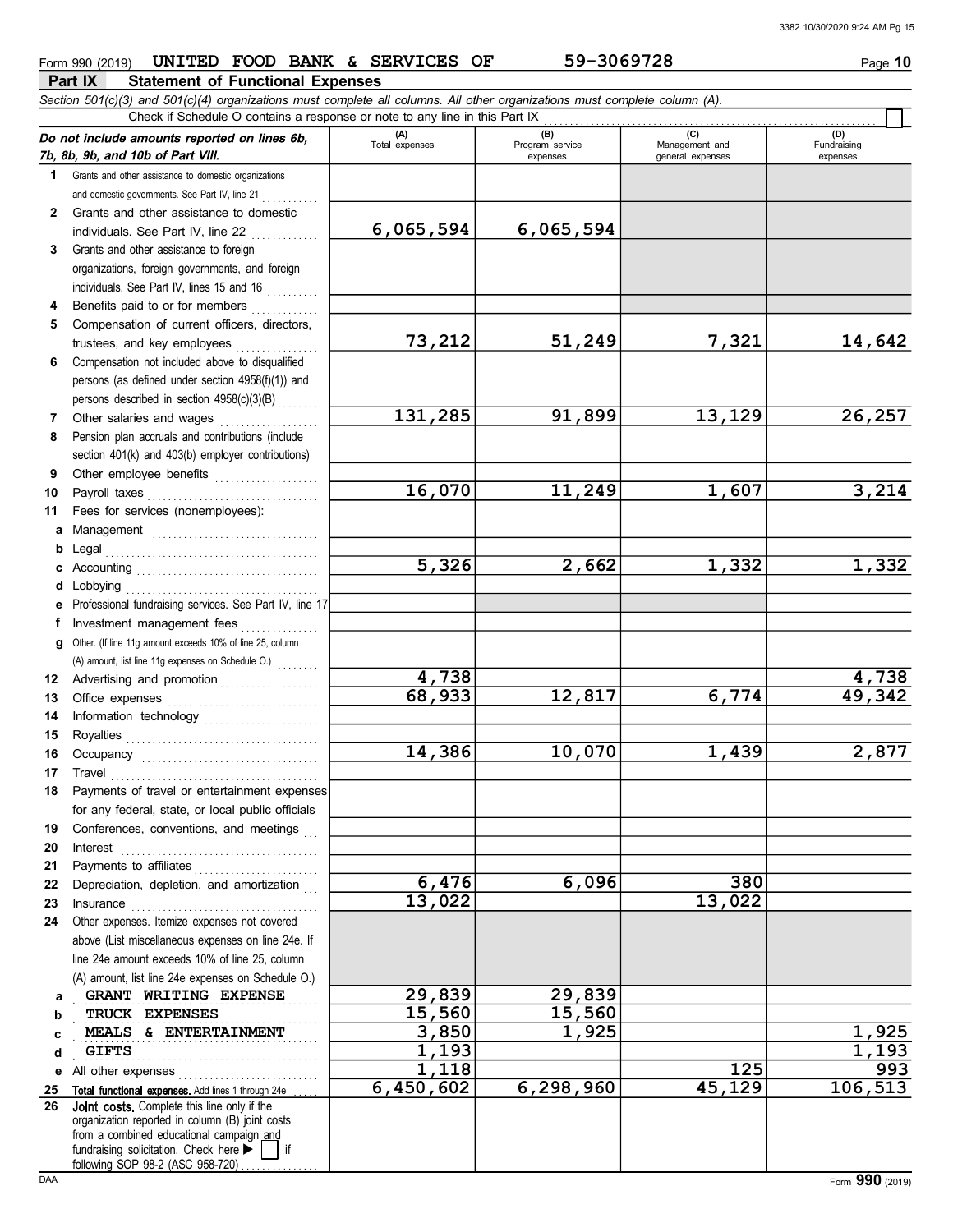Form 990 (2019) UNITED FOOD BANK & SERVICES OF 59-3069728 Page 10

## Part IX Statement of Functional Expenses

*Section 501(c)(3) and 501(c)(4) organizations must complete all columns. All other organizations must complete column (A).*

Check if Schedule O contains a response or note to any line in this Part IX ☐

| *Do not include amounts reported on lines 6b, 7b, 8b, 9b, and 10b of Part VIII.* | (A) Total expenses | (B) Program service expenses | (C) Management and general expenses | (D) Fundraising expenses |
|---|---|---|---|---|
| 1 Grants and other assistance to domestic organizations and domestic governments. See Part IV, line 21 | | | | |
| 2 Grants and other assistance to domestic individuals. See Part IV, line 22 | 6,065,594 | 6,065,594 | | |
| 3 Grants and other assistance to foreign organizations, foreign governments, and foreign individuals. See Part IV, lines 15 and 16 | | | | |
| 4 Benefits paid to or for members | | | | |
| 5 Compensation of current officers, directors, trustees, and key employees | 73,212 | 51,249 | 7,321 | 14,642 |
| 6 Compensation not included above to disqualified persons (as defined under section 4958(f)(1)) and persons described in section 4958(c)(3)(B) | | | | |
| 7 Other salaries and wages | 131,285 | 91,899 | 13,129 | 26,257 |
| 8 Pension plan accruals and contributions (include section 401(k) and 403(b) employer contributions) | | | | |
| 9 Other employee benefits | | | | |
| 10 Payroll taxes | 16,070 | 11,249 | 1,607 | 3,214 |
| 11 Fees for services (nonemployees): | | | | |
| a Management | | | | |
| b Legal | | | | |
| c Accounting | 5,326 | 2,662 | 1,332 | 1,332 |
| d Lobbying | | | | |
| e Professional fundraising services. See Part IV, line 17 | | | | |
| f Investment management fees | | | | |
| g Other. (If line 11g amount exceeds 10% of line 25, column (A) amount, list line 11g expenses on Schedule O.) | | | | |
| 12 Advertising and promotion | 4,738 | | | 4,738 |
| 13 Office expenses | 68,933 | 12,817 | 6,774 | 49,342 |
| 14 Information technology | | | | |
| 15 Royalties | | | | |
| 16 Occupancy | 14,386 | 10,070 | 1,439 | 2,877 |
| 17 Travel | | | | |
| 18 Payments of travel or entertainment expenses for any federal, state, or local public officials | | | | |
| 19 Conferences, conventions, and meetings | | | | |
| 20 Interest | | | | |
| 21 Payments to affiliates | | | | |
| 22 Depreciation, depletion, and amortization | 6,476 | 6,096 | 380 | |
| 23 Insurance | 13,022 | | 13,022 | |
| 24 Other expenses. Itemize expenses not covered above (List miscellaneous expenses on line 24e. If line 24e amount exceeds 10% of line 25, column (A) amount, list line 24e expenses on Schedule O.) | | | | |
| a GRANT WRITING EXPENSE | 29,839 | 29,839 | | |
| b TRUCK EXPENSES | 15,560 | 15,560 | | |
| c MEALS & ENTERTAINMENT | 3,850 | 1,925 | | 1,925 |
| d GIFTS | 1,193 | | | 1,193 |
| e All other expenses | 1,118 | | 125 | 993 |
| 25 **Total functional expenses.** Add lines 1 through 24e | 6,450,602 | 6,298,960 | 45,129 | 106,513 |
| 26 **Joint costs.** Complete this line only if the organization reported in column (B) joint costs from a combined educational campaign and fundraising solicitation. Check here ▶ ☐ if following SOP 98-2 (ASC 958-720) | | | | |

DAA Form **990** (2019)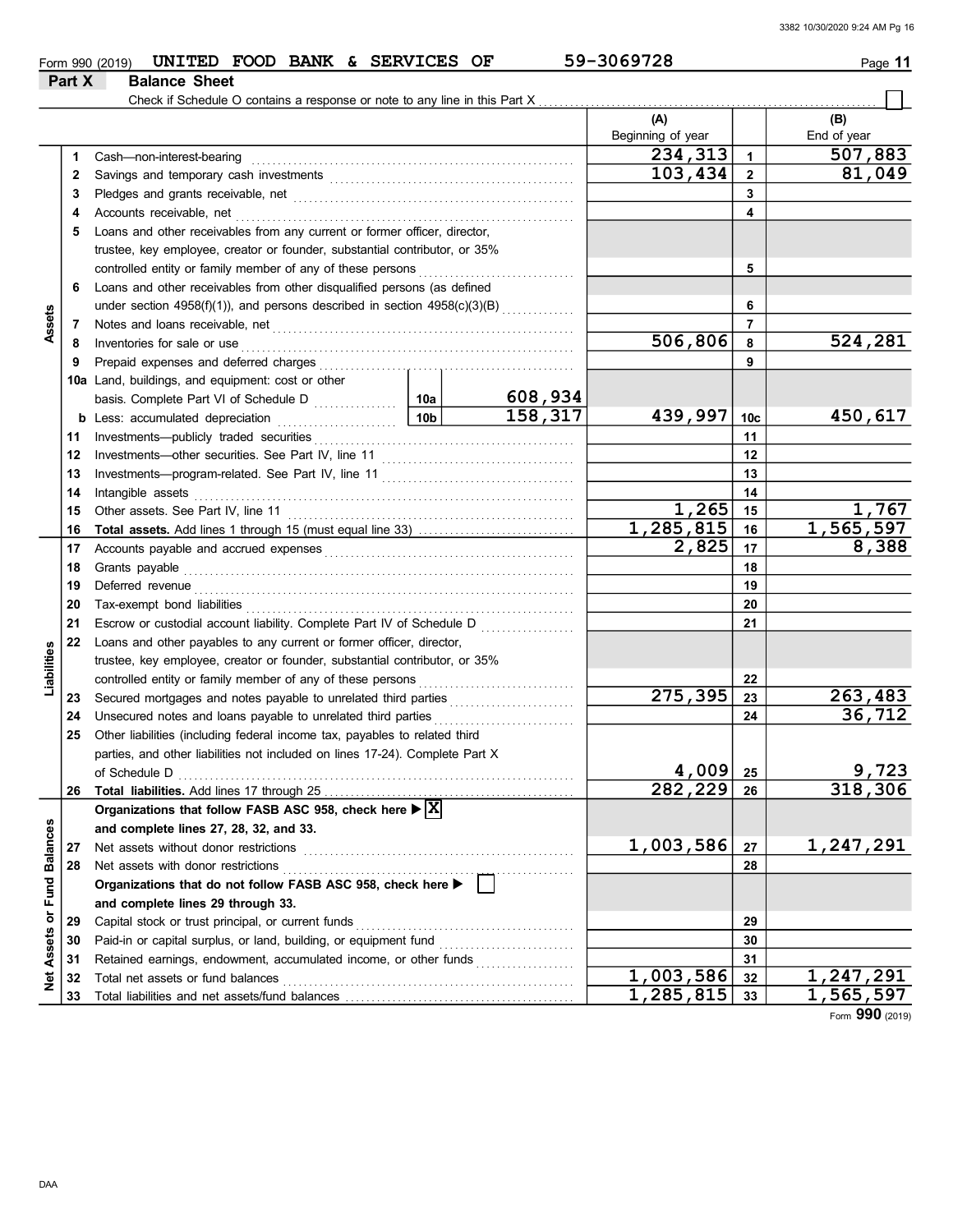Form 990 (2019) UNITED FOOD BANK & SERVICES OF 59-3069728

## Part X Balance Sheet

Check if Schedule O contains a response or note to any line in this Part X ☐

| | | | | (A) Beginning of year | | (B) End of year |
|---|---|---|---|---|---|---|
| **Assets** | 1 | Cash—non-interest-bearing | | 234,313 | 1 | 507,883 |
| | 2 | Savings and temporary cash investments | | 103,434 | 2 | 81,049 |
| | 3 | Pledges and grants receivable, net | | | 3 | |
| | 4 | Accounts receivable, net | | | 4 | |
| | 5 | Loans and other receivables from any current or former officer, director, trustee, key employee, creator or founder, substantial contributor, or 35% controlled entity or family member of any of these persons | | | 5 | |
| | 6 | Loans and other receivables from other disqualified persons (as defined under section 4958(f)(1)), and persons described in section 4958(c)(3)(B) | | | 6 | |
| | 7 | Notes and loans receivable, net | | | 7 | |
| | 8 | Inventories for sale or use | | 506,806 | 8 | 524,281 |
| | 9 | Prepaid expenses and deferred charges | | | 9 | |
| | 10a | Land, buildings, and equipment: cost or other basis. Complete Part VI of Schedule D | 10a 608,934 | | | |
| | b | Less: accumulated depreciation | 10b 158,317 | 439,997 | 10c | 450,617 |
| | 11 | Investments—publicly traded securities | | | 11 | |
| | 12 | Investments—other securities. See Part IV, line 11 | | | 12 | |
| | 13 | Investments—program-related. See Part IV, line 11 | | | 13 | |
| | 14 | Intangible assets | | | 14 | |
| | 15 | Other assets. See Part IV, line 11 | | 1,265 | 15 | 1,767 |
| | 16 | **Total assets.** Add lines 1 through 15 (must equal line 33) | | 1,285,815 | 16 | 1,565,597 |
| **Liabilities** | 17 | Accounts payable and accrued expenses | | 2,825 | 17 | 8,388 |
| | 18 | Grants payable | | | 18 | |
| | 19 | Deferred revenue | | | 19 | |
| | 20 | Tax-exempt bond liabilities | | | 20 | |
| | 21 | Escrow or custodial account liability. Complete Part IV of Schedule D | | | 21 | |
| | 22 | Loans and other payables to any current or former officer, director, trustee, key employee, creator or founder, substantial contributor, or 35% controlled entity or family member of any of these persons | | | 22 | |
| | 23 | Secured mortgages and notes payable to unrelated third parties | | 275,395 | 23 | 263,483 |
| | 24 | Unsecured notes and loans payable to unrelated third parties | | | 24 | 36,712 |
| | 25 | Other liabilities (including federal income tax, payables to related third parties, and other liabilities not included on lines 17-24). Complete Part X of Schedule D | | 4,009 | 25 | 9,723 |
| | 26 | **Total liabilities.** Add lines 17 through 25 | | 282,229 | 26 | 318,306 |
| **Net Assets or Fund Balances** | | **Organizations that follow FASB ASC 958, check here ▶ ☒ and complete lines 27, 28, 32, and 33.** | | | | |
| | 27 | Net assets without donor restrictions | | 1,003,586 | 27 | 1,247,291 |
| | 28 | Net assets with donor restrictions | | | 28 | |
| | | **Organizations that do not follow FASB ASC 958, check here ▶ ☐ and complete lines 29 through 33.** | | | | |
| | 29 | Capital stock or trust principal, or current funds | | | 29 | |
| | 30 | Paid-in or capital surplus, or land, building, or equipment fund | | | 30 | |
| | 31 | Retained earnings, endowment, accumulated income, or other funds | | | 31 | |
| | 32 | Total net assets or fund balances | | 1,003,586 | 32 | 1,247,291 |
| | 33 | Total liabilities and net assets/fund balances | | 1,285,815 | 33 | 1,565,597 |

Form **990** (2019)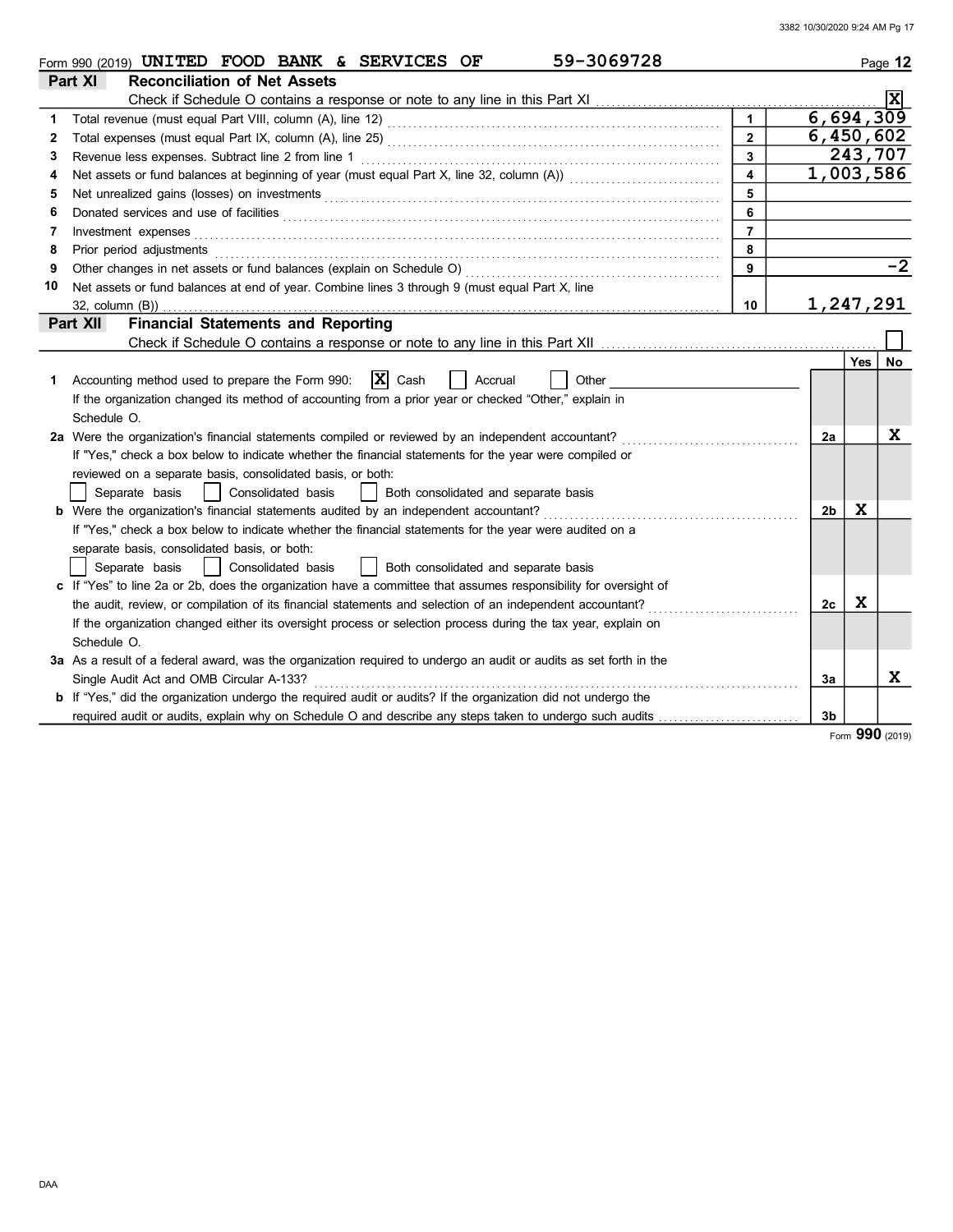Form 990 (2019) UNITED FOOD BANK & SERVICES OF 59-3069728 Page 12

## Part XI Reconciliation of Net Assets

Check if Schedule O contains a response or note to any line in this Part XI [X]

| | | | |
|---|---|---|---|
| 1 | Total revenue (must equal Part VIII, column (A), line 12) | 1 | 6,694,309 |
| 2 | Total expenses (must equal Part IX, column (A), line 25) | 2 | 6,450,602 |
| 3 | Revenue less expenses. Subtract line 2 from line 1 | 3 | 243,707 |
| 4 | Net assets or fund balances at beginning of year (must equal Part X, line 32, column (A)) | 4 | 1,003,586 |
| 5 | Net unrealized gains (losses) on investments | 5 | |
| 6 | Donated services and use of facilities | 6 | |
| 7 | Investment expenses | 7 | |
| 8 | Prior period adjustments | 8 | |
| 9 | Other changes in net assets or fund balances (explain on Schedule O) | 9 | -2 |
| 10 | Net assets or fund balances at end of year. Combine lines 3 through 9 (must equal Part X, line 32, column (B)) | 10 | 1,247,291 |

## Part XII Financial Statements and Reporting

Check if Schedule O contains a response or note to any line in this Part XII [ ]

| | | | Yes | No |
|---|---|---|---|---|
| 1 | Accounting method used to prepare the Form 990: [X] Cash [ ] Accrual [ ] Other<br>If the organization changed its method of accounting from a prior year or checked "Other," explain in Schedule O. | | | |
| 2a | Were the organization's financial statements compiled or reviewed by an independent accountant?<br>If "Yes," check a box below to indicate whether the financial statements for the year were compiled or reviewed on a separate basis, consolidated basis, or both:<br>[ ] Separate basis [ ] Consolidated basis [ ] Both consolidated and separate basis | 2a | | X |
| b | Were the organization's financial statements audited by an independent accountant?<br>If "Yes," check a box below to indicate whether the financial statements for the year were audited on a separate basis, consolidated basis, or both:<br>[ ] Separate basis [ ] Consolidated basis [ ] Both consolidated and separate basis | 2b | X | |
| c | If "Yes" to line 2a or 2b, does the organization have a committee that assumes responsibility for oversight of the audit, review, or compilation of its financial statements and selection of an independent accountant?<br>If the organization changed either its oversight process or selection process during the tax year, explain on Schedule O. | 2c | X | |
| 3a | As a result of a federal award, was the organization required to undergo an audit or audits as set forth in the Single Audit Act and OMB Circular A-133? | 3a | | X |
| b | If "Yes," did the organization undergo the required audit or audits? If the organization did not undergo the required audit or audits, explain why on Schedule O and describe any steps taken to undergo such audits | 3b | | |

Form 990 (2019)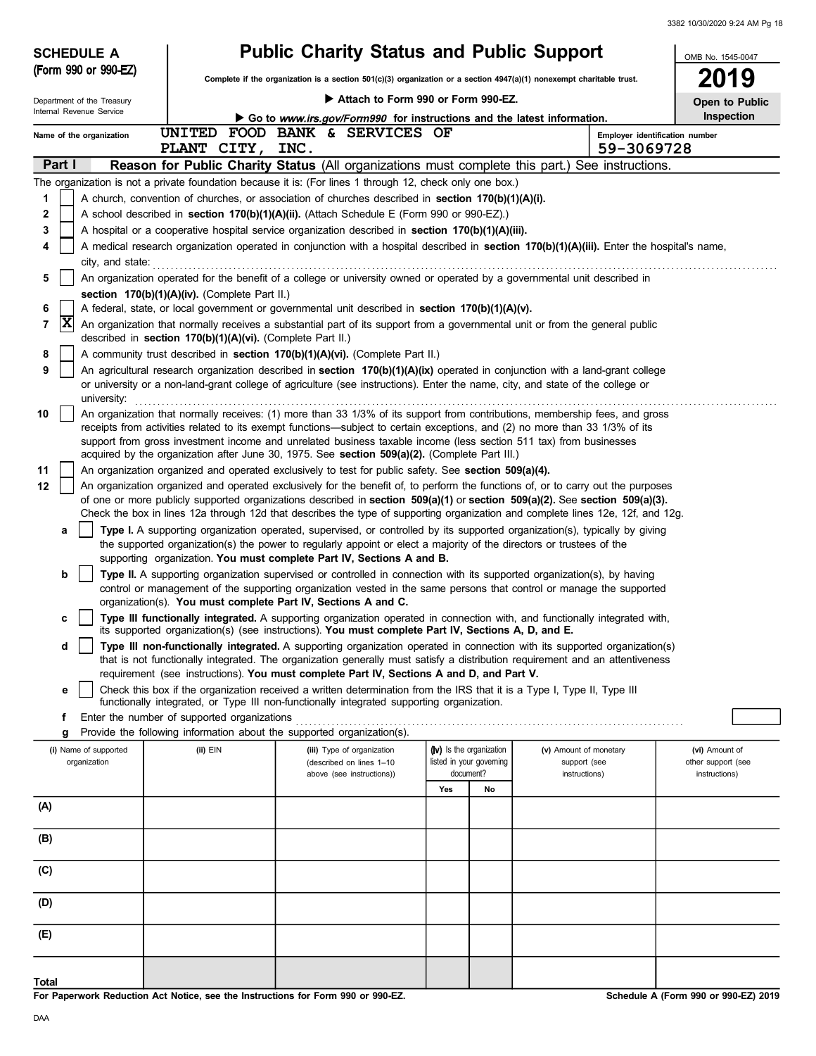**SCHEDULE A**
**(Form 990 or 990-EZ)**

Department of the Treasury
Internal Revenue Service

# Public Charity Status and Public Support

**Complete if the organization is a section 501(c)(3) organization or a section 4947(a)(1) nonexempt charitable trust.**

▶ **Attach to Form 990 or Form 990-EZ.**

▶ **Go to *www.irs.gov/Form990* for instructions and the latest information.**

OMB No. 1545-0047

**2019**

**Open to Public Inspection**

Name of the organization: UNITED FOOD BANK & SERVICES OF PLANT CITY, INC.

Employer identification number: 59-3069728

**Part I** **Reason for Public Charity Status** (All organizations must complete this part.) See instructions.

The organization is not a private foundation because it is: (For lines 1 through 12, check only one box.)

1. [ ] A church, convention of churches, or association of churches described in **section 170(b)(1)(A)(i).**
2. [ ] A school described in **section 170(b)(1)(A)(ii).** (Attach Schedule E (Form 990 or 990-EZ).)
3. [ ] A hospital or a cooperative hospital service organization described in **section 170(b)(1)(A)(iii).**
4. [ ] A medical research organization operated in conjunction with a hospital described in **section 170(b)(1)(A)(iii).** Enter the hospital's name, city, and state:
5. [ ] An organization operated for the benefit of a college or university owned or operated by a governmental unit described in **section 170(b)(1)(A)(iv).** (Complete Part II.)
6. [ ] A federal, state, or local government or governmental unit described in **section 170(b)(1)(A)(v).**
7. [X] An organization that normally receives a substantial part of its support from a governmental unit or from the general public described in **section 170(b)(1)(A)(vi).** (Complete Part II.)
8. [ ] A community trust described in **section 170(b)(1)(A)(vi).** (Complete Part II.)
9. [ ] An agricultural research organization described in **section 170(b)(1)(A)(ix)** operated in conjunction with a land-grant college or university or a non-land-grant college of agriculture (see instructions). Enter the name, city, and state of the college or university:
10. [ ] An organization that normally receives: (1) more than 33 1/3% of its support from contributions, membership fees, and gross receipts from activities related to its exempt functions—subject to certain exceptions, and (2) no more than 33 1/3% of its support from gross investment income and unrelated business taxable income (less section 511 tax) from businesses acquired by the organization after June 30, 1975. See **section 509(a)(2).** (Complete Part III.)
11. [ ] An organization organized and operated exclusively to test for public safety. See **section 509(a)(4).**
12. [ ] An organization organized and operated exclusively for the benefit of, to perform the functions of, or to carry out the purposes of one or more publicly supported organizations described in **section 509(a)(1)** or **section 509(a)(2).** See **section 509(a)(3).** Check the box in lines 12a through 12d that describes the type of supporting organization and complete lines 12e, 12f, and 12g.
   - **a** [ ] **Type I.** A supporting organization operated, supervised, or controlled by its supported organization(s), typically by giving the supported organization(s) the power to regularly appoint or elect a majority of the directors or trustees of the supporting organization. **You must complete Part IV, Sections A and B.**
   - **b** [ ] **Type II.** A supporting organization supervised or controlled in connection with its supported organization(s), by having control or management of the supporting organization vested in the same persons that control or manage the supported organization(s). **You must complete Part IV, Sections A and C.**
   - **c** [ ] **Type III functionally integrated.** A supporting organization operated in connection with, and functionally integrated with, its supported organization(s) (see instructions). **You must complete Part IV, Sections A, D, and E.**
   - **d** [ ] **Type III non-functionally integrated.** A supporting organization operated in connection with its supported organization(s) that is not functionally integrated. The organization generally must satisfy a distribution requirement and an attentiveness requirement (see instructions). **You must complete Part IV, Sections A and D, and Part V.**
   - **e** [ ] Check this box if the organization received a written determination from the IRS that it is a Type I, Type II, Type III functionally integrated, or Type III non-functionally integrated supporting organization.
   - **f** Enter the number of supported organizations
   - **g** Provide the following information about the supported organization(s).

| (i) Name of supported organization | (ii) EIN | (iii) Type of organization (described on lines 1–10 above (see instructions)) | (iv) Is the organization listed in your governing document? | | (v) Amount of monetary support (see instructions) | (vi) Amount of other support (see instructions) |
|---|---|---|---|---|---|---|
| | | | Yes | No | | |
| (A) | | | | | | |
| (B) | | | | | | |
| (C) | | | | | | |
| (D) | | | | | | |
| (E) | | | | | | |
| Total | | | | | | |

**For Paperwork Reduction Act Notice, see the Instructions for Form 990 or 990-EZ.**

**Schedule A (Form 990 or 990-EZ) 2019**

DAA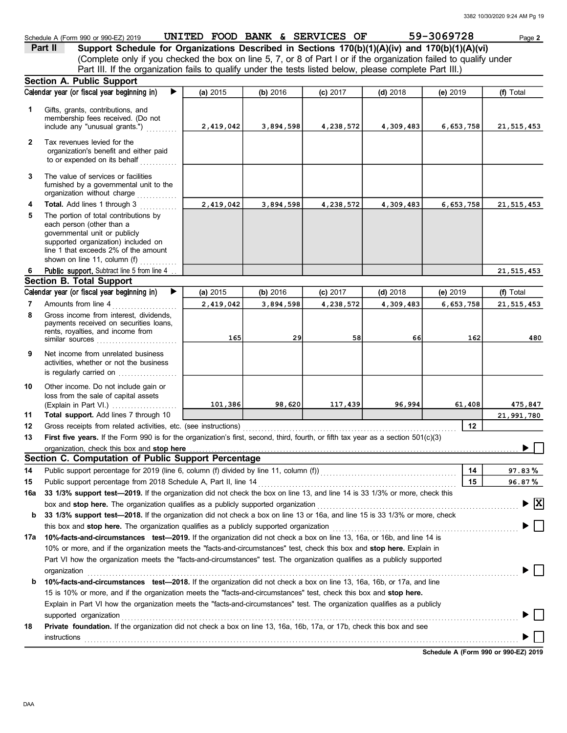Schedule A (Form 990 or 990-EZ) 2019 UNITED FOOD BANK & SERVICES OF 59-3069728 Page **2**

**Part II** **Support Schedule for Organizations Described in Sections 170(b)(1)(A)(iv) and 170(b)(1)(A)(vi)**
(Complete only if you checked the box on line 5, 7, or 8 of Part I or if the organization failed to qualify under Part III. If the organization fails to qualify under the tests listed below, please complete Part III.)

### Section A. Public Support

| Calendar year (or fiscal year beginning in) ▶ | (a) 2015 | (b) 2016 | (c) 2017 | (d) 2018 | (e) 2019 | (f) Total |
|---|---|---|---|---|---|---|
| **1** Gifts, grants, contributions, and membership fees received. (Do not include any "unusual grants.") | 2,419,042 | 3,894,598 | 4,238,572 | 4,309,483 | 6,653,758 | 21,515,453 |
| **2** Tax revenues levied for the organization's benefit and either paid to or expended on its behalf | | | | | | |
| **3** The value of services or facilities furnished by a governmental unit to the organization without charge | | | | | | |
| **4** **Total.** Add lines 1 through 3 | 2,419,042 | 3,894,598 | 4,238,572 | 4,309,483 | 6,653,758 | 21,515,453 |
| **5** The portion of total contributions by each person (other than a governmental unit or publicly supported organization) included on line 1 that exceeds 2% of the amount shown on line 11, column (f) | | | | | | |
| **6** **Public support.** Subtract line 5 from line 4 | | | | | | 21,515,453 |

### Section B. Total Support

| Calendar year (or fiscal year beginning in) ▶ | (a) 2015 | (b) 2016 | (c) 2017 | (d) 2018 | (e) 2019 | (f) Total |
|---|---|---|---|---|---|---|
| **7** Amounts from line 4 | 2,419,042 | 3,894,598 | 4,238,572 | 4,309,483 | 6,653,758 | 21,515,453 |
| **8** Gross income from interest, dividends, payments received on securities loans, rents, royalties, and income from similar sources | 165 | 29 | 58 | 66 | 162 | 480 |
| **9** Net income from unrelated business activities, whether or not the business is regularly carried on | | | | | | |
| **10** Other income. Do not include gain or loss from the sale of capital assets (Explain in Part VI.) | 101,386 | 98,620 | 117,439 | 96,994 | 61,408 | 475,847 |
| **11** **Total support.** Add lines 7 through 10 | | | | | | 21,991,780 |

**12** Gross receipts from related activities, etc. (see instructions) | **12** |

**13** **First five years.** If the Form 990 is for the organization's first, second, third, fourth, or fifth tax year as a section 501(c)(3) organization, check this box and **stop here** ▶ ☐

### Section C. Computation of Public Support Percentage

**14** Public support percentage for 2019 (line 6, column (f) divided by line 11, column (f)) | **14** | 97.83 %

**15** Public support percentage from 2018 Schedule A, Part II, line 14 | **15** | 96.87 %

**16a** **33 1/3% support test—2019.** If the organization did not check the box on line 13, and line 14 is 33 1/3% or more, check this box and **stop here.** The organization qualifies as a publicly supported organization ▶ ☒

**b** **33 1/3% support test—2018.** If the organization did not check a box on line 13 or 16a, and line 15 is 33 1/3% or more, check this box and **stop here.** The organization qualifies as a publicly supported organization ▶ ☐

**17a** **10%-facts-and-circumstances test—2019.** If the organization did not check a box on line 13, 16a, or 16b, and line 14 is 10% or more, and if the organization meets the "facts-and-circumstances" test, check this box and **stop here.** Explain in Part VI how the organization meets the "facts-and-circumstances" test. The organization qualifies as a publicly supported organization ▶ ☐

**b** **10%-facts-and-circumstances test—2018.** If the organization did not check a box on line 13, 16a, 16b, or 17a, and line 15 is 10% or more, and if the organization meets the "facts-and-circumstances" test, check this box and **stop here.** Explain in Part VI how the organization meets the "facts-and-circumstances" test. The organization qualifies as a publicly supported organization ▶ ☐

**18** **Private foundation.** If the organization did not check a box on line 13, 16a, 16b, 17a, or 17b, check this box and see instructions ▶ ☐

**Schedule A (Form 990 or 990-EZ) 2019**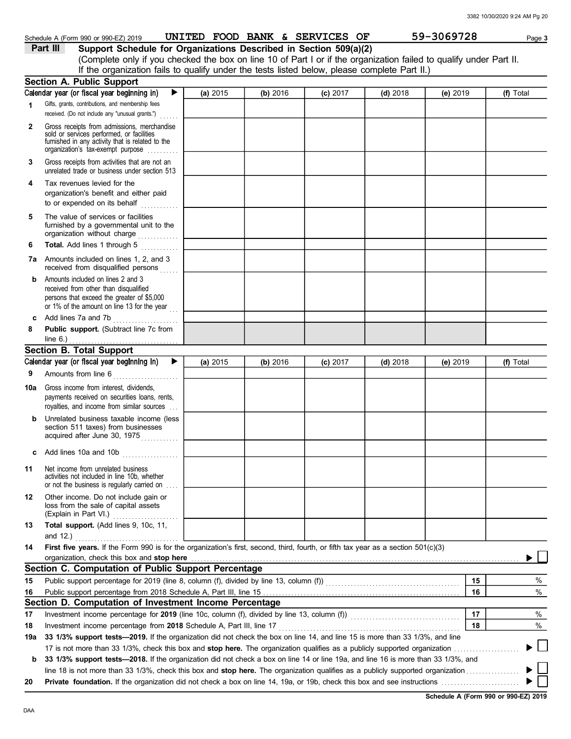Schedule A (Form 990 or 990-EZ) 2019 UNITED FOOD BANK & SERVICES OF 59-3069728 Page **3**

## Part III Support Schedule for Organizations Described in Section 509(a)(2)

(Complete only if you checked the box on line 10 of Part I or if the organization failed to qualify under Part II. If the organization fails to qualify under the tests listed below, please complete Part II.)

### Section A. Public Support

| Calendar year (or fiscal year beginning in) ▶ | (a) 2015 | (b) 2016 | (c) 2017 | (d) 2018 | (e) 2019 | (f) Total |
|---|---|---|---|---|---|---|
| **1** Gifts, grants, contributions, and membership fees received. (Do not include any "unusual grants.") | | | | | | |
| **2** Gross receipts from admissions, merchandise sold or services performed, or facilities furnished in any activity that is related to the organization's tax-exempt purpose | | | | | | |
| **3** Gross receipts from activities that are not an unrelated trade or business under section 513 | | | | | | |
| **4** Tax revenues levied for the organization's benefit and either paid to or expended on its behalf | | | | | | |
| **5** The value of services or facilities furnished by a governmental unit to the organization without charge | | | | | | |
| **6** **Total.** Add lines 1 through 5 | | | | | | |
| **7a** Amounts included on lines 1, 2, and 3 received from disqualified persons | | | | | | |
| **b** Amounts included on lines 2 and 3 received from other than disqualified persons that exceed the greater of $5,000 or 1% of the amount on line 13 for the year | | | | | | |
| **c** Add lines 7a and 7b | | | | | | |
| **8** **Public support.** (Subtract line 7c from line 6.) | | | | | | |

### Section B. Total Support

| Calendar year (or fiscal year beginning in) ▶ | (a) 2015 | (b) 2016 | (c) 2017 | (d) 2018 | (e) 2019 | (f) Total |
|---|---|---|---|---|---|---|
| **9** Amounts from line 6 | | | | | | |
| **10a** Gross income from interest, dividends, payments received on securities loans, rents, royalties, and income from similar sources | | | | | | |
| **b** Unrelated business taxable income (less section 511 taxes) from businesses acquired after June 30, 1975 | | | | | | |
| **c** Add lines 10a and 10b | | | | | | |
| **11** Net income from unrelated business activities not included in line 10b, whether or not the business is regularly carried on | | | | | | |
| **12** Other income. Do not include gain or loss from the sale of capital assets (Explain in Part VI.) | | | | | | |
| **13** **Total support.** (Add lines 9, 10c, 11, and 12.) | | | | | | |

**14** **First five years.** If the Form 990 is for the organization's first, second, third, fourth, or fifth tax year as a section 501(c)(3) organization, check this box and **stop here** ▶ ☐

### Section C. Computation of Public Support Percentage

| | | | |
|---|---|---|---|
| **15** | Public support percentage for 2019 (line 8, column (f), divided by line 13, column (f)) | 15 | % |
| **16** | Public support percentage from 2018 Schedule A, Part III, line 15 | 16 | % |

### Section D. Computation of Investment Income Percentage

| | | | |
|---|---|---|---|
| **17** | Investment income percentage for **2019** (line 10c, column (f), divided by line 13, column (f)) | 17 | % |
| **18** | Investment income percentage from **2018** Schedule A, Part III, line 17 | 18 | % |

**19a** **33 1/3% support tests—2019.** If the organization did not check the box on line 14, and line 15 is more than 33 1/3%, and line 17 is not more than 33 1/3%, check this box and **stop here.** The organization qualifies as a publicly supported organization ▶ ☐

**b** **33 1/3% support tests—2018.** If the organization did not check a box on line 14 or line 19a, and line 16 is more than 33 1/3%, and line 18 is not more than 33 1/3%, check this box and **stop here.** The organization qualifies as a publicly supported organization ▶ ☐

**20** **Private foundation.** If the organization did not check a box on line 14, 19a, or 19b, check this box and see instructions ▶ ☐

**Schedule A (Form 990 or 990-EZ) 2019**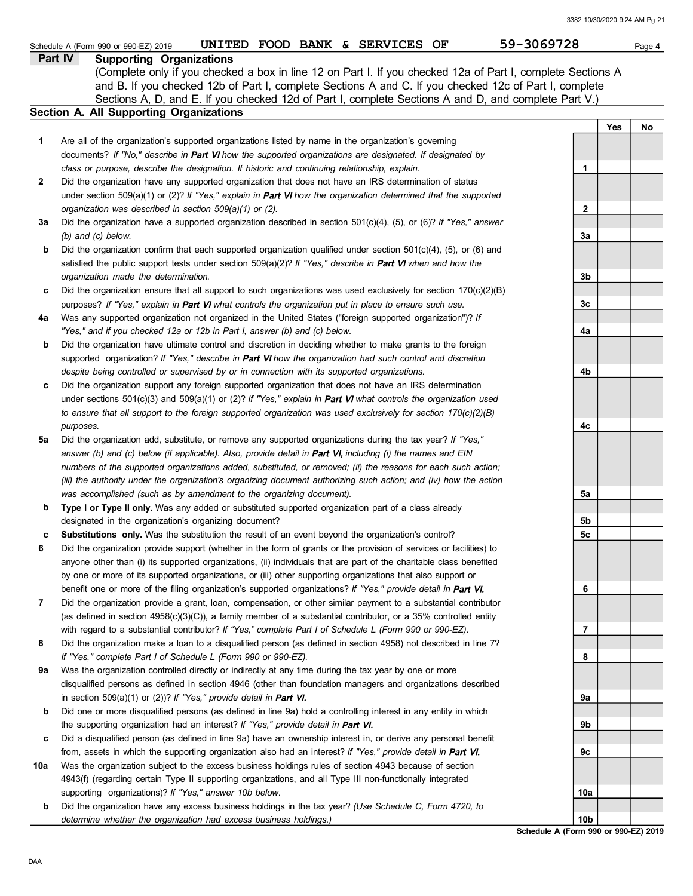Schedule A (Form 990 or 990-EZ) 2019 UNITED FOOD BANK & SERVICES OF 59-3069728 Page **4**

## Part IV Supporting Organizations

(Complete only if you checked a box in line 12 on Part I. If you checked 12a of Part I, complete Sections A and B. If you checked 12b of Part I, complete Sections A and C. If you checked 12c of Part I, complete Sections A, D, and E. If you checked 12d of Part I, complete Sections A and D, and complete Part V.)

### Section A. All Supporting Organizations

| | | | Yes | No |
|---|---|---|---|---|
| **1** | Are all of the organization's supported organizations listed by name in the organization's governing documents? *If "No," describe in **Part VI** how the supported organizations are designated. If designated by class or purpose, describe the designation. If historic and continuing relationship, explain.* | **1** | | |
| **2** | Did the organization have any supported organization that does not have an IRS determination of status under section 509(a)(1) or (2)? *If "Yes," explain in **Part VI** how the organization determined that the supported organization was described in section 509(a)(1) or (2).* | **2** | | |
| **3a** | Did the organization have a supported organization described in section 501(c)(4), (5), or (6)? *If "Yes," answer (b) and (c) below.* | **3a** | | |
| **b** | Did the organization confirm that each supported organization qualified under section 501(c)(4), (5), or (6) and satisfied the public support tests under section 509(a)(2)? *If "Yes," describe in **Part VI** when and how the organization made the determination.* | **3b** | | |
| **c** | Did the organization ensure that all support to such organizations was used exclusively for section 170(c)(2)(B) purposes? *If "Yes," explain in **Part VI** what controls the organization put in place to ensure such use.* | **3c** | | |
| **4a** | Was any supported organization not organized in the United States ("foreign supported organization")? *If "Yes," and if you checked 12a or 12b in Part I, answer (b) and (c) below.* | **4a** | | |
| **b** | Did the organization have ultimate control and discretion in deciding whether to make grants to the foreign supported organization? *If "Yes," describe in **Part VI** how the organization had such control and discretion despite being controlled or supervised by or in connection with its supported organizations.* | **4b** | | |
| **c** | Did the organization support any foreign supported organization that does not have an IRS determination under sections 501(c)(3) and 509(a)(1) or (2)? *If "Yes," explain in **Part VI** what controls the organization used to ensure that all support to the foreign supported organization was used exclusively for section 170(c)(2)(B) purposes.* | **4c** | | |
| **5a** | Did the organization add, substitute, or remove any supported organizations during the tax year? *If "Yes," answer (b) and (c) below (if applicable). Also, provide detail in **Part VI,** including (i) the names and EIN numbers of the supported organizations added, substituted, or removed; (ii) the reasons for each such action; (iii) the authority under the organization's organizing document authorizing such action; and (iv) how the action was accomplished (such as by amendment to the organizing document).* | **5a** | | |
| **b** | **Type I or Type II only.** Was any added or substituted supported organization part of a class already designated in the organization's organizing document? | **5b** | | |
| **c** | **Substitutions only.** Was the substitution the result of an event beyond the organization's control? | **5c** | | |
| **6** | Did the organization provide support (whether in the form of grants or the provision of services or facilities) to anyone other than (i) its supported organizations, (ii) individuals that are part of the charitable class benefited by one or more of its supported organizations, or (iii) other supporting organizations that also support or benefit one or more of the filing organization's supported organizations? *If "Yes," provide detail in **Part VI.*** | **6** | | |
| **7** | Did the organization provide a grant, loan, compensation, or other similar payment to a substantial contributor (as defined in section 4958(c)(3)(C)), a family member of a substantial contributor, or a 35% controlled entity with regard to a substantial contributor? *If "Yes," complete Part I of Schedule L (Form 990 or 990-EZ).* | **7** | | |
| **8** | Did the organization make a loan to a disqualified person (as defined in section 4958) not described in line 7? *If "Yes," complete Part I of Schedule L (Form 990 or 990-EZ).* | **8** | | |
| **9a** | Was the organization controlled directly or indirectly at any time during the tax year by one or more disqualified persons as defined in section 4946 (other than foundation managers and organizations described in section 509(a)(1) or (2))? *If "Yes," provide detail in **Part VI.*** | **9a** | | |
| **b** | Did one or more disqualified persons (as defined in line 9a) hold a controlling interest in any entity in which the supporting organization had an interest? *If "Yes," provide detail in **Part VI.*** | **9b** | | |
| **c** | Did a disqualified person (as defined in line 9a) have an ownership interest in, or derive any personal benefit from, assets in which the supporting organization also had an interest? *If "Yes," provide detail in **Part VI.*** | **9c** | | |
| **10a** | Was the organization subject to the excess business holdings rules of section 4943 because of section 4943(f) (regarding certain Type II supporting organizations, and all Type III non-functionally integrated supporting organizations)? *If "Yes," answer 10b below.* | **10a** | | |
| **b** | Did the organization have any excess business holdings in the tax year? *(Use Schedule C, Form 4720, to determine whether the organization had excess business holdings.)* | **10b** | | |

**Schedule A (Form 990 or 990-EZ) 2019**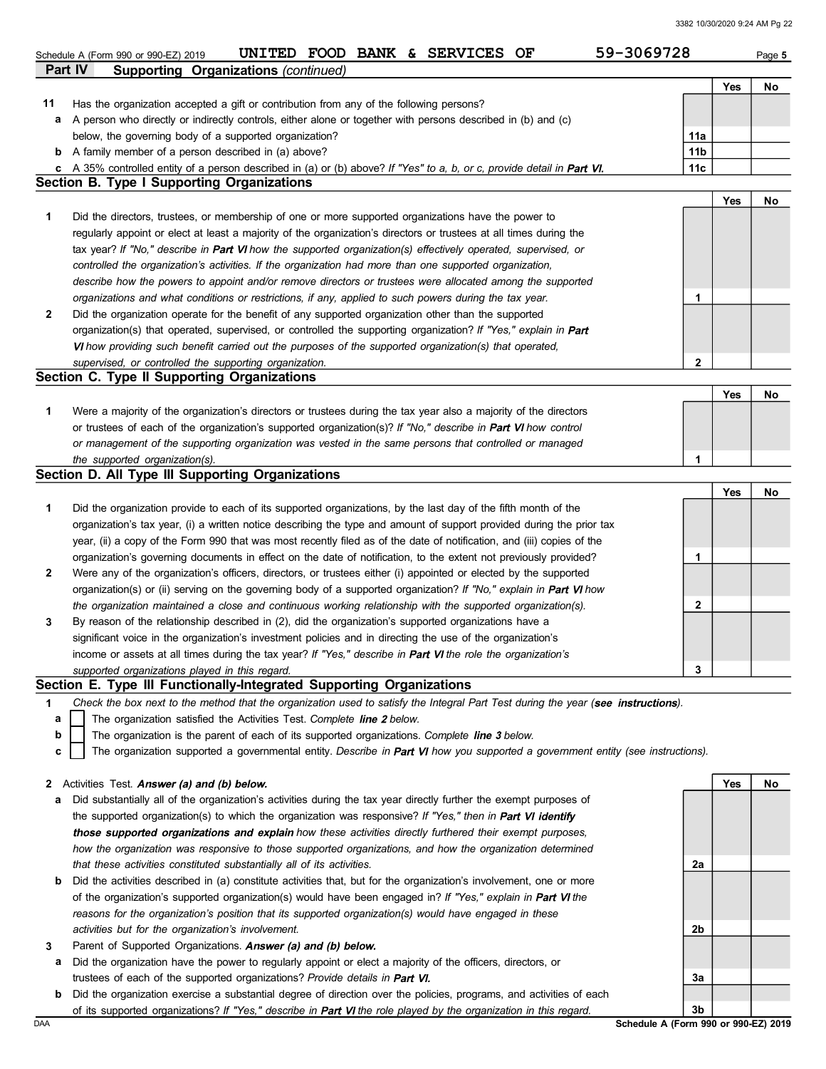Schedule A (Form 990 or 990-EZ) 2019 UNITED FOOD BANK & SERVICES OF 59-3069728

## Part IV Supporting Organizations *(continued)*

| | | | Yes | No |
|---|---|---|---|---|
| **11** | Has the organization accepted a gift or contribution from any of the following persons? | | | |
| **a** | A person who directly or indirectly controls, either alone or together with persons described in (b) and (c) below, the governing body of a supported organization? | 11a | | |
| **b** | A family member of a person described in (a) above? | 11b | | |
| **c** | A 35% controlled entity of a person described in (a) or (b) above? *If "Yes" to a, b, or c, provide detail in **Part VI**.* | 11c | | |

### Section B. Type I Supporting Organizations

| | | | Yes | No |
|---|---|---|---|---|
| **1** | Did the directors, trustees, or membership of one or more supported organizations have the power to regularly appoint or elect at least a majority of the organization's directors or trustees at all times during the tax year? *If "No," describe in **Part VI** how the supported organization(s) effectively operated, supervised, or controlled the organization's activities. If the organization had more than one supported organization, describe how the powers to appoint and/or remove directors or trustees were allocated among the supported organizations and what conditions or restrictions, if any, applied to such powers during the tax year.* | 1 | | |
| **2** | Did the organization operate for the benefit of any supported organization other than the supported organization(s) that operated, supervised, or controlled the supporting organization? *If "Yes," explain in **Part VI** how providing such benefit carried out the purposes of the supported organization(s) that operated, supervised, or controlled the supporting organization.* | 2 | | |

### Section C. Type II Supporting Organizations

| | | | Yes | No |
|---|---|---|---|---|
| **1** | Were a majority of the organization's directors or trustees during the tax year also a majority of the directors or trustees of each of the organization's supported organization(s)? *If "No," describe in **Part VI** how control or management of the supporting organization was vested in the same persons that controlled or managed the supported organization(s).* | 1 | | |

### Section D. All Type III Supporting Organizations

| | | | Yes | No |
|---|---|---|---|---|
| **1** | Did the organization provide to each of its supported organizations, by the last day of the fifth month of the organization's tax year, (i) a written notice describing the type and amount of support provided during the prior tax year, (ii) a copy of the Form 990 that was most recently filed as of the date of notification, and (iii) copies of the organization's governing documents in effect on the date of notification, to the extent not previously provided? | 1 | | |
| **2** | Were any of the organization's officers, directors, or trustees either (i) appointed or elected by the supported organization(s) or (ii) serving on the governing body of a supported organization? *If "No," explain in **Part VI** how the organization maintained a close and continuous working relationship with the supported organization(s).* | 2 | | |
| **3** | By reason of the relationship described in (2), did the organization's supported organizations have a significant voice in the organization's investment policies and in directing the use of the organization's income or assets at all times during the tax year? *If "Yes," describe in **Part VI** the role the organization's supported organizations played in this regard.* | 3 | | |

### Section E. Type III Functionally-Integrated Supporting Organizations

**1** *Check the box next to the method that the organization used to satisfy the Integral Part Test during the year (**see instructions**).*

- **a** ☐ The organization satisfied the Activities Test. *Complete **line 2** below.*
- **b** ☐ The organization is the parent of each of its supported organizations. *Complete **line 3** below.*
- **c** ☐ The organization supported a governmental entity. *Describe in **Part VI** how you supported a government entity (see instructions).*

| | | | Yes | No |
|---|---|---|---|---|
| **2** | Activities Test. ***Answer (a) and (b) below.*** | | | |
| **a** | Did substantially all of the organization's activities during the tax year directly further the exempt purposes of the supported organization(s) to which the organization was responsive? *If "Yes," then in **Part VI identify those supported organizations and explain** how these activities directly furthered their exempt purposes, how the organization was responsive to those supported organizations, and how the organization determined that these activities constituted substantially all of its activities.* | 2a | | |
| **b** | Did the activities described in (a) constitute activities that, but for the organization's involvement, one or more of the organization's supported organization(s) would have been engaged in? *If "Yes," explain in **Part VI** the reasons for the organization's position that its supported organization(s) would have engaged in these activities but for the organization's involvement.* | 2b | | |
| **3** | Parent of Supported Organizations. ***Answer (a) and (b) below.*** | | | |
| **a** | Did the organization have the power to regularly appoint or elect a majority of the officers, directors, or trustees of each of the supported organizations? *Provide details in **Part VI**.* | 3a | | |
| **b** | Did the organization exercise a substantial degree of direction over the policies, programs, and activities of each of its supported organizations? *If "Yes," describe in **Part VI** the role played by the organization in this regard.* | 3b | | |

**Schedule A (Form 990 or 990-EZ) 2019**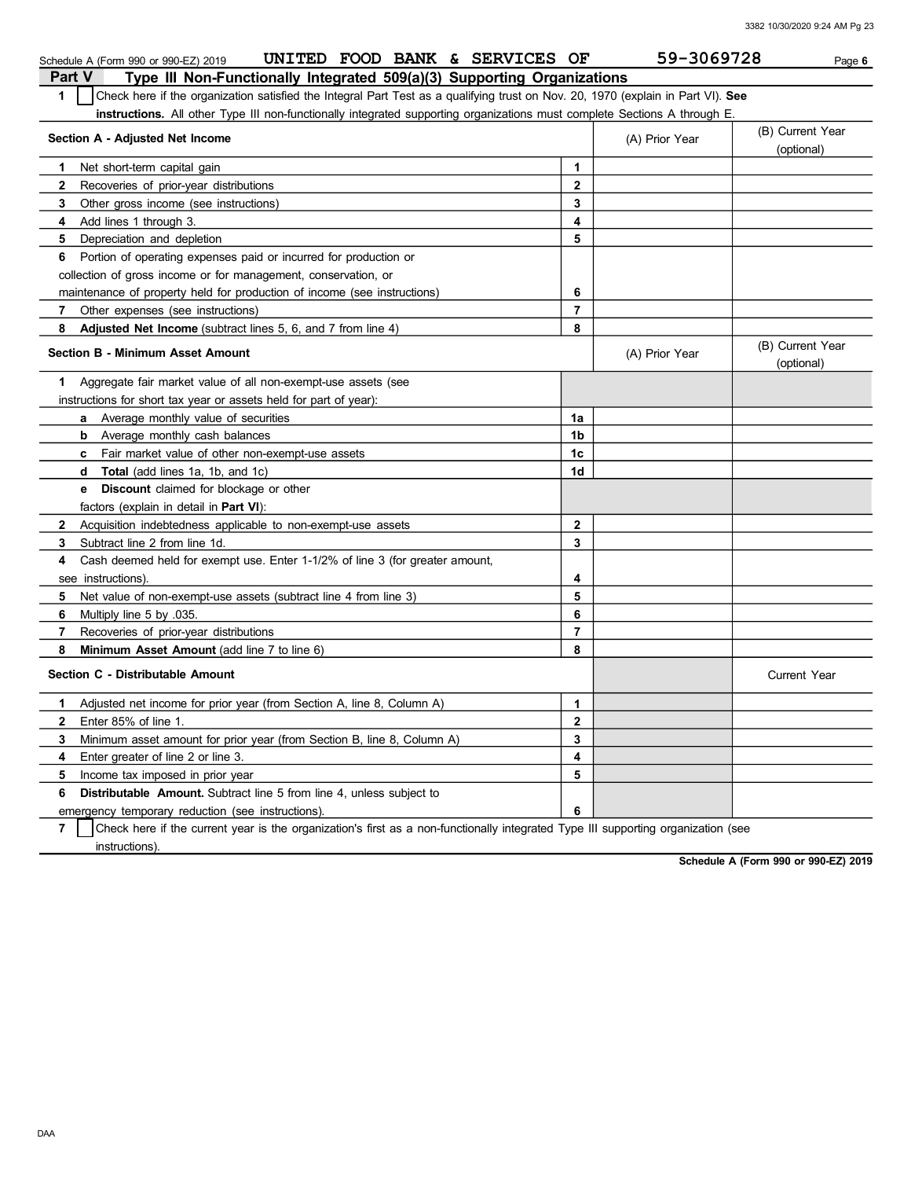Schedule A (Form 990 or 990-EZ) 2019 UNITED FOOD BANK & SERVICES OF 59-3069728

## Part V Type III Non-Functionally Integrated 509(a)(3) Supporting Organizations

**1** ☐ Check here if the organization satisfied the Integral Part Test as a qualifying trust on Nov. 20, 1970 (explain in Part VI). **See instructions.** All other Type III non-functionally integrated supporting organizations must complete Sections A through E.

| Section A - Adjusted Net Income | | (A) Prior Year | (B) Current Year (optional) |
|---|---|---|---|
| **1** Net short-term capital gain | 1 | | |
| **2** Recoveries of prior-year distributions | 2 | | |
| **3** Other gross income (see instructions) | 3 | | |
| **4** Add lines 1 through 3. | 4 | | |
| **5** Depreciation and depletion | 5 | | |
| **6** Portion of operating expenses paid or incurred for production or collection of gross income or for management, conservation, or maintenance of property held for production of income (see instructions) | 6 | | |
| **7** Other expenses (see instructions) | 7 | | |
| **8** **Adjusted Net Income** (subtract lines 5, 6, and 7 from line 4) | 8 | | |

| Section B - Minimum Asset Amount | | (A) Prior Year | (B) Current Year (optional) |
|---|---|---|---|
| **1** Aggregate fair market value of all non-exempt-use assets (see instructions for short tax year or assets held for part of year): | | | |
| **a** Average monthly value of securities | 1a | | |
| **b** Average monthly cash balances | 1b | | |
| **c** Fair market value of other non-exempt-use assets | 1c | | |
| **d** **Total** (add lines 1a, 1b, and 1c) | 1d | | |
| **e** **Discount** claimed for blockage or other factors (explain in detail in **Part VI**): | | | |
| **2** Acquisition indebtedness applicable to non-exempt-use assets | 2 | | |
| **3** Subtract line 2 from line 1d. | 3 | | |
| **4** Cash deemed held for exempt use. Enter 1-1/2% of line 3 (for greater amount, see instructions). | 4 | | |
| **5** Net value of non-exempt-use assets (subtract line 4 from line 3) | 5 | | |
| **6** Multiply line 5 by .035. | 6 | | |
| **7** Recoveries of prior-year distributions | 7 | | |
| **8** **Minimum Asset Amount** (add line 7 to line 6) | 8 | | |

| Section C - Distributable Amount | | | Current Year |
|---|---|---|---|
| **1** Adjusted net income for prior year (from Section A, line 8, Column A) | 1 | | |
| **2** Enter 85% of line 1. | 2 | | |
| **3** Minimum asset amount for prior year (from Section B, line 8, Column A) | 3 | | |
| **4** Enter greater of line 2 or line 3. | 4 | | |
| **5** Income tax imposed in prior year | 5 | | |
| **6** **Distributable Amount.** Subtract line 5 from line 4, unless subject to emergency temporary reduction (see instructions). | 6 | | |

**7** ☐ Check here if the current year is the organization's first as a non-functionally integrated Type III supporting organization (see instructions).

**Schedule A (Form 990 or 990-EZ) 2019**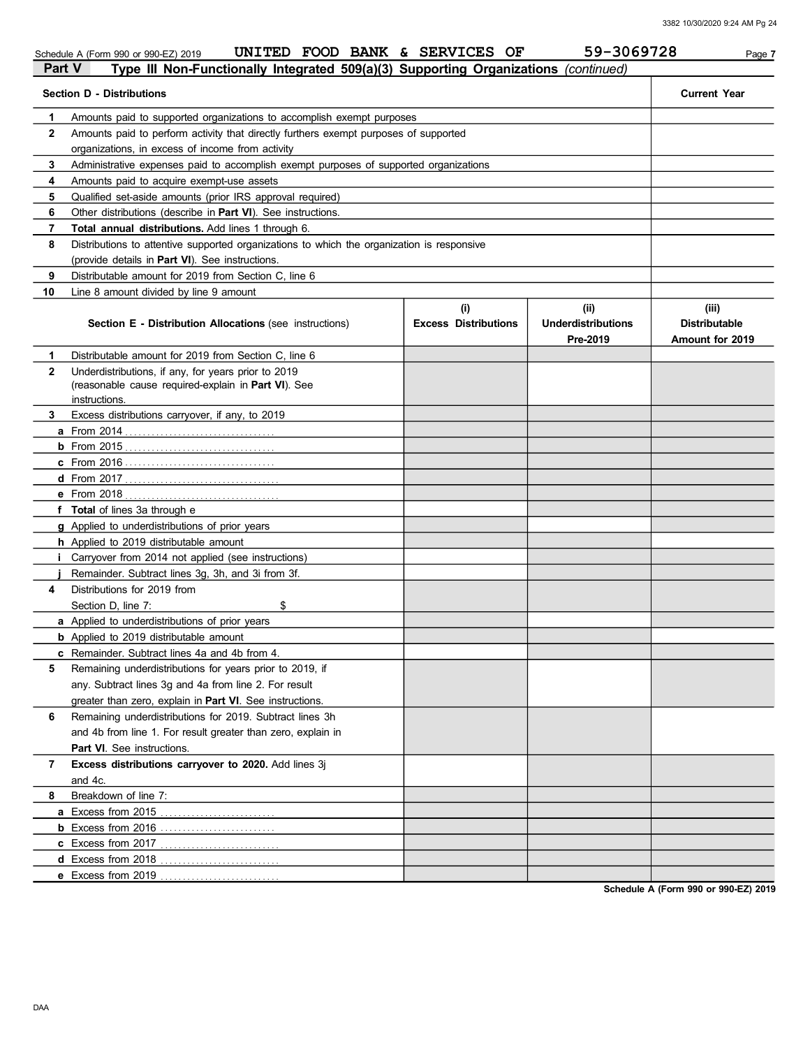Schedule A (Form 990 or 990-EZ) 2019 UNITED FOOD BANK & SERVICES OF 59-3069728 Page 7

## Part V Type III Non-Functionally Integrated 509(a)(3) Supporting Organizations *(continued)*

| | Section D - Distributions | Current Year |
|---|---|---|
| 1 | Amounts paid to supported organizations to accomplish exempt purposes | |
| 2 | Amounts paid to perform activity that directly furthers exempt purposes of supported organizations, in excess of income from activity | |
| 3 | Administrative expenses paid to accomplish exempt purposes of supported organizations | |
| 4 | Amounts paid to acquire exempt-use assets | |
| 5 | Qualified set-aside amounts (prior IRS approval required) | |
| 6 | Other distributions (describe in **Part VI**). See instructions. | |
| 7 | **Total annual distributions.** Add lines 1 through 6. | |
| 8 | Distributions to attentive supported organizations to which the organization is responsive (provide details in **Part VI**). See instructions. | |
| 9 | Distributable amount for 2019 from Section C, line 6 | |
| 10 | Line 8 amount divided by line 9 amount | |

| | Section E - Distribution Allocations (see instructions) | (i) Excess Distributions | (ii) Underdistributions Pre-2019 | (iii) Distributable Amount for 2019 |
|---|---|---|---|---|
| 1 | Distributable amount for 2019 from Section C, line 6 | | | |
| 2 | Underdistributions, if any, for years prior to 2019 (reasonable cause required-explain in **Part VI**). See instructions. | | | |
| 3 | Excess distributions carryover, if any, to 2019 | | | |
| a | From 2014 | | | |
| b | From 2015 | | | |
| c | From 2016 | | | |
| d | From 2017 | | | |
| e | From 2018 | | | |
| f | **Total** of lines 3a through e | | | |
| g | Applied to underdistributions of prior years | | | |
| h | Applied to 2019 distributable amount | | | |
| i | Carryover from 2014 not applied (see instructions) | | | |
| j | Remainder. Subtract lines 3g, 3h, and 3i from 3f. | | | |
| 4 | Distributions for 2019 from Section D, line 7: $ | | | |
| a | Applied to underdistributions of prior years | | | |
| b | Applied to 2019 distributable amount | | | |
| c | Remainder. Subtract lines 4a and 4b from 4. | | | |
| 5 | Remaining underdistributions for years prior to 2019, if any. Subtract lines 3g and 4a from line 2. For result greater than zero, explain in **Part VI**. See instructions. | | | |
| 6 | Remaining underdistributions for 2019. Subtract lines 3h and 4b from line 1. For result greater than zero, explain in **Part VI**. See instructions. | | | |
| 7 | **Excess distributions carryover to 2020.** Add lines 3j and 4c. | | | |
| 8 | Breakdown of line 7: | | | |
| a | Excess from 2015 | | | |
| b | Excess from 2016 | | | |
| c | Excess from 2017 | | | |
| d | Excess from 2018 | | | |
| e | Excess from 2019 | | | |

Schedule A (Form 990 or 990-EZ) 2019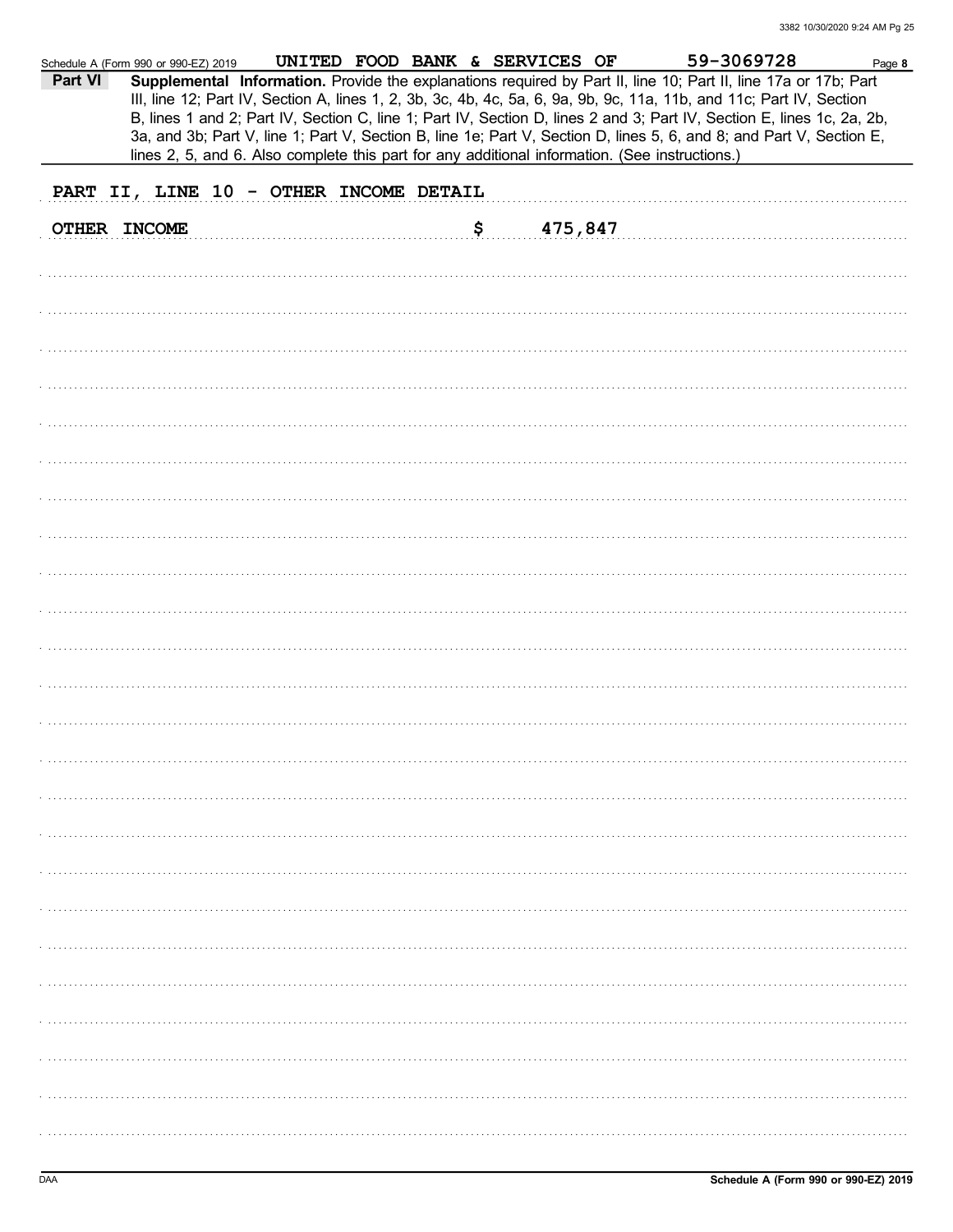Schedule A (Form 990 or 990-EZ) 2019 UNITED FOOD BANK & SERVICES OF 59-3069728 Page **8**

**Part VI** **Supplemental Information.** Provide the explanations required by Part II, line 10; Part II, line 17a or 17b; Part III, line 12; Part IV, Section A, lines 1, 2, 3b, 3c, 4b, 4c, 5a, 6, 9a, 9b, 9c, 11a, 11b, and 11c; Part IV, Section B, lines 1 and 2; Part IV, Section C, line 1; Part IV, Section D, lines 2 and 3; Part IV, Section E, lines 1c, 2a, 2b, 3a, and 3b; Part V, line 1; Part V, Section B, line 1e; Part V, Section D, lines 5, 6, and 8; and Part V, Section E, lines 2, 5, and 6. Also complete this part for any additional information. (See instructions.)

PART II, LINE 10 - OTHER INCOME DETAIL

OTHER INCOME $ 475,847

DAA **Schedule A (Form 990 or 990-EZ) 2019**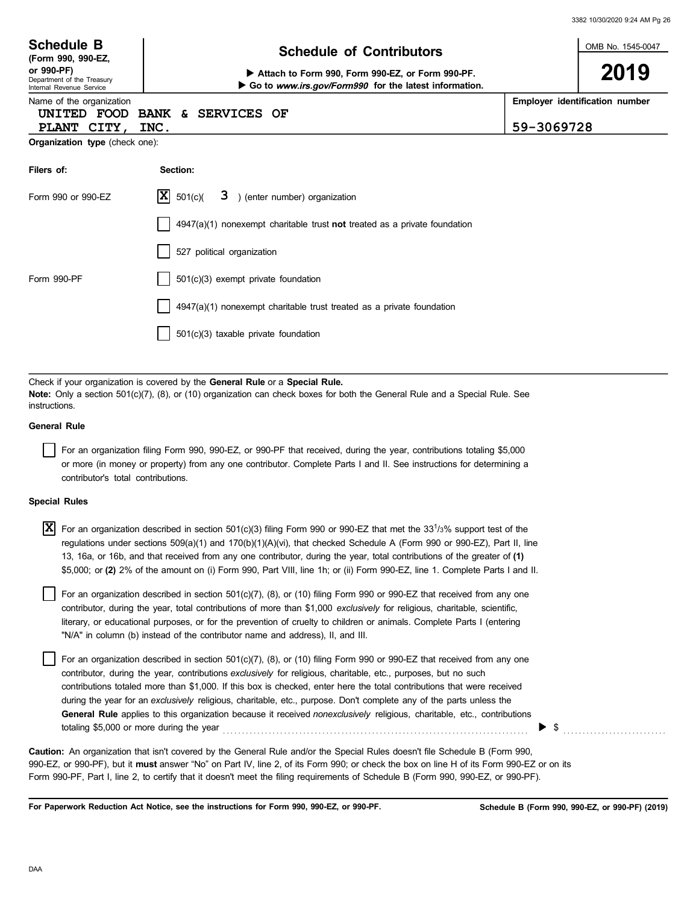# Schedule B

**(Form 990, 990-EZ, or 990-PF)**

Department of the Treasury
Internal Revenue Service

## Schedule of Contributors

▶ Attach to Form 990, Form 990-EZ, or Form 990-PF.
▶ Go to *www.irs.gov/Form990* for the latest information.

OMB No. 1545-0047

**2019**

Name of the organization: UNITED FOOD BANK & SERVICES OF PLANT CITY, INC.

**Employer identification number:** 59-3069728

**Organization type** (check one):

| Filers of: | Section: |
|---|---|
| Form 990 or 990-EZ | [X] 501(c)( 3 ) (enter number) organization |
| | [ ] 4947(a)(1) nonexempt charitable trust **not** treated as a private foundation |
| | [ ] 527 political organization |
| Form 990-PF | [ ] 501(c)(3) exempt private foundation |
| | [ ] 4947(a)(1) nonexempt charitable trust treated as a private foundation |
| | [ ] 501(c)(3) taxable private foundation |

Check if your organization is covered by the **General Rule** or a **Special Rule.**

**Note:** Only a section 501(c)(7), (8), or (10) organization can check boxes for both the General Rule and a Special Rule. See instructions.

**General Rule**

[ ] For an organization filing Form 990, 990-EZ, or 990-PF that received, during the year, contributions totaling $5,000 or more (in money or property) from any one contributor. Complete Parts I and II. See instructions for determining a contributor's total contributions.

**Special Rules**

[X] For an organization described in section 501(c)(3) filing Form 990 or 990-EZ that met the 33 1/3% support test of the regulations under sections 509(a)(1) and 170(b)(1)(A)(vi), that checked Schedule A (Form 990 or 990-EZ), Part II, line 13, 16a, or 16b, and that received from any one contributor, during the year, total contributions of the greater of **(1)** $5,000; or **(2)** 2% of the amount on (i) Form 990, Part VIII, line 1h; or (ii) Form 990-EZ, line 1. Complete Parts I and II.

[ ] For an organization described in section 501(c)(7), (8), or (10) filing Form 990 or 990-EZ that received from any one contributor, during the year, total contributions of more than $1,000 *exclusively* for religious, charitable, scientific, literary, or educational purposes, or for the prevention of cruelty to children or animals. Complete Parts I (entering "N/A" in column (b) instead of the contributor name and address), II, and III.

[ ] For an organization described in section 501(c)(7), (8), or (10) filing Form 990 or 990-EZ that received from any one contributor, during the year, contributions *exclusively* for religious, charitable, etc., purposes, but no such contributions totaled more than $1,000. If this box is checked, enter here the total contributions that were received during the year for an *exclusively* religious, charitable, etc., purpose. Don't complete any of the parts unless the **General Rule** applies to this organization because it received *nonexclusively* religious, charitable, etc., contributions totaling $5,000 or more during the year ▶ $ ..........

**Caution:** An organization that isn't covered by the General Rule and/or the Special Rules doesn't file Schedule B (Form 990, 990-EZ, or 990-PF), but it **must** answer "No" on Part IV, line 2, of its Form 990; or check the box on line H of its Form 990-EZ or on its Form 990-PF, Part I, line 2, to certify that it doesn't meet the filing requirements of Schedule B (Form 990, 990-EZ, or 990-PF).

**For Paperwork Reduction Act Notice, see the instructions for Form 990, 990-EZ, or 990-PF.** **Schedule B (Form 990, 990-EZ, or 990-PF) (2019)**

DAA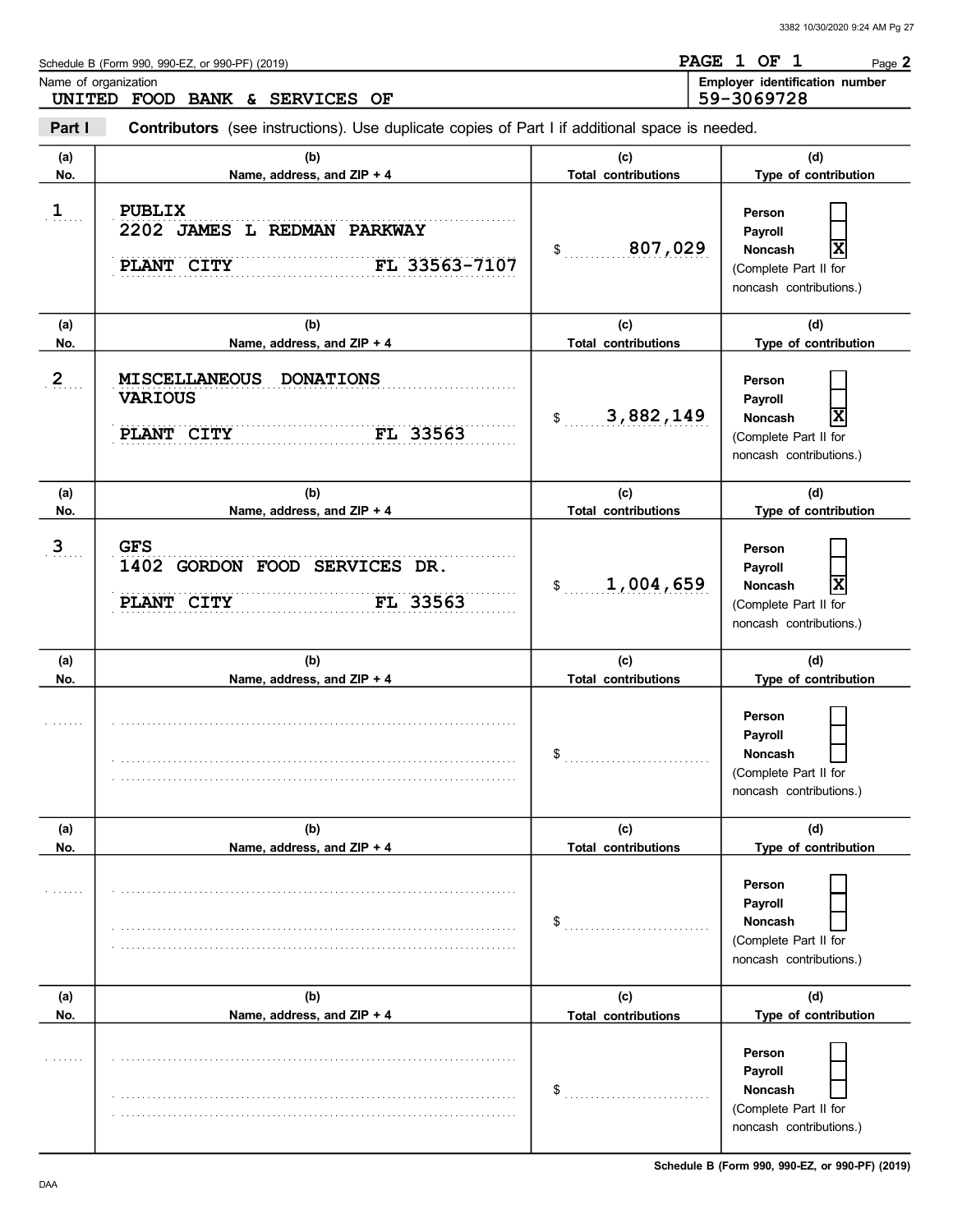Schedule B (Form 990, 990-EZ, or 990-PF) (2019)

**PAGE 1 OF 1** Page **2**

Name of organization
UNITED FOOD BANK & SERVICES OF

**Employer identification number**
59-3069728

**Part I** **Contributors** (see instructions). Use duplicate copies of Part I if additional space is needed.

| (a) No. | (b) Name, address, and ZIP + 4 | (c) Total contributions | (d) Type of contribution |
|---|---|---|---|
| 1 | PUBLIX<br>2202 JAMES L REDMAN PARKWAY<br>PLANT CITY FL 33563-7107 | $ 807,029 | Person ☐<br>Payroll ☐<br>Noncash ☒<br>(Complete Part II for noncash contributions.) |
| 2 | MISCELLANEOUS DONATIONS<br>VARIOUS<br>PLANT CITY FL 33563 | $ 3,882,149 | Person ☐<br>Payroll ☐<br>Noncash ☒<br>(Complete Part II for noncash contributions.) |
| 3 | GFS<br>1402 GORDON FOOD SERVICES DR.<br>PLANT CITY FL 33563 | $ 1,004,659 | Person ☐<br>Payroll ☐<br>Noncash ☒<br>(Complete Part II for noncash contributions.) |
| | | $ | Person ☐<br>Payroll ☐<br>Noncash ☐<br>(Complete Part II for noncash contributions.) |
| | | $ | Person ☐<br>Payroll ☐<br>Noncash ☐<br>(Complete Part II for noncash contributions.) |
| | | $ | Person ☐<br>Payroll ☐<br>Noncash ☐<br>(Complete Part II for noncash contributions.) |

Schedule B (Form 990, 990-EZ, or 990-PF) (2019)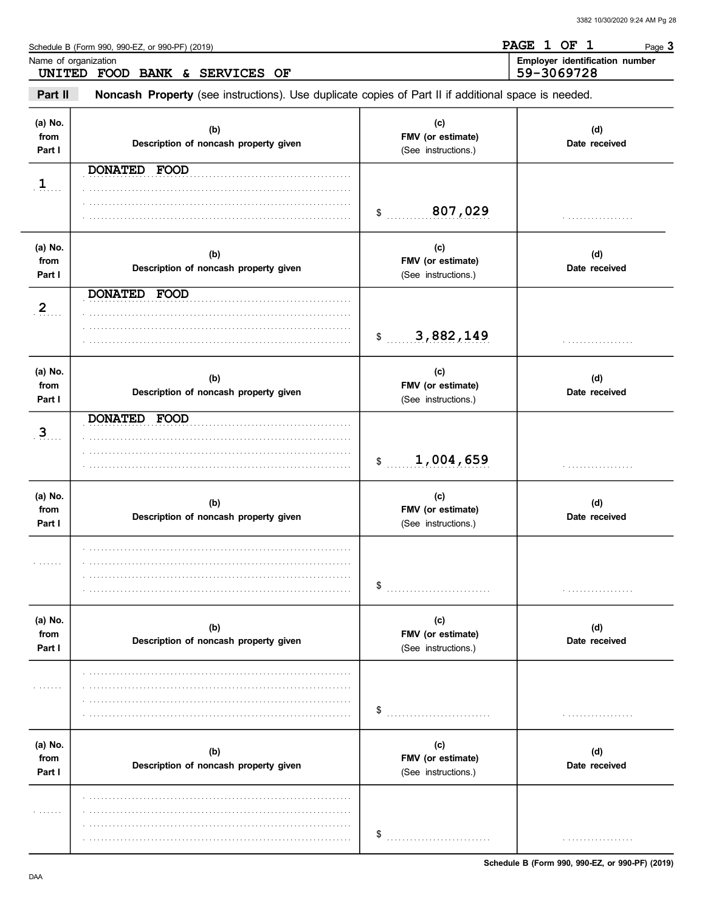Schedule B (Form 990, 990-EZ, or 990-PF) (2019) **PAGE 1 OF 1** Page **3**

Name of organization: UNITED FOOD BANK & SERVICES OF

**Employer identification number:** 59-3069728

**Part II** **Noncash Property** (see instructions). Use duplicate copies of Part II if additional space is needed.

| (a) No. from Part I | (b) Description of noncash property given | (c) FMV (or estimate) (See instructions.) | (d) Date received |
|---|---|---|---|
| 1 | DONATED FOOD | $ 807,029 | |
| 2 | DONATED FOOD | $ 3,882,149 | |
| 3 | DONATED FOOD | $ 1,004,659 | |
| | | $ | |
| | | $ | |
| | | $ | |

Schedule B (Form 990, 990-EZ, or 990-PF) (2019)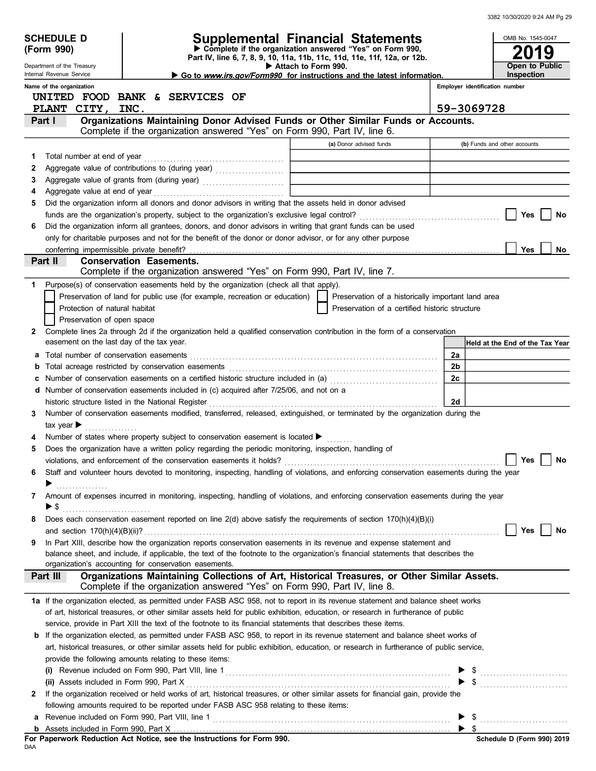**SCHEDULE D (Form 990)**

Department of the Treasury
Internal Revenue Service

# Supplemental Financial Statements

▶ Complete if the organization answered "Yes" on Form 990, Part IV, line 6, 7, 8, 9, 10, 11a, 11b, 11c, 11d, 11e, 11f, 12a, or 12b.
▶ Attach to Form 990.
▶ Go to *www.irs.gov/Form990* for instructions and the latest information.

OMB No. 1545-0047

**2019**

**Open to Public Inspection**

Name of the organization: UNITED FOOD BANK & SERVICES OF PLANT CITY, INC.

Employer identification number: 59-3069728

## Part I Organizations Maintaining Donor Advised Funds or Other Similar Funds or Accounts.

Complete if the organization answered "Yes" on Form 990, Part IV, line 6.

| | | (a) Donor advised funds | (b) Funds and other accounts |
|---|---|---|---|
| 1 | Total number at end of year | | |
| 2 | Aggregate value of contributions to (during year) | | |
| 3 | Aggregate value of grants from (during year) | | |
| 4 | Aggregate value at end of year | | |

5 Did the organization inform all donors and donor advisors in writing that the assets held in donor advised funds are the organization's property, subject to the organization's exclusive legal control? ☐ Yes ☐ No

6 Did the organization inform all grantees, donors, and donor advisors in writing that grant funds can be used only for charitable purposes and not for the benefit of the donor or donor advisor, or for any other purpose conferring impermissible private benefit? ☐ Yes ☐ No

## Part II Conservation Easements.

Complete if the organization answered "Yes" on Form 990, Part IV, line 7.

1 Purpose(s) of conservation easements held by the organization (check all that apply).

☐ Preservation of land for public use (for example, recreation or education)
☐ Preservation of a historically important land area
☐ Protection of natural habitat
☐ Preservation of a certified historic structure
☐ Preservation of open space

2 Complete lines 2a through 2d if the organization held a qualified conservation contribution in the form of a conservation easement on the last day of the tax year.

| | | | Held at the End of the Tax Year |
|---|---|---|---|
| a | Total number of conservation easements | 2a | |
| b | Total acreage restricted by conservation easements | 2b | |
| c | Number of conservation easements on a certified historic structure included in (a) | 2c | |
| d | Number of conservation easements included in (c) acquired after 7/25/06, and not on a historic structure listed in the National Register | 2d | |

3 Number of conservation easements modified, transferred, released, extinguished, or terminated by the organization during the tax year ▶

4 Number of states where property subject to conservation easement is located ▶

5 Does the organization have a written policy regarding the periodic monitoring, inspection, handling of violations, and enforcement of the conservation easements it holds? ☐ Yes ☐ No

6 Staff and volunteer hours devoted to monitoring, inspecting, handling of violations, and enforcing conservation easements during the year ▶

7 Amount of expenses incurred in monitoring, inspecting, handling of violations, and enforcing conservation easements during the year ▶ $

8 Does each conservation easement reported on line 2(d) above satisfy the requirements of section 170(h)(4)(B)(i) and section 170(h)(4)(B)(ii)? ☐ Yes ☐ No

9 In Part XIII, describe how the organization reports conservation easements in its revenue and expense statement and balance sheet, and include, if applicable, the text of the footnote to the organization's financial statements that describes the organization's accounting for conservation easements.

## Part III Organizations Maintaining Collections of Art, Historical Treasures, or Other Similar Assets.

Complete if the organization answered "Yes" on Form 990, Part IV, line 8.

1a If the organization elected, as permitted under FASB ASC 958, not to report in its revenue statement and balance sheet works of art, historical treasures, or other similar assets held for public exhibition, education, or research in furtherance of public service, provide in Part XIII the text of the footnote to its financial statements that describes these items.

b If the organization elected, as permitted under FASB ASC 958, to report in its revenue statement and balance sheet works of art, historical treasures, or other similar assets held for public exhibition, education, or research in furtherance of public service, provide the following amounts relating to these items:

(i) Revenue included on Form 990, Part VIII, line 1 ▶ $

(ii) Assets included in Form 990, Part X ▶ $

2 If the organization received or held works of art, historical treasures, or other similar assets for financial gain, provide the following amounts required to be reported under FASB ASC 958 relating to these items:

a Revenue included on Form 990, Part VIII, line 1 ▶ $

b Assets included in Form 990, Part X ▶ $

**For Paperwork Reduction Act Notice, see the Instructions for Form 990.**

DAA

**Schedule D (Form 990) 2019**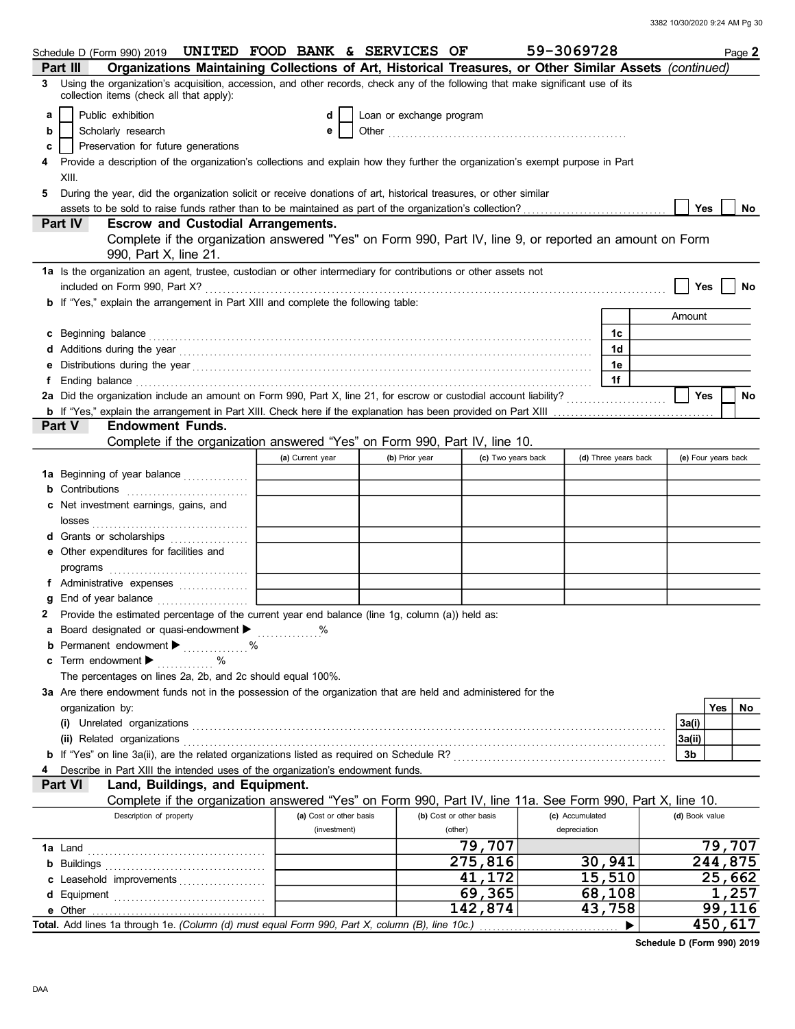Schedule D (Form 990) 2019 UNITED FOOD BANK & SERVICES OF 59-3069728 Page **2**

## Part III Organizations Maintaining Collections of Art, Historical Treasures, or Other Similar Assets *(continued)*

**3** Using the organization's acquisition, accession, and other records, check any of the following that make significant use of its collection items (check all that apply):

- **a** ☐ Public exhibition
- **b** ☐ Scholarly research
- **c** ☐ Preservation for future generations
- **d** ☐ Loan or exchange program
- **e** ☐ Other

**4** Provide a description of the organization's collections and explain how they further the organization's exempt purpose in Part XIII.

**5** During the year, did the organization solicit or receive donations of art, historical treasures, or other similar assets to be sold to raise funds rather than to be maintained as part of the organization's collection? ☐ Yes ☐ No

## Part IV Escrow and Custodial Arrangements.

Complete if the organization answered "Yes" on Form 990, Part IV, line 9, or reported an amount on Form 990, Part X, line 21.

**1a** Is the organization an agent, trustee, custodian or other intermediary for contributions or other assets not included on Form 990, Part X? ☐ Yes ☐ No

**b** If "Yes," explain the arrangement in Part XIII and complete the following table:

| | | Amount |
|---|---|---|
| **c** Beginning balance | 1c | |
| **d** Additions during the year | 1d | |
| **e** Distributions during the year | 1e | |
| **f** Ending balance | 1f | |

**2a** Did the organization include an amount on Form 990, Part X, line 21, for escrow or custodial account liability? ☐ Yes ☐ No

**b** If "Yes," explain the arrangement in Part XIII. Check here if the explanation has been provided on Part XIII ☐

## Part V Endowment Funds.

Complete if the organization answered "Yes" on Form 990, Part IV, line 10.

| | (a) Current year | (b) Prior year | (c) Two years back | (d) Three years back | (e) Four years back |
|---|---|---|---|---|---|
| **1a** Beginning of year balance | | | | | |
| **b** Contributions | | | | | |
| **c** Net investment earnings, gains, and losses | | | | | |
| **d** Grants or scholarships | | | | | |
| **e** Other expenditures for facilities and programs | | | | | |
| **f** Administrative expenses | | | | | |
| **g** End of year balance | | | | | |

**2** Provide the estimated percentage of the current year end balance (line 1g, column (a)) held as:

- **a** Board designated or quasi-endowment ▶ %
- **b** Permanent endowment ▶ %
- **c** Term endowment ▶ %

The percentages on lines 2a, 2b, and 2c should equal 100%.

**3a** Are there endowment funds not in the possession of the organization that are held and administered for the organization by:

| | | Yes | No |
|---|---|---|---|
| **(i)** Unrelated organizations | 3a(i) | | |
| **(ii)** Related organizations | 3a(ii) | | |
| **b** If "Yes" on line 3a(ii), are the related organizations listed as required on Schedule R? | 3b | | |

**4** Describe in Part XIII the intended uses of the organization's endowment funds.

## Part VI Land, Buildings, and Equipment.

Complete if the organization answered "Yes" on Form 990, Part IV, line 11a. See Form 990, Part X, line 10.

| Description of property | (a) Cost or other basis (investment) | (b) Cost or other basis (other) | (c) Accumulated depreciation | (d) Book value |
|---|---|---|---|---|
| **1a** Land | | 79,707 | | 79,707 |
| **b** Buildings | | 275,816 | 30,941 | 244,875 |
| **c** Leasehold improvements | | 41,172 | 15,510 | 25,662 |
| **d** Equipment | | 69,365 | 68,108 | 1,257 |
| **e** Other | | 142,874 | 43,758 | 99,116 |
| **Total.** Add lines 1a through 1e. *(Column (d) must equal Form 990, Part X, column (B), line 10c.)* ▶ | | | | 450,617 |

**Schedule D (Form 990) 2019**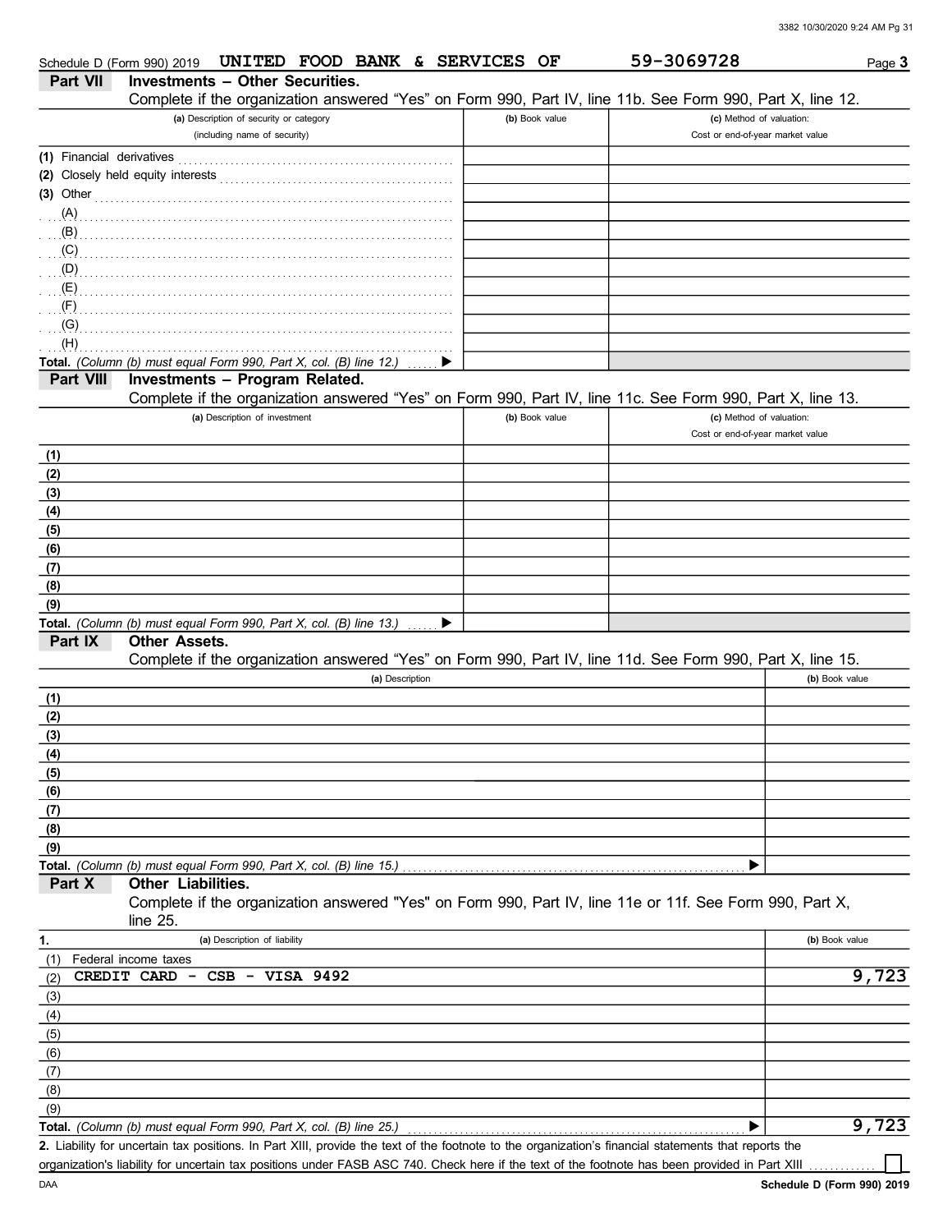Schedule D (Form 990) 2019 UNITED FOOD BANK & SERVICES OF 59-3069728 Page **3**

## Part VII Investments – Other Securities.

Complete if the organization answered "Yes" on Form 990, Part IV, line 11b. See Form 990, Part X, line 12.

| (a) Description of security or category (including name of security) | (b) Book value | (c) Method of valuation: Cost or end-of-year market value |
|---|---|---|
| (1) Financial derivatives | | |
| (2) Closely held equity interests | | |
| (3) Other | | |
| (A) | | |
| (B) | | |
| (C) | | |
| (D) | | |
| (E) | | |
| (F) | | |
| (G) | | |
| (H) | | |
| **Total.** *(Column (b) must equal Form 990, Part X, col. (B) line 12.)* ▶ | | |

## Part VIII Investments – Program Related.

Complete if the organization answered "Yes" on Form 990, Part IV, line 11c. See Form 990, Part X, line 13.

| (a) Description of investment | (b) Book value | (c) Method of valuation: Cost or end-of-year market value |
|---|---|---|
| (1) | | |
| (2) | | |
| (3) | | |
| (4) | | |
| (5) | | |
| (6) | | |
| (7) | | |
| (8) | | |
| (9) | | |
| **Total.** *(Column (b) must equal Form 990, Part X, col. (B) line 13.)* ▶ | | |

## Part IX Other Assets.

Complete if the organization answered "Yes" on Form 990, Part IV, line 11d. See Form 990, Part X, line 15.

| (a) Description | (b) Book value |
|---|---|
| (1) | |
| (2) | |
| (3) | |
| (4) | |
| (5) | |
| (6) | |
| (7) | |
| (8) | |
| (9) | |
| **Total.** *(Column (b) must equal Form 990, Part X, col. (B) line 15.)* ▶ | |

## Part X Other Liabilities.

Complete if the organization answered "Yes" on Form 990, Part IV, line 11e or 11f. See Form 990, Part X, line 25.

| 1. (a) Description of liability | (b) Book value |
|---|---|
| (1) Federal income taxes | |
| (2) CREDIT CARD - CSB - VISA 9492 | 9,723 |
| (3) | |
| (4) | |
| (5) | |
| (6) | |
| (7) | |
| (8) | |
| (9) | |
| **Total.** *(Column (b) must equal Form 990, Part X, col. (B) line 25.)* ▶ | 9,723 |

**2.** Liability for uncertain tax positions. In Part XIII, provide the text of the footnote to the organization's financial statements that reports the organization's liability for uncertain tax positions under FASB ASC 740. Check here if the text of the footnote has been provided in Part XIII ☐

DAA **Schedule D (Form 990) 2019**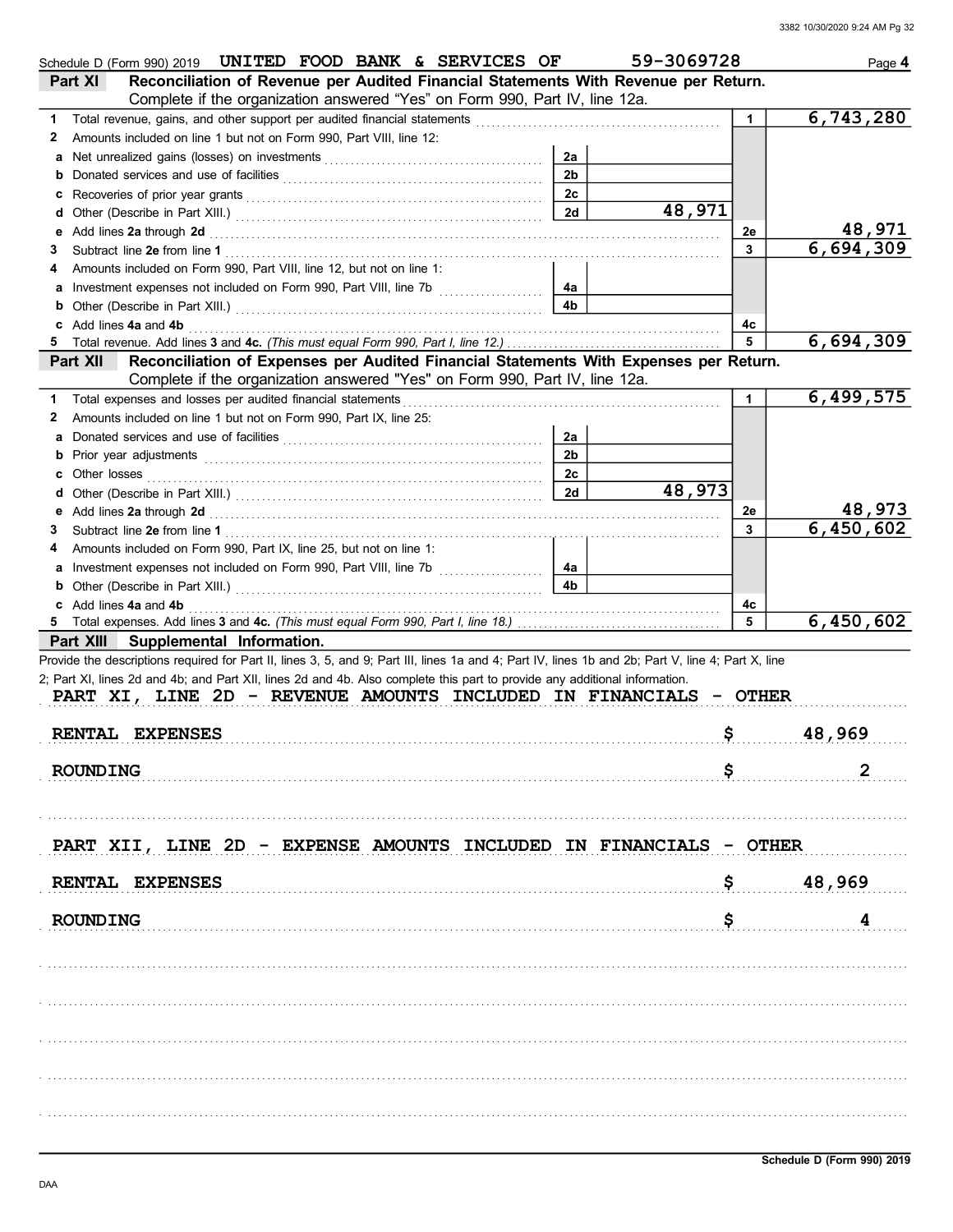Schedule D (Form 990) 2019 UNITED FOOD BANK & SERVICES OF 59-3069728 Page **4**

## Part XI Reconciliation of Revenue per Audited Financial Statements With Revenue per Return.

Complete if the organization answered "Yes" on Form 990, Part IV, line 12a.

| | | | | | |
|---|---|---|---|---|---|
| **1** | Total revenue, gains, and other support per audited financial statements | | | 1 | 6,743,280 |
| **2** | Amounts included on line 1 but not on Form 990, Part VIII, line 12: | | | | |
| **a** | Net unrealized gains (losses) on investments | 2a | | | |
| **b** | Donated services and use of facilities | 2b | | | |
| **c** | Recoveries of prior year grants | 2c | | | |
| **d** | Other (Describe in Part XIII.) | 2d | 48,971 | | |
| **e** | Add lines **2a** through **2d** | | | 2e | 48,971 |
| **3** | Subtract line **2e** from line **1** | | | 3 | 6,694,309 |
| **4** | Amounts included on Form 990, Part VIII, line 12, but not on line 1: | | | | |
| **a** | Investment expenses not included on Form 990, Part VIII, line 7b | 4a | | | |
| **b** | Other (Describe in Part XIII.) | 4b | | | |
| **c** | Add lines **4a** and **4b** | | | 4c | |
| **5** | Total revenue. Add lines **3** and **4c.** *(This must equal Form 990, Part I, line 12.)* | | | 5 | 6,694,309 |

## Part XII Reconciliation of Expenses per Audited Financial Statements With Expenses per Return.

Complete if the organization answered "Yes" on Form 990, Part IV, line 12a.

| | | | | | |
|---|---|---|---|---|---|
| **1** | Total expenses and losses per audited financial statements | | | 1 | 6,499,575 |
| **2** | Amounts included on line 1 but not on Form 990, Part IX, line 25: | | | | |
| **a** | Donated services and use of facilities | 2a | | | |
| **b** | Prior year adjustments | 2b | | | |
| **c** | Other losses | 2c | | | |
| **d** | Other (Describe in Part XIII.) | 2d | 48,973 | | |
| **e** | Add lines **2a** through **2d** | | | 2e | 48,973 |
| **3** | Subtract line **2e** from line **1** | | | 3 | 6,450,602 |
| **4** | Amounts included on Form 990, Part IX, line 25, but not on line 1: | | | | |
| **a** | Investment expenses not included on Form 990, Part VIII, line 7b | 4a | | | |
| **b** | Other (Describe in Part XIII.) | 4b | | | |
| **c** | Add lines **4a** and **4b** | | | 4c | |
| **5** | Total expenses. Add lines **3** and **4c.** *(This must equal Form 990, Part I, line 18.)* | | | 5 | 6,450,602 |

## Part XIII Supplemental Information.

Provide the descriptions required for Part II, lines 3, 5, and 9; Part III, lines 1a and 4; Part IV, lines 1b and 2b; Part V, line 4; Part X, line 2; Part XI, lines 2d and 4b; and Part XII, lines 2d and 4b. Also complete this part to provide any additional information.

PART XI, LINE 2D - REVENUE AMOUNTS INCLUDED IN FINANCIALS - OTHER

| | |
|---|---|
| RENTAL EXPENSES | $ 48,969 |
| ROUNDING | $ 2 |

PART XII, LINE 2D - EXPENSE AMOUNTS INCLUDED IN FINANCIALS - OTHER

| | |
|---|---|
| RENTAL EXPENSES | $ 48,969 |
| ROUNDING | $ 4 |

Schedule D (Form 990) 2019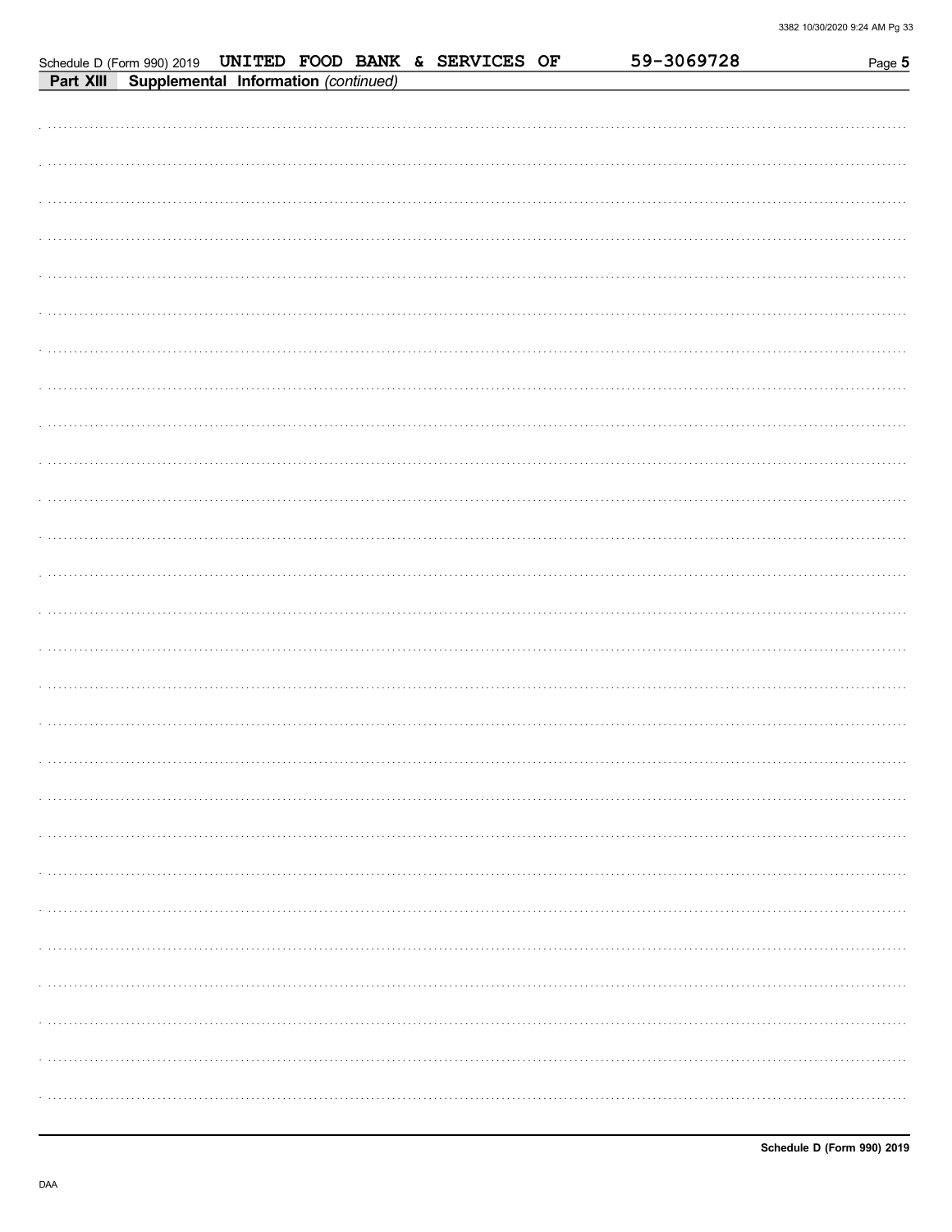Schedule D (Form 990) 2019 **UNITED FOOD BANK & SERVICES OF** 59-3069728 Page **5**

**Part XIII** **Supplemental Information** *(continued)*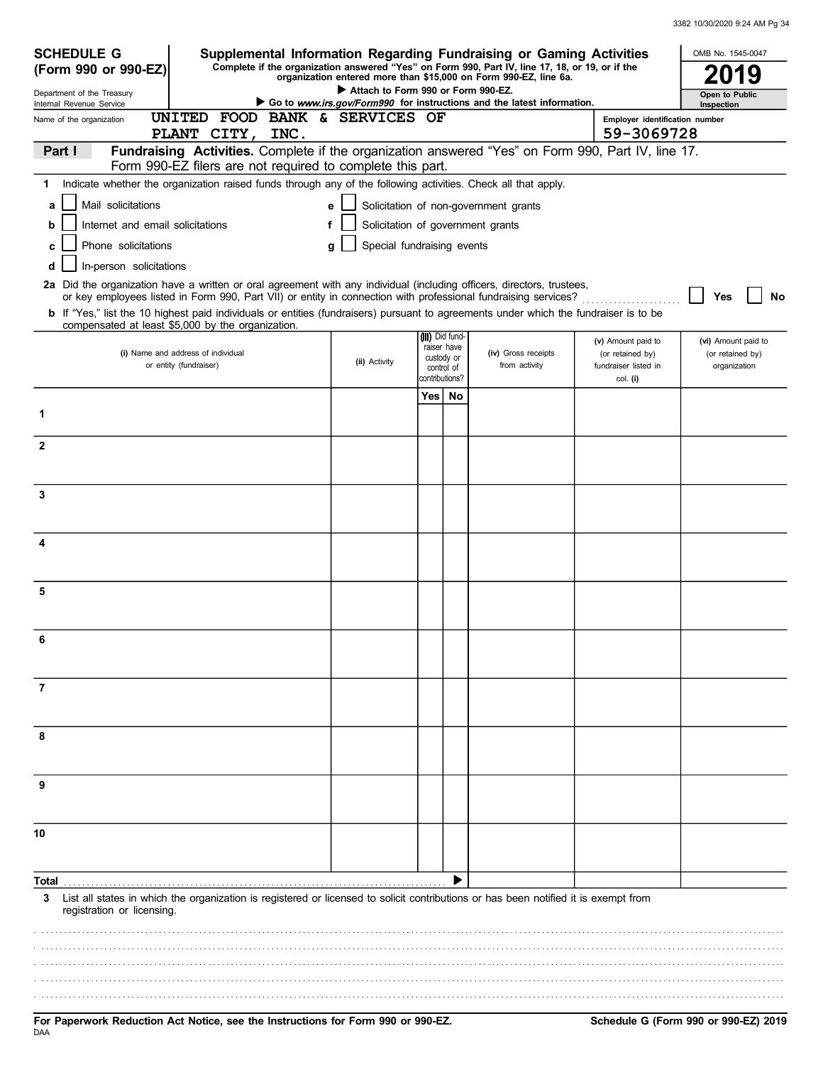**SCHEDULE G (Form 990 or 990-EZ)**

Department of the Treasury
Internal Revenue Service

# Supplemental Information Regarding Fundraising or Gaming Activities

**Complete if the organization answered "Yes" on Form 990, Part IV, line 17, 18, or 19, or if the organization entered more than $15,000 on Form 990-EZ, line 6a.**

▶ **Attach to Form 990 or Form 990-EZ.**

▶ **Go to *www.irs.gov/Form990* for instructions and the latest information.**

OMB No. 1545-0047

**2019**

**Open to Public Inspection**

Name of the organization: UNITED FOOD BANK & SERVICES OF PLANT CITY, INC.

Employer identification number: 59-3069728

**Part I — Fundraising Activities.** Complete if the organization answered "Yes" on Form 990, Part IV, line 17. Form 990-EZ filers are not required to complete this part.

**1** Indicate whether the organization raised funds through any of the following activities. Check all that apply.

- **a** ☐ Mail solicitations
- **b** ☐ Internet and email solicitations
- **c** ☐ Phone solicitations
- **d** ☐ In-person solicitations
- **e** ☐ Solicitation of non-government grants
- **f** ☐ Solicitation of government grants
- **g** ☐ Special fundraising events

**2a** Did the organization have a written or oral agreement with any individual (including officers, directors, trustees, or key employees listed in Form 990, Part VII) or entity in connection with professional fundraising services? ☐ Yes ☐ No

**b** If "Yes," list the 10 highest paid individuals or entities (fundraisers) pursuant to agreements under which the fundraiser is to be compensated at least $5,000 by the organization.

| | (i) Name and address of individual or entity (fundraiser) | (ii) Activity | (iii) Did fundraiser have custody or control of contributions? Yes | No | (iv) Gross receipts from activity | (v) Amount paid to (or retained by) fundraiser listed in col. (i) | (vi) Amount paid to (or retained by) organization |
|---|---|---|---|---|---|---|---|
| 1 | | | | | | | |
| 2 | | | | | | | |
| 3 | | | | | | | |
| 4 | | | | | | | |
| 5 | | | | | | | |
| 6 | | | | | | | |
| 7 | | | | | | | |
| 8 | | | | | | | |
| 9 | | | | | | | |
| 10 | | | | | | | |
| Total | | | | ▶ | | | |

**3** List all states in which the organization is registered or licensed to solicit contributions or has been notified it is exempt from registration or licensing.

**For Paperwork Reduction Act Notice, see the Instructions for Form 990 or 990-EZ.**

**Schedule G (Form 990 or 990-EZ) 2019**

DAA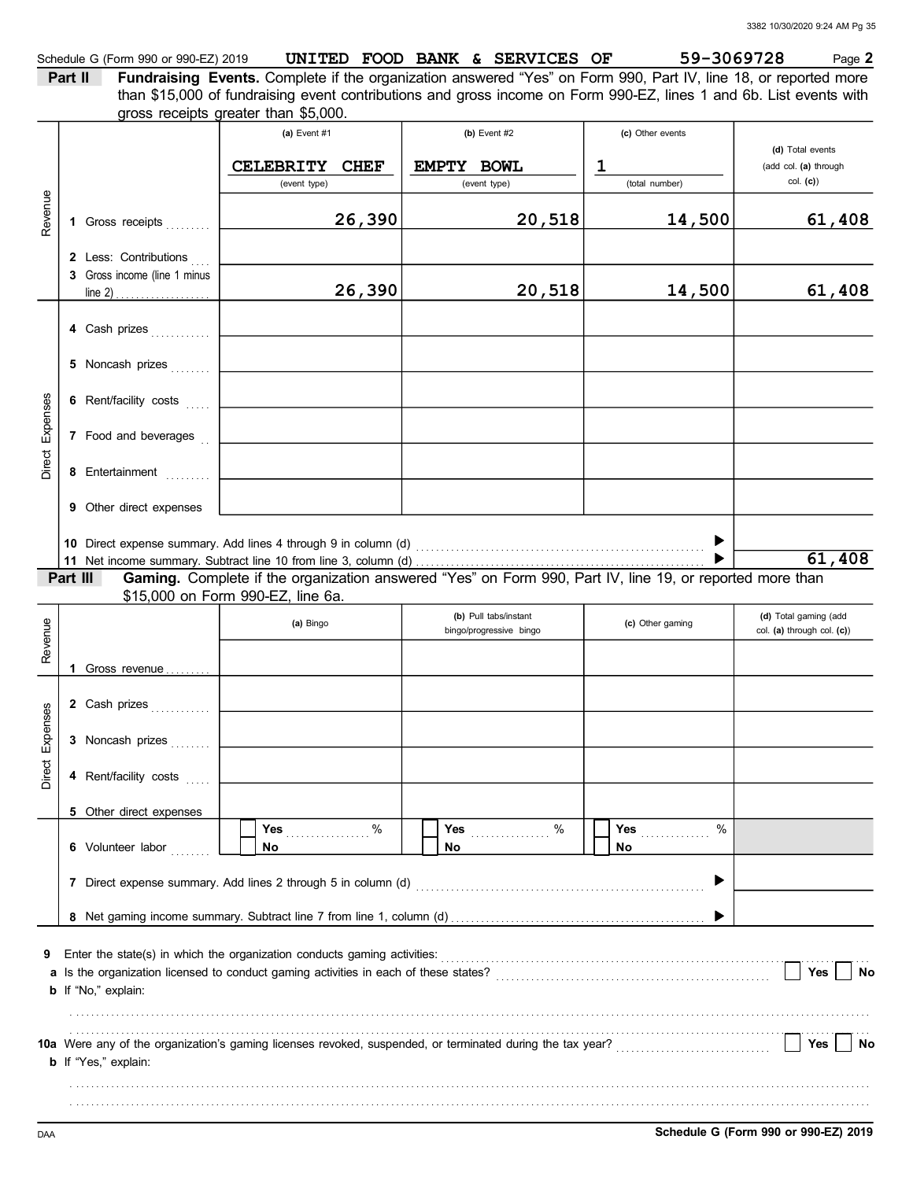Schedule G (Form 990 or 990-EZ) 2019 **UNITED FOOD BANK & SERVICES OF** **59-3069728** Page **2**

**Part II** **Fundraising Events.** Complete if the organization answered "Yes" on Form 990, Part IV, line 18, or reported more than $15,000 of fundraising event contributions and gross income on Form 990-EZ, lines 1 and 6b. List events with gross receipts greater than $5,000.

| | | (a) Event #1 | (b) Event #2 | (c) Other events | (d) Total events (add col. (a) through col. (c)) |
|---|---|---|---|---|---|
| | | CELEBRITY CHEF (event type) | EMPTY BOWL (event type) | 1 (total number) | |
| Revenue | 1 Gross receipts | 26,390 | 20,518 | 14,500 | 61,408 |
| | 2 Less: Contributions | | | | |
| | 3 Gross income (line 1 minus line 2) | 26,390 | 20,518 | 14,500 | 61,408 |
| Direct Expenses | 4 Cash prizes | | | | |
| | 5 Noncash prizes | | | | |
| | 6 Rent/facility costs | | | | |
| | 7 Food and beverages | | | | |
| | 8 Entertainment | | | | |
| | 9 Other direct expenses | | | | |
| | 10 Direct expense summary. Add lines 4 through 9 in column (d) | | | ▶ | |
| | 11 Net income summary. Subtract line 10 from line 3, column (d) | | | ▶ | 61,408 |

**Part III** **Gaming.** Complete if the organization answered "Yes" on Form 990, Part IV, line 19, or reported more than $15,000 on Form 990-EZ, line 6a.

| | | (a) Bingo | (b) Pull tabs/instant bingo/progressive bingo | (c) Other gaming | (d) Total gaming (add col. (a) through col. (c)) |
|---|---|---|---|---|---|
| Revenue | 1 Gross revenue | | | | |
| Direct Expenses | 2 Cash prizes | | | | |
| | 3 Noncash prizes | | | | |
| | 4 Rent/facility costs | | | | |
| | 5 Other direct expenses | | | | |
| | 6 Volunteer labor | ☐ Yes ____ % ☐ No | ☐ Yes ____ % ☐ No | ☐ Yes ____ % ☐ No | |
| | 7 Direct expense summary. Add lines 2 through 5 in column (d) | | | ▶ | |
| | 8 Net gaming income summary. Subtract line 7 from line 1, column (d) | | | ▶ | |

**9** Enter the state(s) in which the organization conducts gaming activities: ..........

**a** Is the organization licensed to conduct gaming activities in each of these states? ☐ Yes ☐ No

**b** If "No," explain:

**10a** Were any of the organization's gaming licenses revoked, suspended, or terminated during the tax year? ☐ Yes ☐ No

**b** If "Yes," explain:

**Schedule G (Form 990 or 990-EZ) 2019**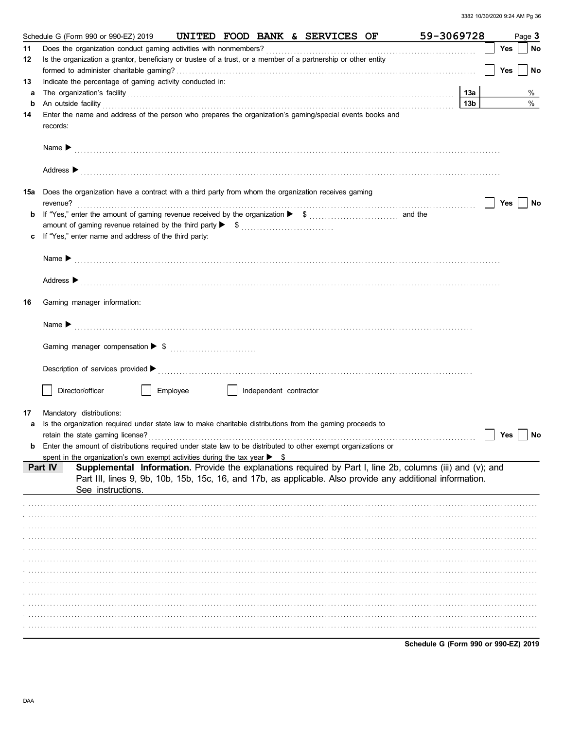Schedule G (Form 990 or 990-EZ) 2019 UNITED FOOD BANK & SERVICES OF 59-3069728 Page **3**

**11** Does the organization conduct gaming activities with nonmembers? ☐ Yes ☐ No

**12** Is the organization a grantor, beneficiary or trustee of a trust, or a member of a partnership or other entity formed to administer charitable gaming? ☐ Yes ☐ No

**13** Indicate the percentage of gaming activity conducted in:

**a** The organization's facility **13a** %

**b** An outside facility **13b** %

**14** Enter the name and address of the person who prepares the organization's gaming/special events books and records:

Name ▶

Address ▶

**15a** Does the organization have a contract with a third party from whom the organization receives gaming revenue? ☐ Yes ☐ No

**b** If "Yes," enter the amount of gaming revenue received by the organization ▶ $ and the amount of gaming revenue retained by the third party ▶ $

**c** If "Yes," enter name and address of the third party:

Name ▶

Address ▶

**16** Gaming manager information:

Name ▶

Gaming manager compensation ▶ $

Description of services provided ▶

☐ Director/officer ☐ Employee ☐ Independent contractor

**17** Mandatory distributions:

**a** Is the organization required under state law to make charitable distributions from the gaming proceeds to retain the state gaming license? ☐ Yes ☐ No

**b** Enter the amount of distributions required under state law to be distributed to other exempt organizations or spent in the organization's own exempt activities during the tax year ▶ $

**Part IV** **Supplemental Information.** Provide the explanations required by Part I, line 2b, columns (iii) and (v); and Part III, lines 9, 9b, 10b, 15b, 15c, 16, and 17b, as applicable. Also provide any additional information. See instructions.

**Schedule G (Form 990 or 990-EZ) 2019**

DAA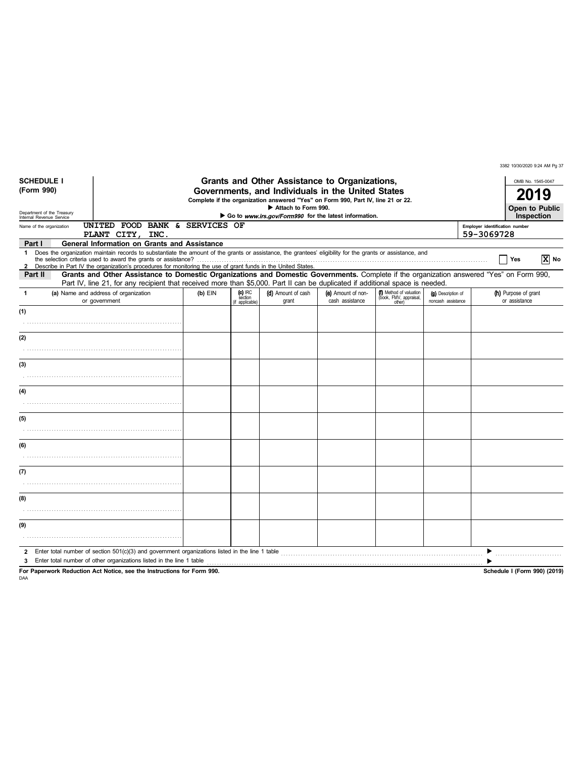**SCHEDULE I**
**(Form 990)**

Department of the Treasury
Internal Revenue Service

# Grants and Other Assistance to Organizations, Governments, and Individuals in the United States

**Complete if the organization answered "Yes" on Form 990, Part IV, line 21 or 22.**
**▶ Attach to Form 990.**
**▶ Go to *www.irs.gov/Form990* for the latest information.**

OMB No. 1545-0047
**2019**
**Open to Public Inspection**

Name of the organization: UNITED FOOD BANK & SERVICES OF PLANT CITY, INC.
Employer identification number: 59-3069728

**Part I — General Information on Grants and Assistance**

1 Does the organization maintain records to substantiate the amount of the grants or assistance, the grantees' eligibility for the grants or assistance, and the selection criteria used to award the grants or assistance? ☐ Yes ☒ No

2 Describe in Part IV the organization's procedures for monitoring the use of grant funds in the United States.

**Part II — Grants and Other Assistance to Domestic Organizations and Domestic Governments.** Complete if the organization answered "Yes" on Form 990, Part IV, line 21, for any recipient that received more than $5,000. Part II can be duplicated if additional space is needed.

| 1 | (a) Name and address of organization or government | (b) EIN | (c) IRC section (if applicable) | (d) Amount of cash grant | (e) Amount of non-cash assistance | (f) Method of valuation (book, FMV, appraisal, other) | (g) Description of noncash assistance | (h) Purpose of grant or assistance |
|---|---|---|---|---|---|---|---|---|
| (1) | | | | | | | | |
| (2) | | | | | | | | |
| (3) | | | | | | | | |
| (4) | | | | | | | | |
| (5) | | | | | | | | |
| (6) | | | | | | | | |
| (7) | | | | | | | | |
| (8) | | | | | | | | |
| (9) | | | | | | | | |

2 Enter total number of section 501(c)(3) and government organizations listed in the line 1 table ▶

3 Enter total number of other organizations listed in the line 1 table ▶

**For Paperwork Reduction Act Notice, see the Instructions for Form 990.**
**Schedule I (Form 990) (2019)**

DAA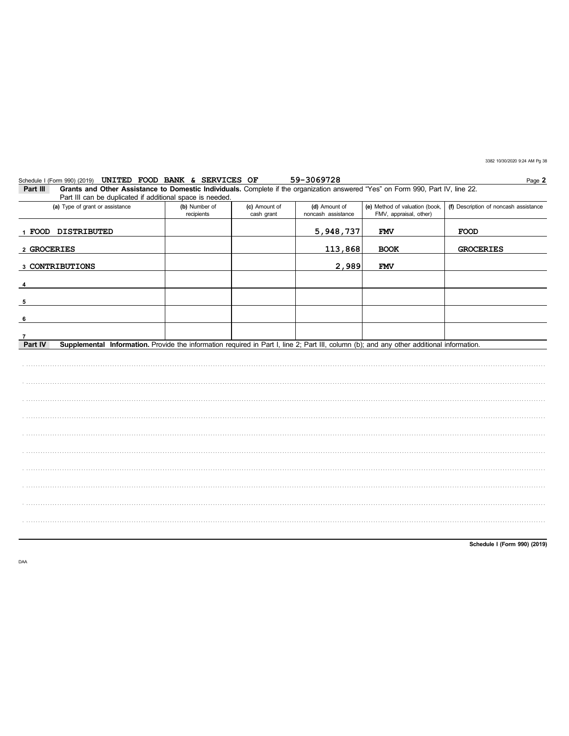Schedule I (Form 990) (2019) **UNITED FOOD BANK & SERVICES OF** 59-3069728 Page **2**

**Part III** **Grants and Other Assistance to Domestic Individuals.** Complete if the organization answered "Yes" on Form 990, Part IV, line 22. Part III can be duplicated if additional space is needed.

| (a) Type of grant or assistance | (b) Number of recipients | (c) Amount of cash grant | (d) Amount of noncash assistance | (e) Method of valuation (book, FMV, appraisal, other) | (f) Description of noncash assistance |
|---|---|---|---|---|---|
| 1 FOOD DISTRIBUTED | | | 5,948,737 | FMV | FOOD |
| 2 GROCERIES | | | 113,868 | BOOK | GROCERIES |
| 3 CONTRIBUTIONS | | | 2,989 | FMV | |
| 4 | | | | | |
| 5 | | | | | |
| 6 | | | | | |
| 7 | | | | | |

**Part IV** **Supplemental Information.** Provide the information required in Part I, line 2; Part III, column (b); and any other additional information.

**Schedule I (Form 990) (2019)**

DAA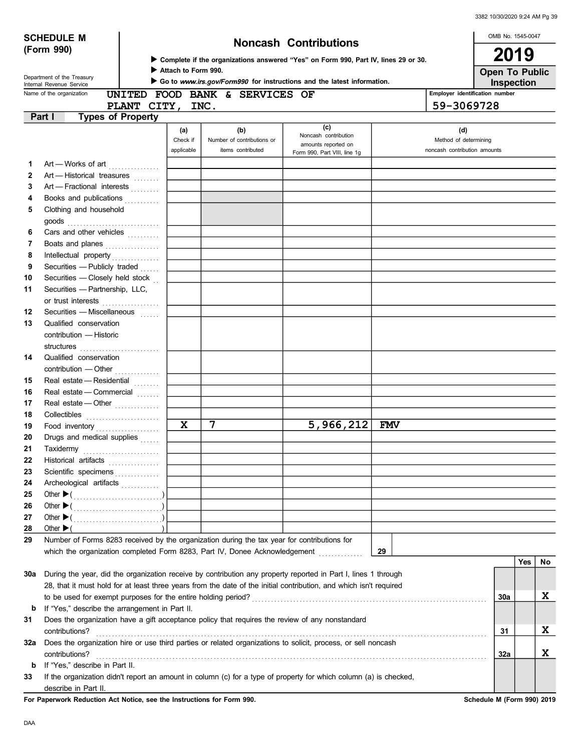**SCHEDULE M (Form 990)**

Department of the Treasury
Internal Revenue Service

# Noncash Contributions

▶ Complete if the organizations answered "Yes" on Form 990, Part IV, lines 29 or 30.
▶ Attach to Form 990.
▶ Go to *www.irs.gov/Form990* for instructions and the latest information.

OMB No. 1545-0047

**2019**

**Open To Public Inspection**

Name of the organization: UNITED FOOD BANK & SERVICES OF PLANT CITY, INC.

Employer identification number: 59-3069728

## Part I Types of Property

| | | (a) Check if applicable | (b) Number of contributions or items contributed | (c) Noncash contribution amounts reported on Form 990, Part VIII, line 1g | (d) Method of determining noncash contribution amounts |
|---|---|---|---|---|---|
| 1 | Art — Works of art | | | | |
| 2 | Art — Historical treasures | | | | |
| 3 | Art — Fractional interests | | | | |
| 4 | Books and publications | | | | |
| 5 | Clothing and household goods | | | | |
| 6 | Cars and other vehicles | | | | |
| 7 | Boats and planes | | | | |
| 8 | Intellectual property | | | | |
| 9 | Securities — Publicly traded | | | | |
| 10 | Securities — Closely held stock | | | | |
| 11 | Securities — Partnership, LLC, or trust interests | | | | |
| 12 | Securities — Miscellaneous | | | | |
| 13 | Qualified conservation contribution — Historic structures | | | | |
| 14 | Qualified conservation contribution — Other | | | | |
| 15 | Real estate — Residential | | | | |
| 16 | Real estate — Commercial | | | | |
| 17 | Real estate — Other | | | | |
| 18 | Collectibles | | | | |
| 19 | Food inventory | X | 7 | 5,966,212 | FMV |
| 20 | Drugs and medical supplies | | | | |
| 21 | Taxidermy | | | | |
| 22 | Historical artifacts | | | | |
| 23 | Scientific specimens | | | | |
| 24 | Archeological artifacts | | | | |
| 25 | Other ▶ ( ) | | | | |
| 26 | Other ▶ ( ) | | | | |
| 27 | Other ▶ ( ) | | | | |
| 28 | Other ▶ ( ) | | | | |

29 Number of Forms 8283 received by the organization during the tax year for contributions for which the organization completed Form 8283, Part IV, Donee Acknowledgement ..... **29**

| | | | Yes | No |
|---|---|---|---|---|
| 30a | During the year, did the organization receive by contribution any property reported in Part I, lines 1 through 28, that it must hold for at least three years from the date of the initial contribution, and which isn't required to be used for exempt purposes for the entire holding period? | 30a | | X |
| b | If "Yes," describe the arrangement in Part II. | | | |
| 31 | Does the organization have a gift acceptance policy that requires the review of any nonstandard contributions? | 31 | | X |
| 32a | Does the organization hire or use third parties or related organizations to solicit, process, or sell noncash contributions? | 32a | | X |
| b | If "Yes," describe in Part II. | | | |
| 33 | If the organization didn't report an amount in column (c) for a type of property for which column (a) is checked, describe in Part II. | | | |

**For Paperwork Reduction Act Notice, see the Instructions for Form 990.** Schedule M (Form 990) 2019

DAA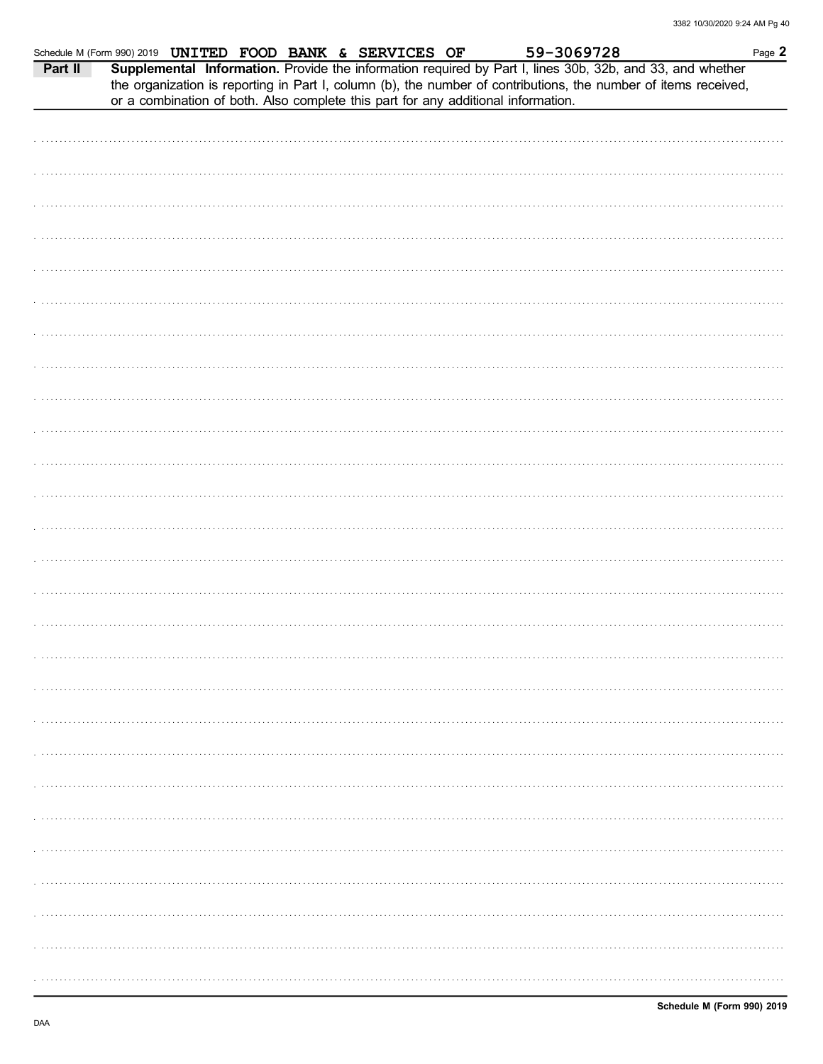Schedule M (Form 990) 2019 UNITED FOOD BANK & SERVICES OF 59-3069728 Page **2**

**Part II** **Supplemental Information.** Provide the information required by Part I, lines 30b, 32b, and 33, and whether the organization is reporting in Part I, column (b), the number of contributions, the number of items received, or a combination of both. Also complete this part for any additional information.

**Schedule M (Form 990) 2019**

DAA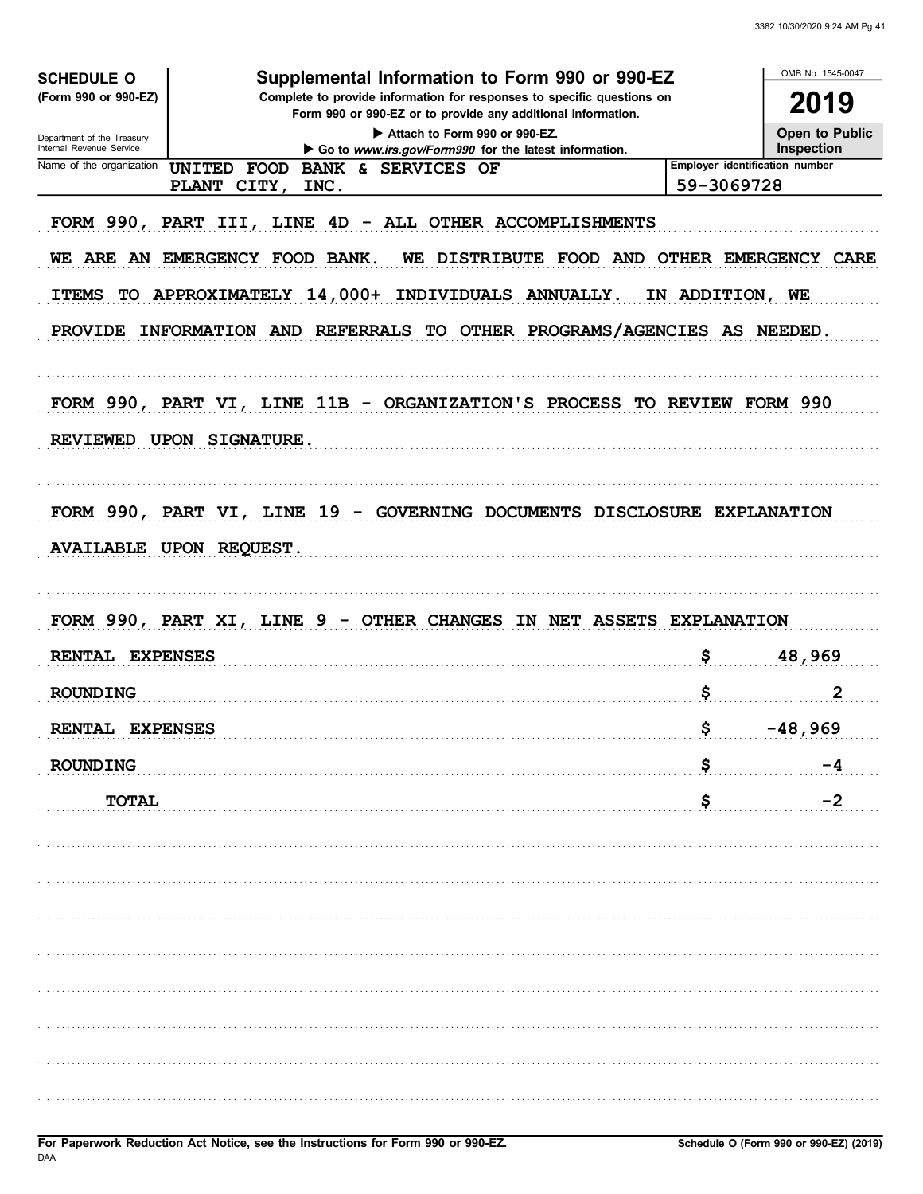**SCHEDULE O** (Form 990 or 990-EZ)

Department of the Treasury
Internal Revenue Service

# Supplemental Information to Form 990 or 990-EZ

**Complete to provide information for responses to specific questions on Form 990 or 990-EZ or to provide any additional information.**

▶ Attach to Form 990 or 990-EZ.

▶ Go to *www.irs.gov/Form990* for the latest information.

OMB No. 1545-0047

**2019**

**Open to Public Inspection**

| Name of the organization | Employer identification number |
|---|---|
| UNITED FOOD BANK & SERVICES OF PLANT CITY, INC. | 59-3069728 |

FORM 990, PART III, LINE 4D - ALL OTHER ACCOMPLISHMENTS

WE ARE AN EMERGENCY FOOD BANK. WE DISTRIBUTE FOOD AND OTHER EMERGENCY CARE ITEMS TO APPROXIMATELY 14,000+ INDIVIDUALS ANNUALLY. IN ADDITION, WE PROVIDE INFORMATION AND REFERRALS TO OTHER PROGRAMS/AGENCIES AS NEEDED.

FORM 990, PART VI, LINE 11B - ORGANIZATION'S PROCESS TO REVIEW FORM 990

REVIEWED UPON SIGNATURE.

FORM 990, PART VI, LINE 19 - GOVERNING DOCUMENTS DISCLOSURE EXPLANATION

AVAILABLE UPON REQUEST.

FORM 990, PART XI, LINE 9 - OTHER CHANGES IN NET ASSETS EXPLANATION

| | |
|---|---|
| RENTAL EXPENSES | $ 48,969 |
| ROUNDING | $ 2 |
| RENTAL EXPENSES | $ -48,969 |
| ROUNDING | $ -4 |
| TOTAL | $ -2 |

For Paperwork Reduction Act Notice, see the Instructions for Form 990 or 990-EZ.

Schedule O (Form 990 or 990-EZ) (2019)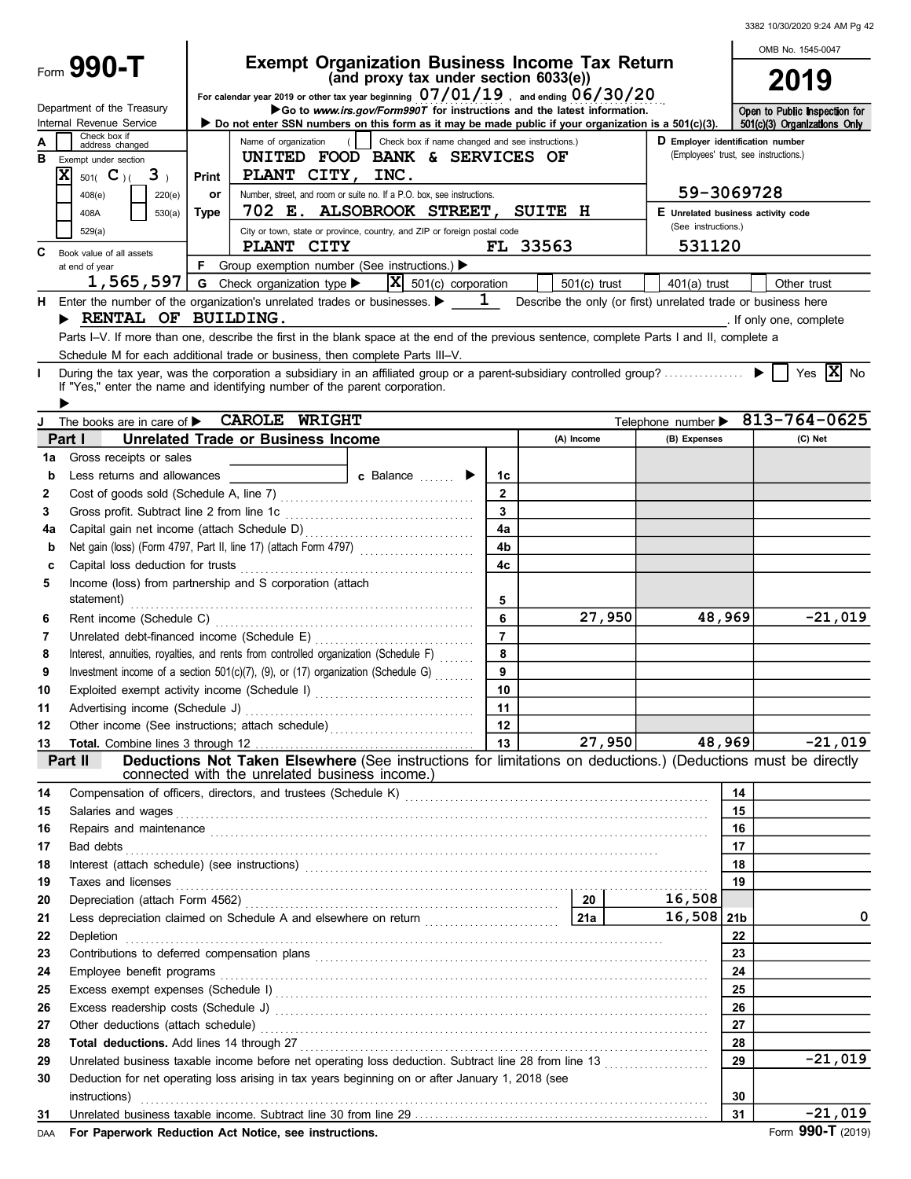Form **990-T**

Department of the Treasury
Internal Revenue Service

# Exempt Organization Business Income Tax Return
**(and proxy tax under section 6033(e))**

For calendar year 2019 or other tax year beginning 07/01/19 , and ending 06/30/20

▶Go to *www.irs.gov/Form990T* for instructions and the latest information.

▶ Do not enter SSN numbers on this form as it may be made public if your organization is a 501(c)(3).

OMB No. 1545-0047

**2019**

Open to Public Inspection for 501(c)(3) Organizations Only

A Check box if address changed

B Exempt under section
[X] 501( C )( 3 )
[ ] 408(e) [ ] 220(e)
[ ] 408A [ ] 530(a)
[ ] 529(a)

C Book value of all assets at end of year: 1,565,597

Name of organization ( [ ] Check box if name changed and see instructions.)
UNITED FOOD BANK & SERVICES OF PLANT CITY, INC.

Number, street, and room or suite no. If a P.O. box, see instructions.
702 E. ALSOBROOK STREET, SUITE H

City or town, state or province, country, and ZIP or foreign postal code
PLANT CITY FL 33563

D Employer identification number (Employees' trust, see instructions.)
59-3069728

E Unrelated business activity code (See instructions.)
531120

F Group exemption number (See instructions.) ▶

G Check organization type ▶ [X] 501(c) corporation [ ] 501(c) trust [ ] 401(a) trust [ ] Other trust

H Enter the number of the organization's unrelated trades or businesses. ▶ 1 Describe the only (or first) unrelated trade or business here ▶ RENTAL OF BUILDING. . If only one, complete Parts I–V. If more than one, describe the first in the blank space at the end of the previous sentence, complete Parts I and II, complete a Schedule M for each additional trade or business, then complete Parts III–V.

I During the tax year, was the corporation a subsidiary in an affiliated group or a parent-subsidiary controlled group? ▶ [ ] Yes [X] No
If "Yes," enter the name and identifying number of the parent corporation. ▶

J The books are in care of ▶ CAROLE WRIGHT Telephone number ▶ 813-764-0625

## Part I Unrelated Trade or Business Income

| | | | (A) Income | (B) Expenses | (C) Net |
|---|---|---|---|---|---|
| 1a | Gross receipts or sales | | | | |
| b | Less returns and allowances c Balance ▶ | 1c | | | |
| 2 | Cost of goods sold (Schedule A, line 7) | 2 | | | |
| 3 | Gross profit. Subtract line 2 from line 1c | 3 | | | |
| 4a | Capital gain net income (attach Schedule D) | 4a | | | |
| b | Net gain (loss) (Form 4797, Part II, line 17) (attach Form 4797) | 4b | | | |
| c | Capital loss deduction for trusts | 4c | | | |
| 5 | Income (loss) from partnership and S corporation (attach statement) | 5 | | | |
| 6 | Rent income (Schedule C) | 6 | 27,950 | 48,969 | -21,019 |
| 7 | Unrelated debt-financed income (Schedule E) | 7 | | | |
| 8 | Interest, annuities, royalties, and rents from controlled organization (Schedule F) | 8 | | | |
| 9 | Investment income of a section 501(c)(7), (9), or (17) organization (Schedule G) | 9 | | | |
| 10 | Exploited exempt activity income (Schedule I) | 10 | | | |
| 11 | Advertising income (Schedule J) | 11 | | | |
| 12 | Other income (See instructions; attach schedule) | 12 | | | |
| 13 | **Total.** Combine lines 3 through 12 | 13 | 27,950 | 48,969 | -21,019 |

## Part II Deductions Not Taken Elsewhere (See instructions for limitations on deductions.) (Deductions must be directly connected with the unrelated business income.)

| | | | | |
|---|---|---|---|---|
| 14 | Compensation of officers, directors, and trustees (Schedule K) | | 14 | |
| 15 | Salaries and wages | | 15 | |
| 16 | Repairs and maintenance | | 16 | |
| 17 | Bad debts | | 17 | |
| 18 | Interest (attach schedule) (see instructions) | | 18 | |
| 19 | Taxes and licenses | | 19 | |
| 20 | Depreciation (attach Form 4562) | 20 16,508 | | |
| 21 | Less depreciation claimed on Schedule A and elsewhere on return | 21a 16,508 | 21b | 0 |
| 22 | Depletion | | 22 | |
| 23 | Contributions to deferred compensation plans | | 23 | |
| 24 | Employee benefit programs | | 24 | |
| 25 | Excess exempt expenses (Schedule I) | | 25 | |
| 26 | Excess readership costs (Schedule J) | | 26 | |
| 27 | Other deductions (attach schedule) | | 27 | |
| 28 | **Total deductions.** Add lines 14 through 27 | | 28 | |
| 29 | Unrelated business taxable income before net operating loss deduction. Subtract line 28 from line 13 | | 29 | -21,019 |
| 30 | Deduction for net operating loss arising in tax years beginning on or after January 1, 2018 (see instructions) | | 30 | |
| 31 | Unrelated business taxable income. Subtract line 30 from line 29 | | 31 | -21,019 |

DAA **For Paperwork Reduction Act Notice, see instructions.** Form **990-T** (2019)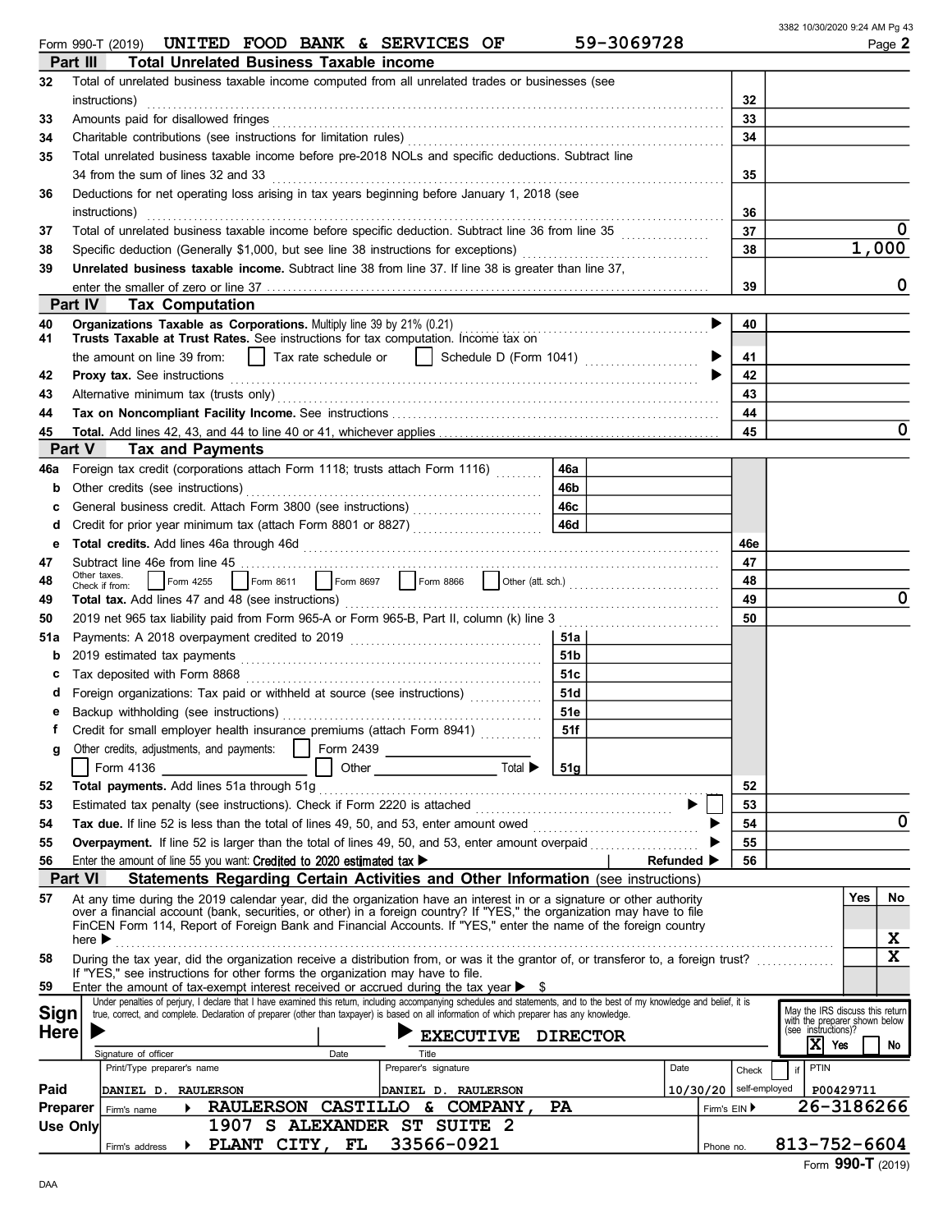Form 990-T (2019) **UNITED FOOD BANK & SERVICES OF** 59-3069728 Page **2**

## Part III Total Unrelated Business Taxable income

| Line | Description | Box | Amount |
|---|---|---|---|
| 32 | Total of unrelated business taxable income computed from all unrelated trades or businesses (see instructions) | 32 | |
| 33 | Amounts paid for disallowed fringes | 33 | |
| 34 | Charitable contributions (see instructions for limitation rules) | 34 | |
| 35 | Total unrelated business taxable income before pre-2018 NOLs and specific deductions. Subtract line 34 from the sum of lines 32 and 33 | 35 | |
| 36 | Deductions for net operating loss arising in tax years beginning before January 1, 2018 (see instructions) | 36 | |
| 37 | Total of unrelated business taxable income before specific deduction. Subtract line 36 from line 35 | 37 | 0 |
| 38 | Specific deduction (Generally $1,000, but see line 38 instructions for exceptions) | 38 | 1,000 |
| 39 | **Unrelated business taxable income.** Subtract line 38 from line 37. If line 38 is greater than line 37, enter the smaller of zero or line 37 | 39 | 0 |

## Part IV Tax Computation

| Line | Description | Box | Amount |
|---|---|---|---|
| 40 | **Organizations Taxable as Corporations.** Multiply line 39 by 21% (0.21) | 40 | |
| 41 | **Trusts Taxable at Trust Rates.** See instructions for tax computation. Income tax on the amount on line 39 from: ☐ Tax rate schedule or ☐ Schedule D (Form 1041) | 41 | |
| 42 | **Proxy tax.** See instructions | 42 | |
| 43 | Alternative minimum tax (trusts only) | 43 | |
| 44 | **Tax on Noncompliant Facility Income.** See instructions | 44 | |
| 45 | **Total.** Add lines 42, 43, and 44 to line 40 or 41, whichever applies | 45 | 0 |

## Part V Tax and Payments

| Line | Description | Box | Amount | Box | Amount |
|---|---|---|---|---|---|
| 46a | Foreign tax credit (corporations attach Form 1118; trusts attach Form 1116) | 46a | | | |
| b | Other credits (see instructions) | 46b | | | |
| c | General business credit. Attach Form 3800 (see instructions) | 46c | | | |
| d | Credit for prior year minimum tax (attach Form 8801 or 8827) | 46d | | | |
| e | **Total credits.** Add lines 46a through 46d | | | 46e | |
| 47 | Subtract line 46e from line 45 | | | 47 | |
| 48 | Other taxes. Check if from: ☐ Form 4255 ☐ Form 8611 ☐ Form 8697 ☐ Form 8866 ☐ Other (att. sch.) | | | 48 | |
| 49 | **Total tax.** Add lines 47 and 48 (see instructions) | | | 49 | 0 |
| 50 | 2019 net 965 tax liability paid from Form 965-A or Form 965-B, Part II, column (k) line 3 | | | 50 | |
| 51a | Payments: A 2018 overpayment credited to 2019 | 51a | | | |
| b | 2019 estimated tax payments | 51b | | | |
| c | Tax deposited with Form 8868 | 51c | | | |
| d | Foreign organizations: Tax paid or withheld at source (see instructions) | 51d | | | |
| e | Backup withholding (see instructions) | 51e | | | |
| f | Credit for small employer health insurance premiums (attach Form 8941) | 51f | | | |
| g | Other credits, adjustments, and payments: ☐ Form 2439 ☐ Form 4136 ☐ Other Total ▶ | 51g | | | |
| 52 | **Total payments.** Add lines 51a through 51g | | | 52 | |
| 53 | Estimated tax penalty (see instructions). Check if Form 2220 is attached ☐ | | | 53 | |
| 54 | **Tax due.** If line 52 is less than the total of lines 49, 50, and 53, enter amount owed | | | 54 | 0 |
| 55 | **Overpayment.** If line 52 is larger than the total of lines 49, 50, and 53, enter amount overpaid | | | 55 | |
| 56 | Enter the amount of line 55 you want: Credited to 2020 estimated tax ▶ Refunded ▶ | | | 56 | |

## Part VI Statements Regarding Certain Activities and Other Information (see instructions)

| Line | Description | Yes | No |
|---|---|---|---|
| 57 | At any time during the 2019 calendar year, did the organization have an interest in or a signature or other authority over a financial account (bank, securities, or other) in a foreign country? If "YES," the organization may have to file FinCEN Form 114, Report of Foreign Bank and Financial Accounts. If "YES," enter the name of the foreign country here ▶ | | X |
| 58 | During the tax year, did the organization receive a distribution from, or was it the grantor of, or transferor to, a foreign trust? If "YES," see instructions for other forms the organization may have to file. | | X |
| 59 | Enter the amount of tax-exempt interest received or accrued during the tax year ▶ $ | | |

**Sign Here**

Under penalties of perjury, I declare that I have examined this return, including accompanying schedules and statements, and to the best of my knowledge and belief, it is true, correct, and complete. Declaration of preparer (other than taxpayer) is based on all information of which preparer has any knowledge.

Signature of officer: ____ Date: ____ Title: **EXECUTIVE DIRECTOR**

May the IRS discuss this return with the preparer shown below (see instructions)? [X] Yes ☐ No

**Paid Preparer Use Only**

| Print/Type preparer's name | Preparer's signature | Date | Check ☐ if self-employed | PTIN |
|---|---|---|---|---|
| DANIEL D. RAULERSON | DANIEL D. RAULERSON | 10/30/20 | | P00429711 |

Firm's name ▶ RAULERSON CASTILLO & COMPANY, PA — Firm's EIN ▶ 26-3186266

Firm's address ▶ 1907 S ALEXANDER ST SUITE 2, PLANT CITY, FL 33566-0921 — Phone no. 813-752-6604

Form **990-T** (2019)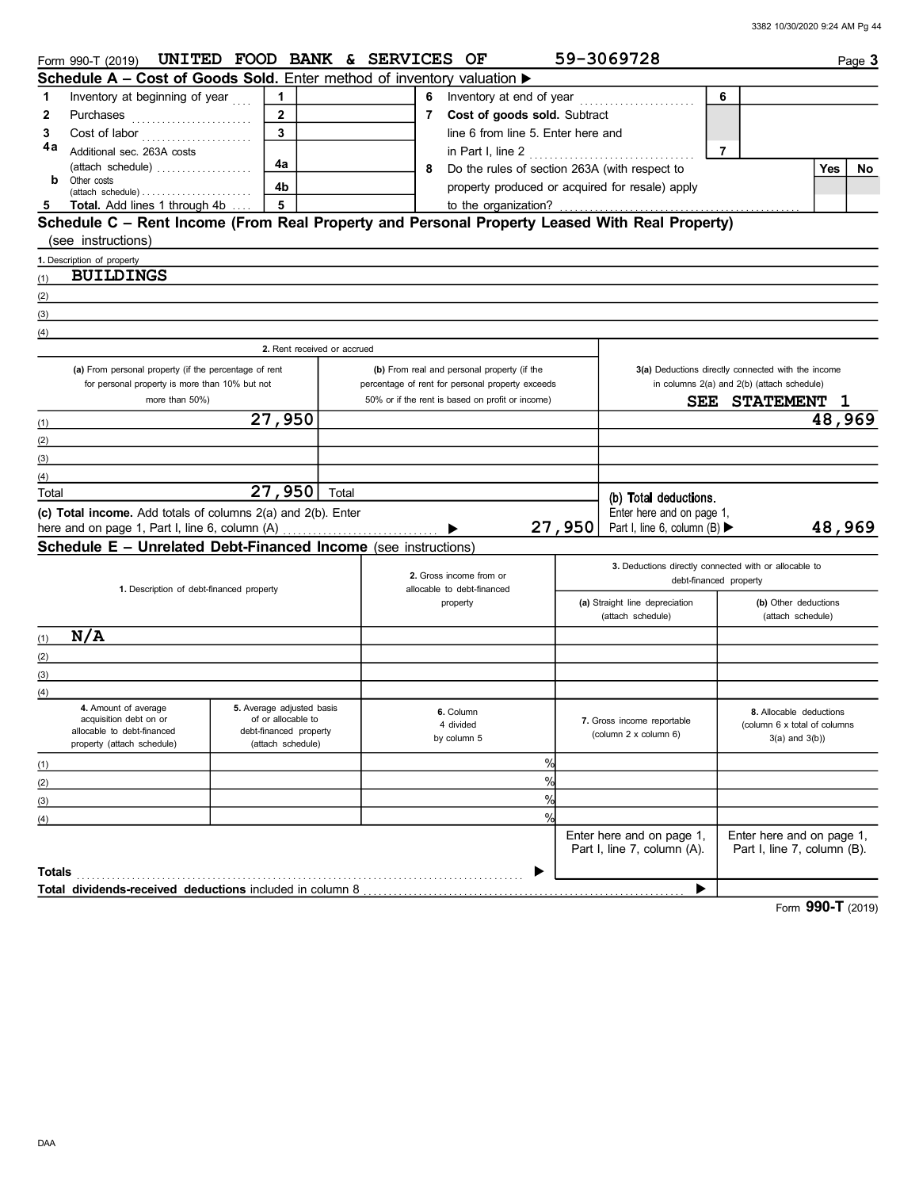Form 990-T (2019) UNITED FOOD BANK & SERVICES OF 59-3069728 Page **3**

## Schedule A – Cost of Goods Sold. Enter method of inventory valuation ▶

| | | | | | | | |
|---|---|---|---|---|---|---|---|
| 1 | Inventory at beginning of year | 1 | | 6 | Inventory at end of year | 6 | |
| 2 | Purchases | 2 | | 7 | **Cost of goods sold.** Subtract line 6 from line 5. Enter here and in Part I, line 2 | 7 | |
| 3 | Cost of labor | 3 | | 8 | Do the rules of section 263A (with respect to property produced or acquired for resale) apply to the organization? | | Yes / No |
| 4a | Additional sec. 263A costs (attach schedule) | 4a | | | | | |
| b | Other costs (attach schedule) | 4b | | | | | |
| 5 | **Total.** Add lines 1 through 4b | 5 | | | | | |

## Schedule C – Rent Income (From Real Property and Personal Property Leased With Real Property) (see instructions)

1. Description of property

(1) BUILDINGS

(2)

(3)

(4)

| | 2. Rent received or accrued | | 3(a) Deductions directly connected with the income in columns 2(a) and 2(b) (attach schedule) |
|---|---|---|---|
| | (a) From personal property (if the percentage of rent for personal property is more than 10% but not more than 50%) | (b) From real and personal property (if the percentage of rent for personal property exceeds 50% or if the rent is based on profit or income) | SEE STATEMENT 1 |
| (1) | 27,950 | | 48,969 |
| (2) | | | |
| (3) | | | |
| (4) | | | |
| Total | 27,950 | Total | **(b) Total deductions.** Enter here and on page 1, Part I, line 6, column (B) ▶ 48,969 |

**(c) Total income.** Add totals of columns 2(a) and 2(b). Enter here and on page 1, Part I, line 6, column (A) ▶ 27,950

## Schedule E – Unrelated Debt-Financed Income (see instructions)

| | 1. Description of debt-financed property | 2. Gross income from or allocable to debt-financed property | 3. Deductions directly connected with or allocable to debt-financed property (a) Straight line depreciation (attach schedule) | (b) Other deductions (attach schedule) |
|---|---|---|---|---|
| (1) | N/A | | | |
| (2) | | | | |
| (3) | | | | |
| (4) | | | | |

| | 4. Amount of average acquisition debt on or allocable to debt-financed property (attach schedule) | 5. Average adjusted basis of or allocable to debt-financed property (attach schedule) | 6. Column 4 divided by column 5 | 7. Gross income reportable (column 2 x column 6) | 8. Allocable deductions (column 6 x total of columns 3(a) and 3(b)) |
|---|---|---|---|---|---|
| (1) | | | % | | |
| (2) | | | % | | |
| (3) | | | % | | |
| (4) | | | % | | |
| | | | | Enter here and on page 1, Part I, line 7, column (A). | Enter here and on page 1, Part I, line 7, column (B). |
| **Totals** ▶ | | | | | |
| **Total dividends-received deductions** included in column 8 ▶ | | | | | |

Form **990-T** (2019)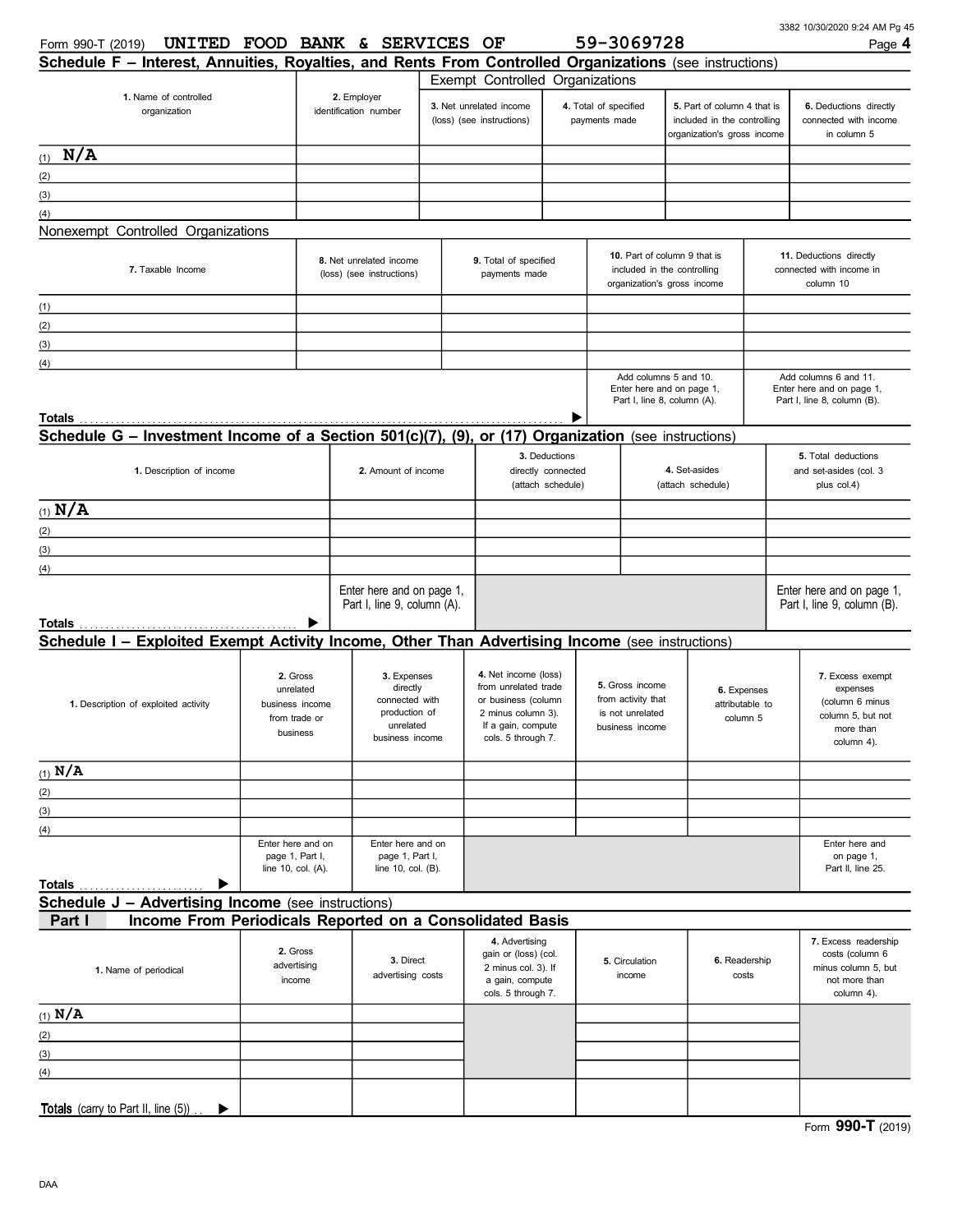Form 990-T (2019) **UNITED FOOD BANK & SERVICES OF** **59-3069728** Page **4**

## Schedule F – Interest, Annuities, Royalties, and Rents From Controlled Organizations (see instructions)

Exempt Controlled Organizations

| 1. Name of controlled organization | 2. Employer identification number | 3. Net unrelated income (loss) (see instructions) | 4. Total of specified payments made | 5. Part of column 4 that is included in the controlling organization's gross income | 6. Deductions directly connected with income in column 5 |
|---|---|---|---|---|---|
| (1) **N/A** | | | | | |
| (2) | | | | | |
| (3) | | | | | |
| (4) | | | | | |

Nonexempt Controlled Organizations

| 7. Taxable Income | 8. Net unrelated income (loss) (see instructions) | 9. Total of specified payments made | 10. Part of column 9 that is included in the controlling organization's gross income | 11. Deductions directly connected with income in column 10 |
|---|---|---|---|---|
| (1) | | | | |
| (2) | | | | |
| (3) | | | | |
| (4) | | | | |
| | | | Add columns 5 and 10. Enter here and on page 1, Part I, line 8, column (A). | Add columns 6 and 11. Enter here and on page 1, Part I, line 8, column (B). |
| **Totals** ▶ | | | | |

## Schedule G – Investment Income of a Section 501(c)(7), (9), or (17) Organization (see instructions)

| 1. Description of income | 2. Amount of income | 3. Deductions directly connected (attach schedule) | 4. Set-asides (attach schedule) | 5. Total deductions and set-asides (col. 3 plus col.4) |
|---|---|---|---|---|
| (1) **N/A** | | | | |
| (2) | | | | |
| (3) | | | | |
| (4) | | | | |
| | Enter here and on page 1, Part I, line 9, column (A). | | | Enter here and on page 1, Part I, line 9, column (B). |
| **Totals** ▶ | | | | |

## Schedule I – Exploited Exempt Activity Income, Other Than Advertising Income (see instructions)

| 1. Description of exploited activity | 2. Gross unrelated business income from trade or business | 3. Expenses directly connected with production of unrelated business income | 4. Net income (loss) from unrelated trade or business (column 2 minus column 3). If a gain, compute cols. 5 through 7. | 5. Gross income from activity that is not unrelated business income | 6. Expenses attributable to column 5 | 7. Excess exempt expenses (column 6 minus column 5, but not more than column 4). |
|---|---|---|---|---|---|---|
| (1) **N/A** | | | | | | |
| (2) | | | | | | |
| (3) | | | | | | |
| (4) | | | | | | |
| | Enter here and on page 1, Part I, line 10, col. (A). | Enter here and on page 1, Part I, line 10, col. (B). | | | | Enter here and on page 1, Part II, line 25. |
| **Totals** ▶ | | | | | | |

## Schedule J – Advertising Income (see instructions)

### Part I Income From Periodicals Reported on a Consolidated Basis

| 1. Name of periodical | 2. Gross advertising income | 3. Direct advertising costs | 4. Advertising gain or (loss) (col. 2 minus col. 3). If a gain, compute cols. 5 through 7. | 5. Circulation income | 6. Readership costs | 7. Excess readership costs (column 6 minus column 5, but not more than column 4). |
|---|---|---|---|---|---|---|
| (1) **N/A** | | | | | | |
| (2) | | | | | | |
| (3) | | | | | | |
| (4) | | | | | | |
| **Totals** (carry to Part II, line (5)) ▶ | | | | | | |

Form **990-T** (2019)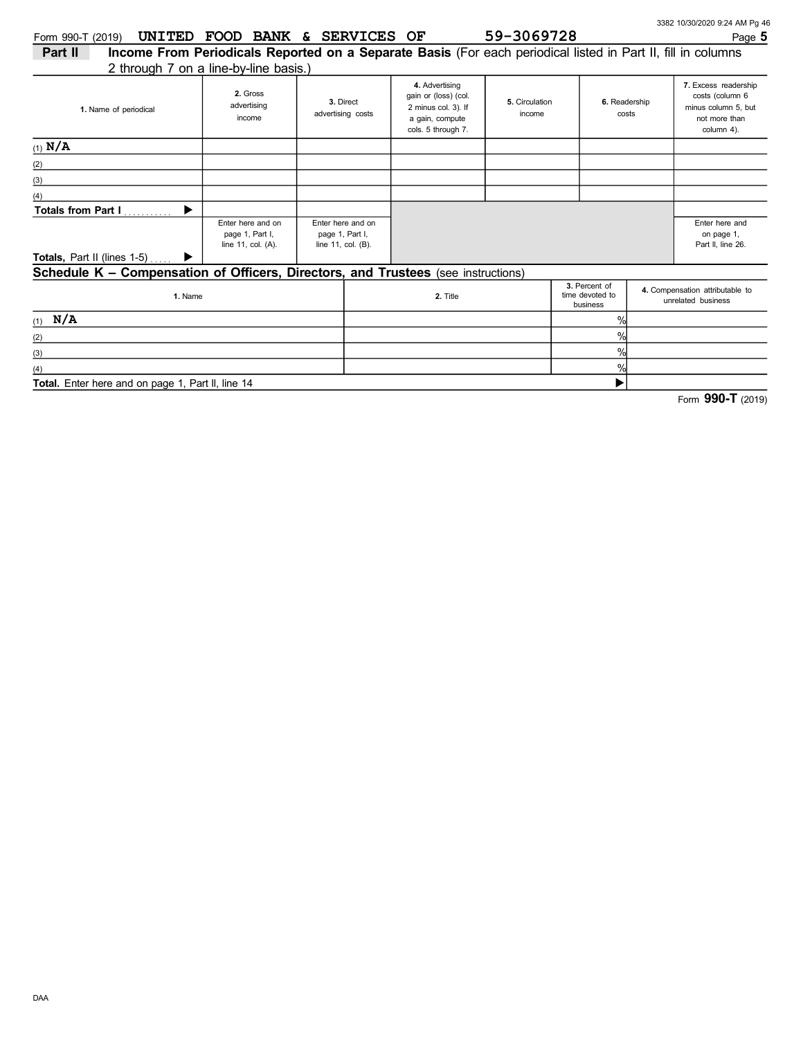Form 990-T (2019) UNITED FOOD BANK & SERVICES OF 59-3069728 Page **5**

**Part II** **Income From Periodicals Reported on a Separate Basis** (For each periodical listed in Part II, fill in columns 2 through 7 on a line-by-line basis.)

| 1. Name of periodical | 2. Gross advertising income | 3. Direct advertising costs | 4. Advertising gain or (loss) (col. 2 minus col. 3). If a gain, compute cols. 5 through 7. | 5. Circulation income | 6. Readership costs | 7. Excess readership costs (column 6 minus column 5, but not more than column 4). |
|---|---|---|---|---|---|---|
| (1) **N/A** | | | | | | |
| (2) | | | | | | |
| (3) | | | | | | |
| (4) | | | | | | |
| **Totals from Part I** ........... ▶ | | | | | | |
| **Totals,** Part II (lines 1-5) ..... ▶ | Enter here and on page 1, Part I, line 11, col. (A). | Enter here and on page 1, Part I, line 11, col. (B). | | | | Enter here and on page 1, Part II, line 26. |

## Schedule K – Compensation of Officers, Directors, and Trustees (see instructions)

| 1. Name | 2. Title | 3. Percent of time devoted to business | 4. Compensation attributable to unrelated business |
|---|---|---|---|
| (1) **N/A** | | % | |
| (2) | | % | |
| (3) | | % | |
| (4) | | % | |
| **Total.** Enter here and on page 1, Part II, line 14 | | ▶ | |

Form **990-T** (2019)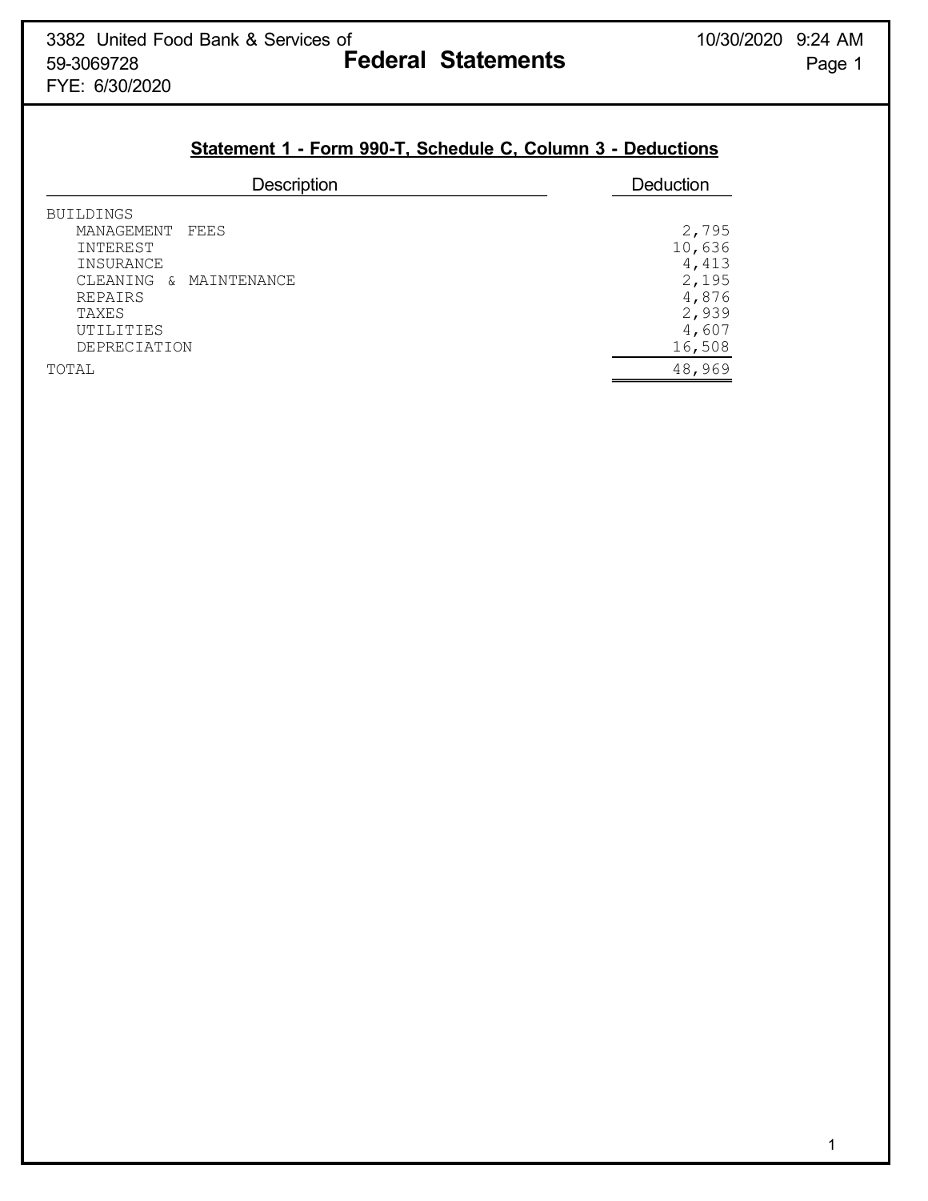3382 United Food Bank & Services of
59-3069728
FYE: 6/30/2020

# Federal Statements

## Statement 1 - Form 990-T, Schedule C, Column 3 - Deductions

| Description | Deduction |
|---|---|
| BUILDINGS | |
| MANAGEMENT FEES | 2,795 |
| INTEREST | 10,636 |
| INSURANCE | 4,413 |
| CLEANING & MAINTENANCE | 2,195 |
| REPAIRS | 4,876 |
| TAXES | 2,939 |
| UTILITIES | 4,607 |
| DEPRECIATION | 16,508 |
| TOTAL | 48,969 |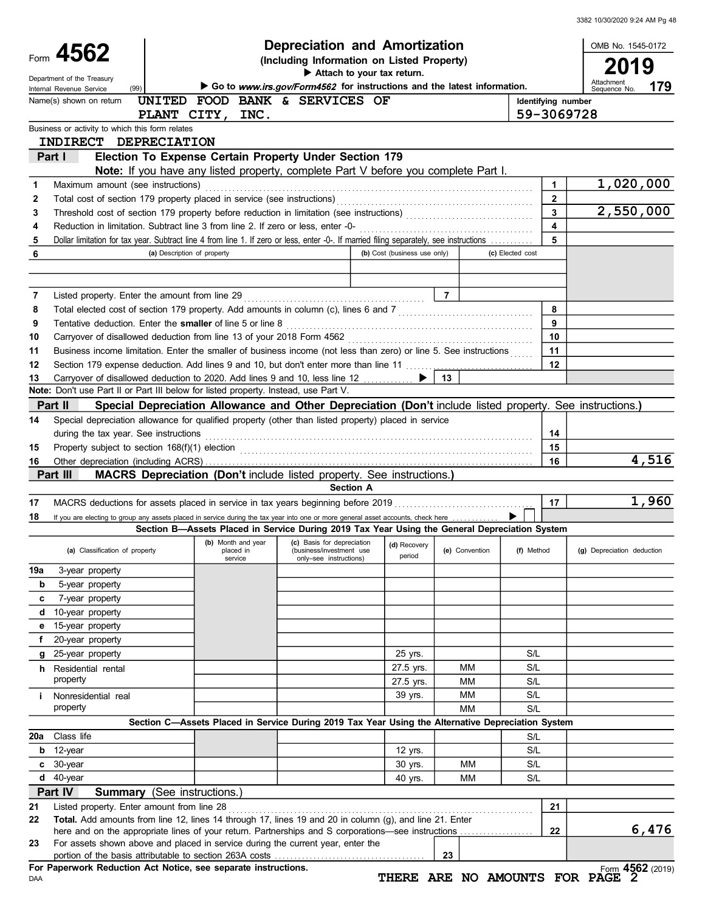# Form 4562

**Depreciation and Amortization**
**(Including Information on Listed Property)**
▶ Attach to your tax return.
▶ Go to *www.irs.gov/Form4562* for instructions and the latest information.

Department of the Treasury
Internal Revenue Service (99)

OMB No. 1545-0172
**2019**
Attachment Sequence No. **179**

Name(s) shown on return: UNITED FOOD BANK & SERVICES OF PLANT CITY, INC.

Identifying number: 59-3069728

Business or activity to which this form relates: INDIRECT DEPRECIATION

## Part I Election To Expense Certain Property Under Section 179

**Note:** If you have any listed property, complete Part V before you complete Part I.

| | | | |
|---|---|---|---|
| 1 | Maximum amount (see instructions) | 1 | 1,020,000 |
| 2 | Total cost of section 179 property placed in service (see instructions) | 2 | |
| 3 | Threshold cost of section 179 property before reduction in limitation (see instructions) | 3 | 2,550,000 |
| 4 | Reduction in limitation. Subtract line 3 from line 2. If zero or less, enter -0- | 4 | |
| 5 | Dollar limitation for tax year. Subtract line 4 from line 1. If zero or less, enter -0-. If married filing separately, see instructions | 5 | |

| 6 | (a) Description of property | (b) Cost (business use only) | (c) Elected cost |
|---|---|---|---|
| | | | |
| | | | |

| | | | |
|---|---|---|---|
| 7 | Listed property. Enter the amount from line 29 | 7 | |
| 8 | Total elected cost of section 179 property. Add amounts in column (c), lines 6 and 7 | 8 | |
| 9 | Tentative deduction. Enter the **smaller** of line 5 or line 8 | 9 | |
| 10 | Carryover of disallowed deduction from line 13 of your 2018 Form 4562 | 10 | |
| 11 | Business income limitation. Enter the smaller of business income (not less than zero) or line 5. See instructions | 11 | |
| 12 | Section 179 expense deduction. Add lines 9 and 10, but don't enter more than line 11 | 12 | |
| 13 | Carryover of disallowed deduction to 2020. Add lines 9 and 10, less line 12 ▶ | 13 | |

**Note:** Don't use Part II or Part III below for listed property. Instead, use Part V.

## Part II Special Depreciation Allowance and Other Depreciation (Don't include listed property. See instructions.)

| | | | |
|---|---|---|---|
| 14 | Special depreciation allowance for qualified property (other than listed property) placed in service during the tax year. See instructions | 14 | |
| 15 | Property subject to section 168(f)(1) election | 15 | |
| 16 | Other depreciation (including ACRS) | 16 | 4,516 |

## Part III MACRS Depreciation (Don't include listed property. See instructions.)

**Section A**

| | | | |
|---|---|---|---|
| 17 | MACRS deductions for assets placed in service in tax years beginning before 2019 | 17 | 1,960 |
| 18 | If you are electing to group any assets placed in service during the tax year into one or more general asset accounts, check here ▶ ☐ | | |

**Section B—Assets Placed in Service During 2019 Tax Year Using the General Depreciation System**

| (a) Classification of property | (b) Month and year placed in service | (c) Basis for depreciation (business/investment use only–see instructions) | (d) Recovery period | (e) Convention | (f) Method | (g) Depreciation deduction |
|---|---|---|---|---|---|---|
| 19a 3-year property | | | | | | |
| b 5-year property | | | | | | |
| c 7-year property | | | | | | |
| d 10-year property | | | | | | |
| e 15-year property | | | | | | |
| f 20-year property | | | | | | |
| g 25-year property | | | 25 yrs. | | S/L | |
| h Residential rental property | | | 27.5 yrs. | MM | S/L | |
| | | | 27.5 yrs. | MM | S/L | |
| i Nonresidential real property | | | 39 yrs. | MM | S/L | |
| | | | | MM | S/L | |

**Section C—Assets Placed in Service During 2019 Tax Year Using the Alternative Depreciation System**

| (a) Classification of property | (b) Month and year placed in service | (c) Basis for depreciation | (d) Recovery period | (e) Convention | (f) Method | (g) Depreciation deduction |
|---|---|---|---|---|---|---|
| 20a Class life | | | | | S/L | |
| b 12-year | | | 12 yrs. | | S/L | |
| c 30-year | | | 30 yrs. | MM | S/L | |
| d 40-year | | | 40 yrs. | MM | S/L | |

## Part IV Summary (See instructions.)

| | | | |
|---|---|---|---|
| 21 | Listed property. Enter amount from line 28 | 21 | |
| 22 | **Total.** Add amounts from line 12, lines 14 through 17, lines 19 and 20 in column (g), and line 21. Enter here and on the appropriate lines of your return. Partnerships and S corporations—see instructions | 22 | 6,476 |
| 23 | For assets shown above and placed in service during the current year, enter the portion of the basis attributable to section 263A costs | 23 | |

**For Paperwork Reduction Act Notice, see separate instructions.**

DAA

Form **4562** (2019)

THERE ARE NO AMOUNTS FOR PAGE 2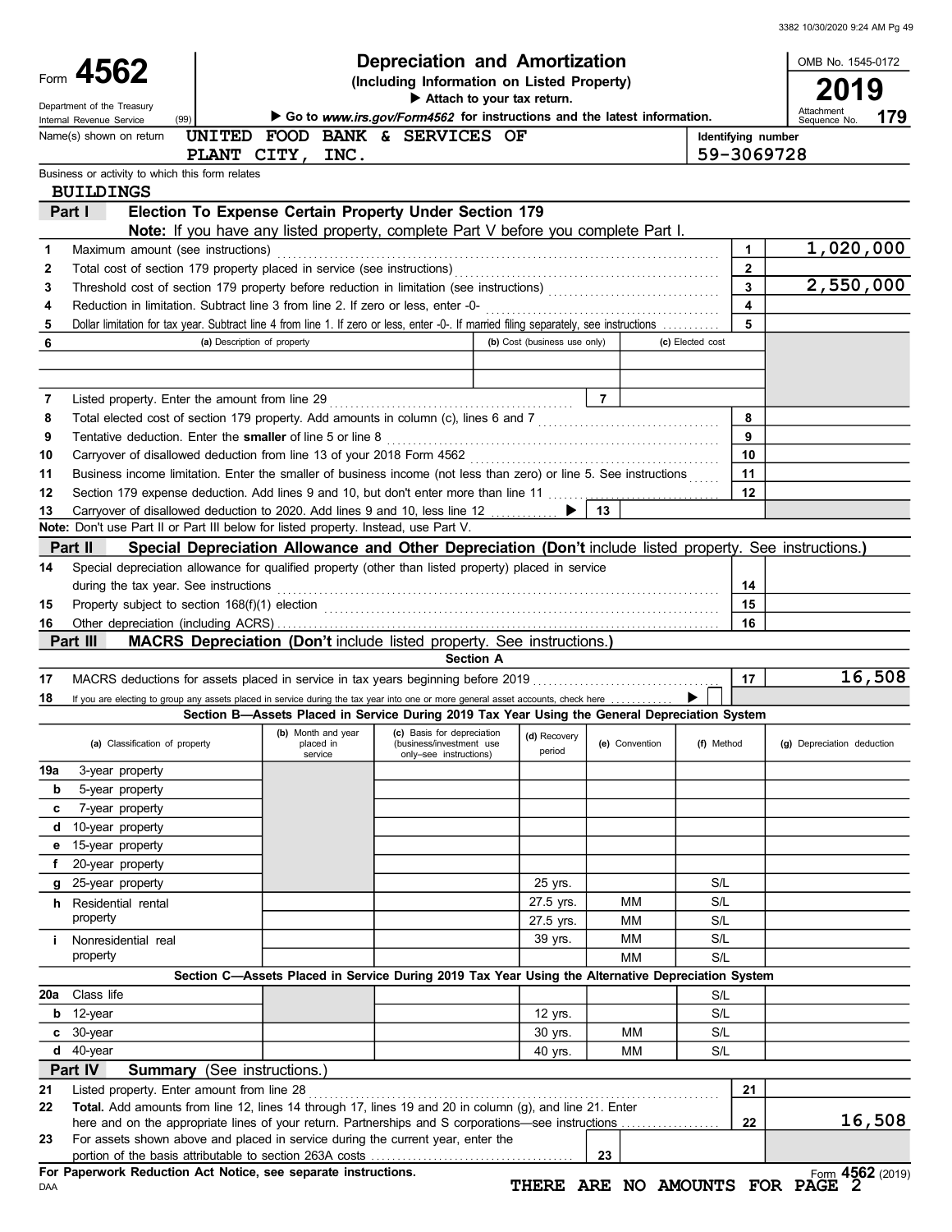Form **4562**

Department of the Treasury
Internal Revenue Service (99)

# Depreciation and Amortization

**(Including Information on Listed Property)**

▶ Attach to your tax return.

▶ Go to *www.irs.gov/Form4562* for instructions and the latest information.

OMB No. 1545-0172

**2019**

Attachment Sequence No. **179**

Name(s) shown on return: UNITED FOOD BANK & SERVICES OF PLANT CITY, INC.

Identifying number: 59-3069728

Business or activity to which this form relates: BUILDINGS

## Part I Election To Expense Certain Property Under Section 179

**Note:** If you have any listed property, complete Part V before you complete Part I.

| | | | |
|---|---|---|---|
| 1 | Maximum amount (see instructions) | 1 | 1,020,000 |
| 2 | Total cost of section 179 property placed in service (see instructions) | 2 | |
| 3 | Threshold cost of section 179 property before reduction in limitation (see instructions) | 3 | 2,550,000 |
| 4 | Reduction in limitation. Subtract line 3 from line 2. If zero or less, enter -0- | 4 | |
| 5 | Dollar limitation for tax year. Subtract line 4 from line 1. If zero or less, enter -0-. If married filing separately, see instructions | 5 | |

| 6 | (a) Description of property | (b) Cost (business use only) | (c) Elected cost |
|---|---|---|---|
| | | | |
| | | | |
| 7 | Listed property. Enter the amount from line 29 | 7 | |

| | | | |
|---|---|---|---|
| 8 | Total elected cost of section 179 property. Add amounts in column (c), lines 6 and 7 | 8 | |
| 9 | Tentative deduction. Enter the **smaller** of line 5 or line 8 | 9 | |
| 10 | Carryover of disallowed deduction from line 13 of your 2018 Form 4562 | 10 | |
| 11 | Business income limitation. Enter the smaller of business income (not less than zero) or line 5. See instructions | 11 | |
| 12 | Section 179 expense deduction. Add lines 9 and 10, but don't enter more than line 11 | 12 | |
| 13 | Carryover of disallowed deduction to 2020. Add lines 9 and 10, less line 12 ▶ | 13 | |

**Note:** Don't use Part II or Part III below for listed property. Instead, use Part V.

## Part II Special Depreciation Allowance and Other Depreciation (Don't include listed property. See instructions.)

| | | | |
|---|---|---|---|
| 14 | Special depreciation allowance for qualified property (other than listed property) placed in service during the tax year. See instructions | 14 | |
| 15 | Property subject to section 168(f)(1) election | 15 | |
| 16 | Other depreciation (including ACRS) | 16 | |

## Part III MACRS Depreciation (Don't include listed property. See instructions.)

### Section A

| | | | |
|---|---|---|---|
| 17 | MACRS deductions for assets placed in service in tax years beginning before 2019 | 17 | 16,508 |
| 18 | If you are electing to group any assets placed in service during the tax year into one or more general asset accounts, check here ▶ ☐ | | |

### Section B—Assets Placed in Service During 2019 Tax Year Using the General Depreciation System

| (a) Classification of property | (b) Month and year placed in service | (c) Basis for depreciation (business/investment use only–see instructions) | (d) Recovery period | (e) Convention | (f) Method | (g) Depreciation deduction |
|---|---|---|---|---|---|---|
| 19a 3-year property | | | | | | |
| b 5-year property | | | | | | |
| c 7-year property | | | | | | |
| d 10-year property | | | | | | |
| e 15-year property | | | | | | |
| f 20-year property | | | | | | |
| g 25-year property | | | 25 yrs. | | S/L | |
| h Residential rental property | | | 27.5 yrs. | MM | S/L | |
| | | | 27.5 yrs. | MM | S/L | |
| i Nonresidential real property | | | 39 yrs. | MM | S/L | |
| | | | | MM | S/L | |

### Section C—Assets Placed in Service During 2019 Tax Year Using the Alternative Depreciation System

| (a) Classification of property | (b) Month and year placed in service | (c) Basis for depreciation | (d) Recovery period | (e) Convention | (f) Method | (g) Depreciation deduction |
|---|---|---|---|---|---|---|
| 20a Class life | | | | | S/L | |
| b 12-year | | | 12 yrs. | | S/L | |
| c 30-year | | | 30 yrs. | MM | S/L | |
| d 40-year | | | 40 yrs. | MM | S/L | |

## Part IV Summary (See instructions.)

| | | | |
|---|---|---|---|
| 21 | Listed property. Enter amount from line 28 | 21 | |
| 22 | **Total.** Add amounts from line 12, lines 14 through 17, lines 19 and 20 in column (g), and line 21. Enter here and on the appropriate lines of your return. Partnerships and S corporations—see instructions | 22 | 16,508 |
| 23 | For assets shown above and placed in service during the current year, enter the portion of the basis attributable to section 263A costs | 23 | |

**For Paperwork Reduction Act Notice, see separate instructions.**

DAA

Form **4562** (2019)

THERE ARE NO AMOUNTS FOR PAGE 2